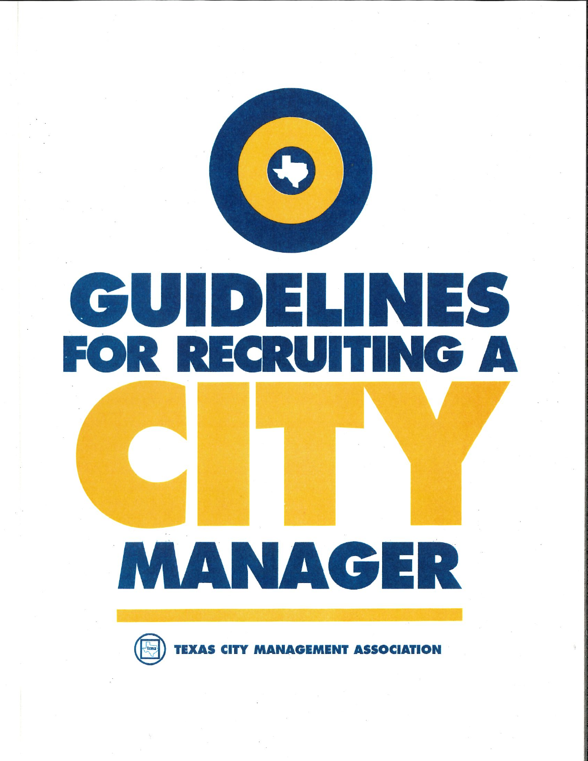# GUIDELINES FOR RECRUITING A CITY MANAGER

TEXAS CITY MANAGEMENT ASSOCIATION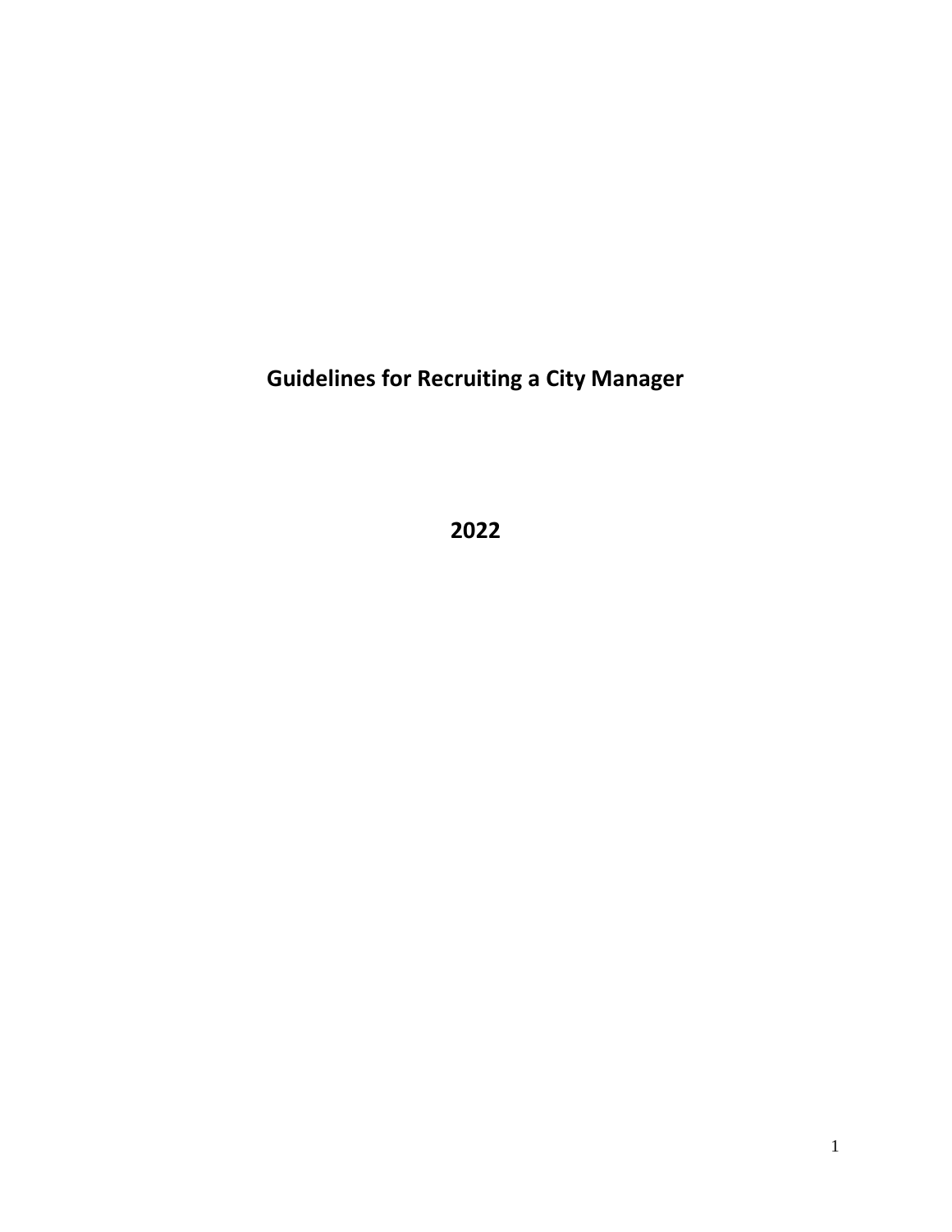# Guidelines for Recruiting a City Manager

**2022**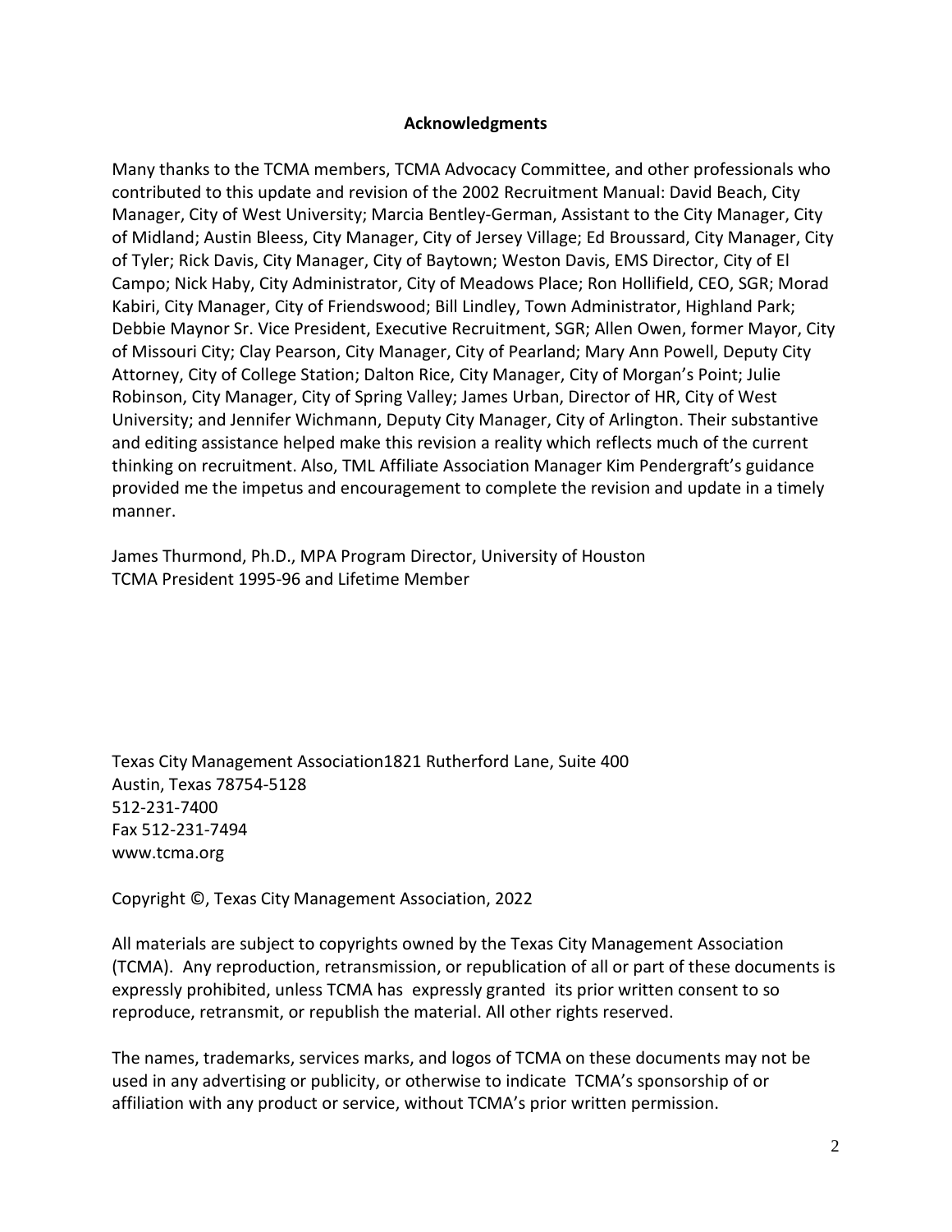## Acknowledgments

Many thanks to the TCMA members, TCMA Advocacy Committee, and other professionals who contributed to this update and revision of the 2002 Recruitment Manual: David Beach, City Manager, City of West University; Marcia Bentley-German, Assistant to the City Manager, City of Midland; Austin Bleess, City Manager, City of Jersey Village; Ed Broussard, City Manager, City of Tyler; Rick Davis, City Manager, City of Baytown; Weston Davis, EMS Director, City of El Campo; Nick Haby, City Administrator, City of Meadows Place; Ron Hollifield, CEO, SGR; Morad Kabiri, City Manager, City of Friendswood; Bill Lindley, Town Administrator, Highland Park; Debbie Maynor Sr. Vice President, Executive Recruitment, SGR; Allen Owen, former Mayor, City of Missouri City; Clay Pearson, City Manager, City of Pearland; Mary Ann Powell, Deputy City Attorney, City of College Station; Dalton Rice, City Manager, City of Morgan's Point; Julie Robinson, City Manager, City of Spring Valley; James Urban, Director of HR, City of West University; and Jennifer Wichmann, Deputy City Manager, City of Arlington. Their substantive and editing assistance helped make this revision a reality which reflects much of the current thinking on recruitment. Also, TML Affiliate Association Manager Kim Pendergraft's guidance provided me the impetus and encouragement to complete the revision and update in a timely manner.

James Thurmond, Ph.D., MPA Program Director, University of Houston
TCMA President 1995-96 and Lifetime Member

Texas City Management Association1821 Rutherford Lane, Suite 400
Austin, Texas 78754-5128
512-231-7400
Fax 512-231-7494
www.tcma.org

Copyright ©, Texas City Management Association, 2022

All materials are subject to copyrights owned by the Texas City Management Association (TCMA). Any reproduction, retransmission, or republication of all or part of these documents is expressly prohibited, unless TCMA has expressly granted its prior written consent to so reproduce, retransmit, or republish the material. All other rights reserved.

The names, trademarks, services marks, and logos of TCMA on these documents may not be used in any advertising or publicity, or otherwise to indicate TCMA's sponsorship of or affiliation with any product or service, without TCMA's prior written permission.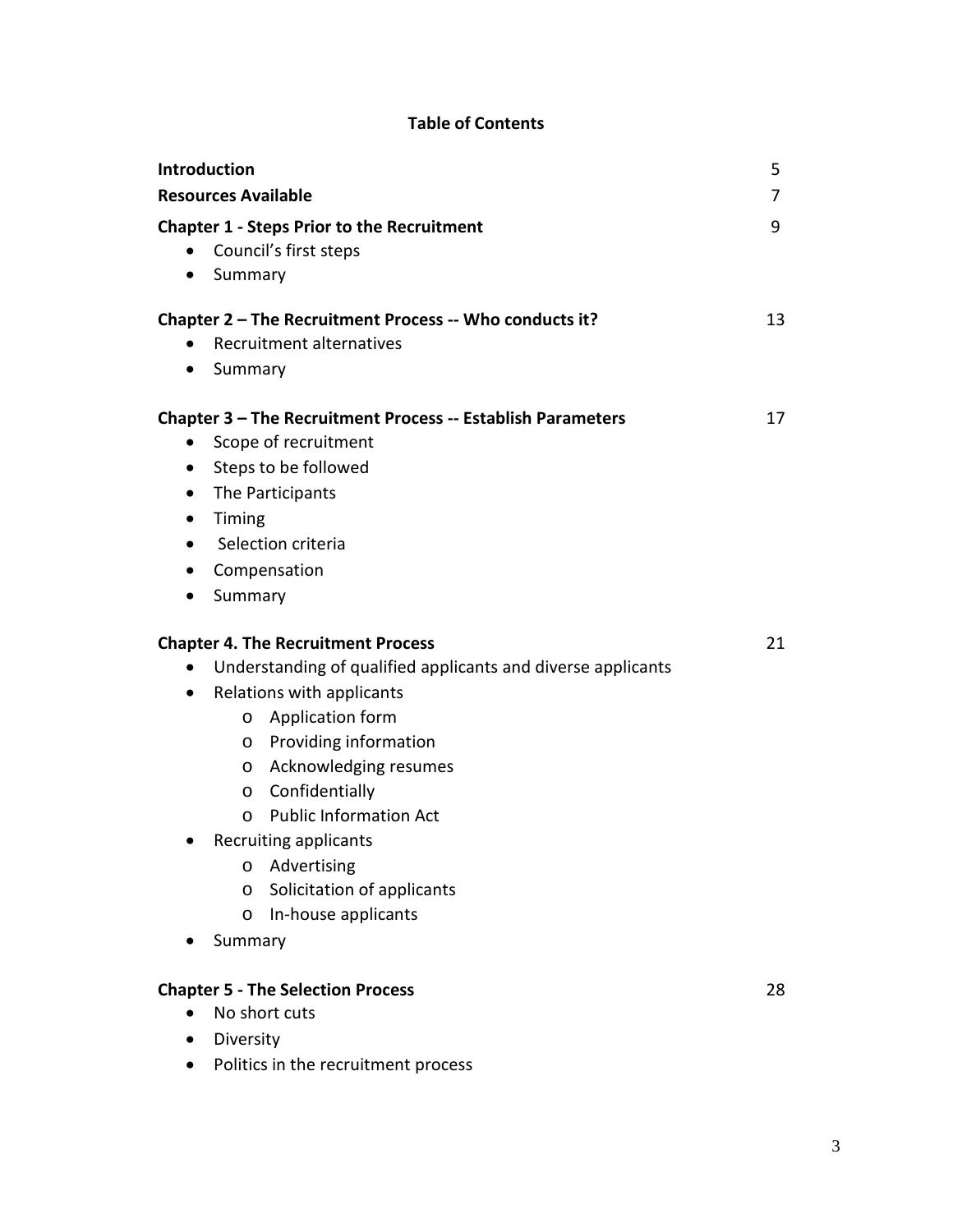# Table of Contents

**Introduction** 5

**Resources Available** 7

**Chapter 1 - Steps Prior to the Recruitment** 9

- Council's first steps
- Summary

**Chapter 2 – The Recruitment Process -- Who conducts it?** 13

- Recruitment alternatives
- Summary

**Chapter 3 – The Recruitment Process -- Establish Parameters** 17

- Scope of recruitment
- Steps to be followed
- The Participants
- Timing
- Selection criteria
- Compensation
- Summary

**Chapter 4. The Recruitment Process** 21

- Understanding of qualified applicants and diverse applicants
- Relations with applicants
  - Application form
  - Providing information
  - Acknowledging resumes
  - Confidentially
  - Public Information Act
- Recruiting applicants
  - Advertising
  - Solicitation of applicants
  - In-house applicants
- Summary

**Chapter 5 - The Selection Process** 28

- No short cuts
- Diversity
- Politics in the recruitment process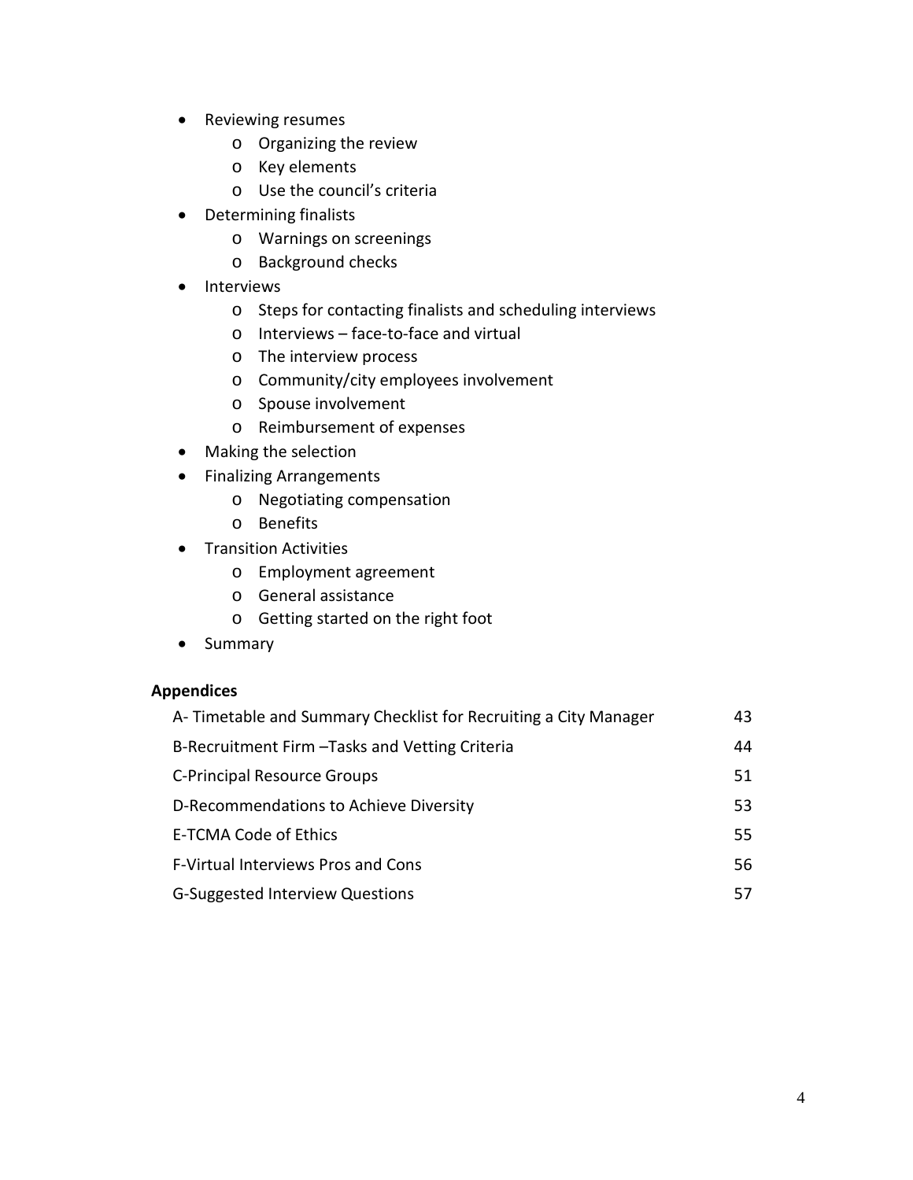- Reviewing resumes
    - Organizing the review
    - Key elements
    - Use the council's criteria
- Determining finalists
    - Warnings on screenings
    - Background checks
- Interviews
    - Steps for contacting finalists and scheduling interviews
    - Interviews – face-to-face and virtual
    - The interview process
    - Community/city employees involvement
    - Spouse involvement
    - Reimbursement of expenses
- Making the selection
- Finalizing Arrangements
    - Negotiating compensation
    - Benefits
- Transition Activities
    - Employment agreement
    - General assistance
    - Getting started on the right foot
- Summary

**Appendices**

| | |
|---|---|
| A- Timetable and Summary Checklist for Recruiting a City Manager | 43 |
| B-Recruitment Firm –Tasks and Vetting Criteria | 44 |
| C-Principal Resource Groups | 51 |
| D-Recommendations to Achieve Diversity | 53 |
| E-TCMA Code of Ethics | 55 |
| F-Virtual Interviews Pros and Cons | 56 |
| G-Suggested Interview Questions | 57 |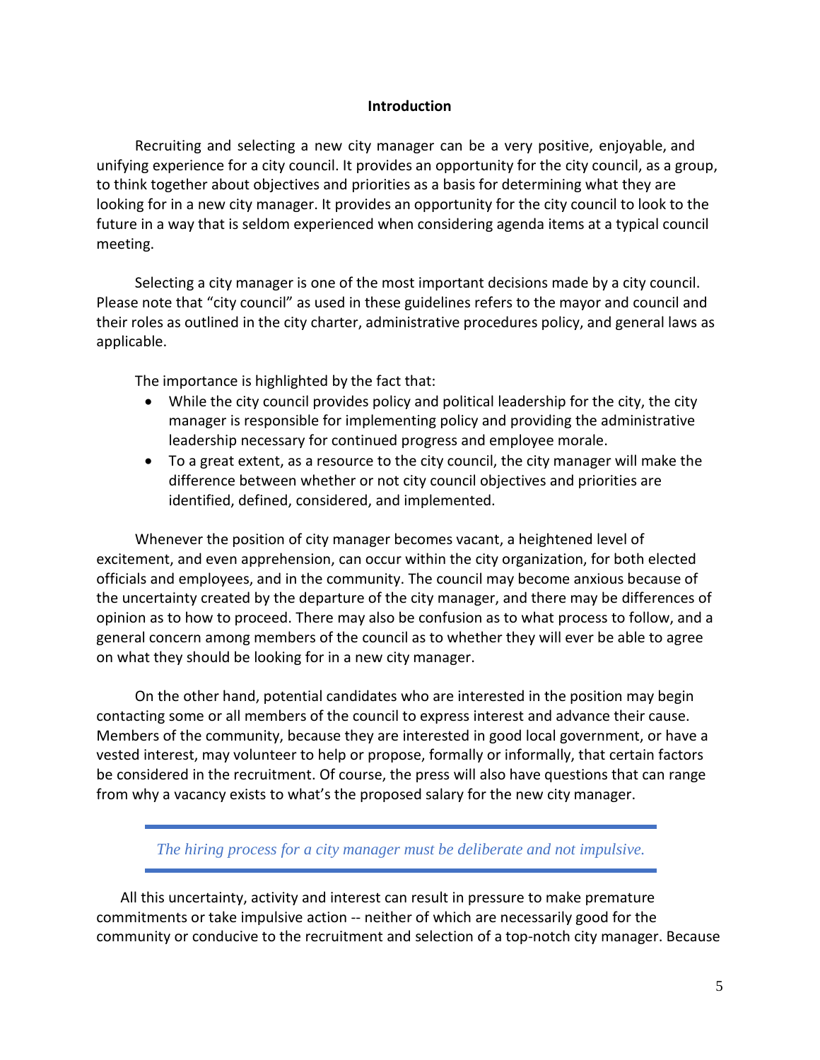## Introduction

Recruiting and selecting a new city manager can be a very positive, enjoyable, and unifying experience for a city council. It provides an opportunity for the city council, as a group, to think together about objectives and priorities as a basis for determining what they are looking for in a new city manager. It provides an opportunity for the city council to look to the future in a way that is seldom experienced when considering agenda items at a typical council meeting.

Selecting a city manager is one of the most important decisions made by a city council. Please note that "city council" as used in these guidelines refers to the mayor and council and their roles as outlined in the city charter, administrative procedures policy, and general laws as applicable.

The importance is highlighted by the fact that:

- While the city council provides policy and political leadership for the city, the city manager is responsible for implementing policy and providing the administrative leadership necessary for continued progress and employee morale.
- To a great extent, as a resource to the city council, the city manager will make the difference between whether or not city council objectives and priorities are identified, defined, considered, and implemented.

Whenever the position of city manager becomes vacant, a heightened level of excitement, and even apprehension, can occur within the city organization, for both elected officials and employees, and in the community. The council may become anxious because of the uncertainty created by the departure of the city manager, and there may be differences of opinion as to how to proceed. There may also be confusion as to what process to follow, and a general concern among members of the council as to whether they will ever be able to agree on what they should be looking for in a new city manager.

On the other hand, potential candidates who are interested in the position may begin contacting some or all members of the council to express interest and advance their cause. Members of the community, because they are interested in good local government, or have a vested interest, may volunteer to help or propose, formally or informally, that certain factors be considered in the recruitment. Of course, the press will also have questions that can range from why a vacancy exists to what's the proposed salary for the new city manager.

*The hiring process for a city manager must be deliberate and not impulsive.*

All this uncertainty, activity and interest can result in pressure to make premature commitments or take impulsive action -- neither of which are necessarily good for the community or conducive to the recruitment and selection of a top-notch city manager. Because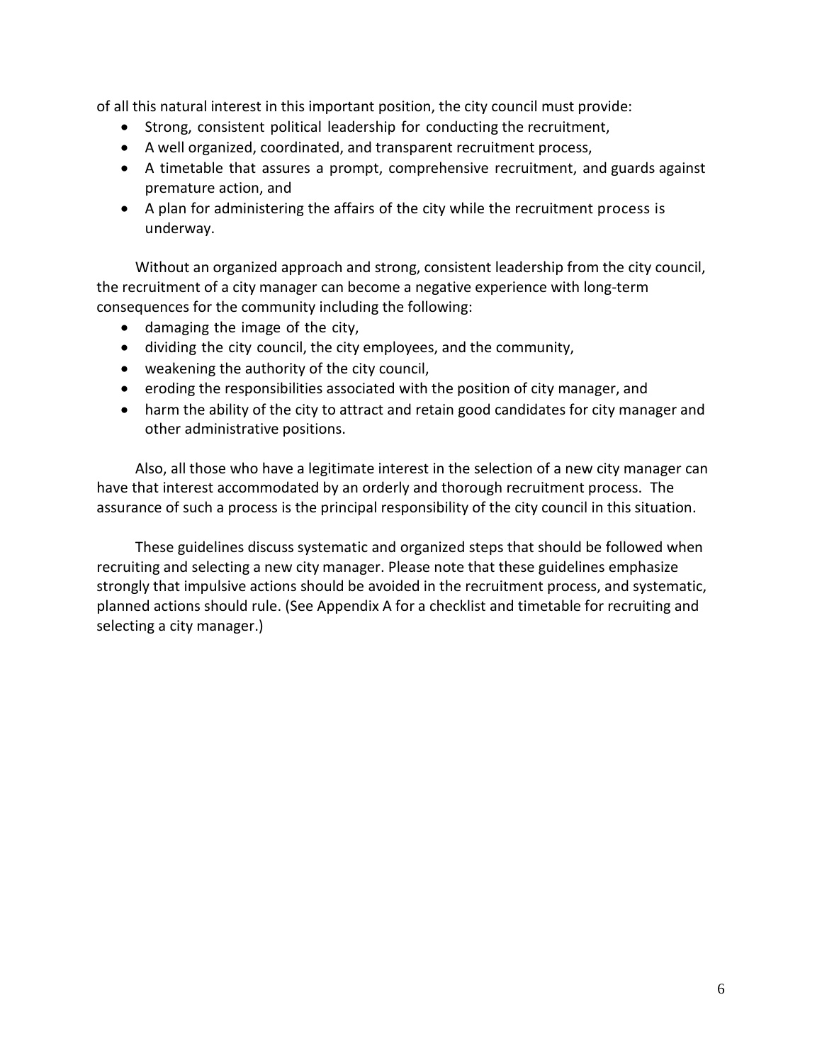of all this natural interest in this important position, the city council must provide:

- Strong, consistent political leadership for conducting the recruitment,
- A well organized, coordinated, and transparent recruitment process,
- A timetable that assures a prompt, comprehensive recruitment, and guards against premature action, and
- A plan for administering the affairs of the city while the recruitment process is underway.

Without an organized approach and strong, consistent leadership from the city council, the recruitment of a city manager can become a negative experience with long-term consequences for the community including the following:

- damaging the image of the city,
- dividing the city council, the city employees, and the community,
- weakening the authority of the city council,
- eroding the responsibilities associated with the position of city manager, and
- harm the ability of the city to attract and retain good candidates for city manager and other administrative positions.

Also, all those who have a legitimate interest in the selection of a new city manager can have that interest accommodated by an orderly and thorough recruitment process. The assurance of such a process is the principal responsibility of the city council in this situation.

These guidelines discuss systematic and organized steps that should be followed when recruiting and selecting a new city manager. Please note that these guidelines emphasize strongly that impulsive actions should be avoided in the recruitment process, and systematic, planned actions should rule. (See Appendix A for a checklist and timetable for recruiting and selecting a city manager.)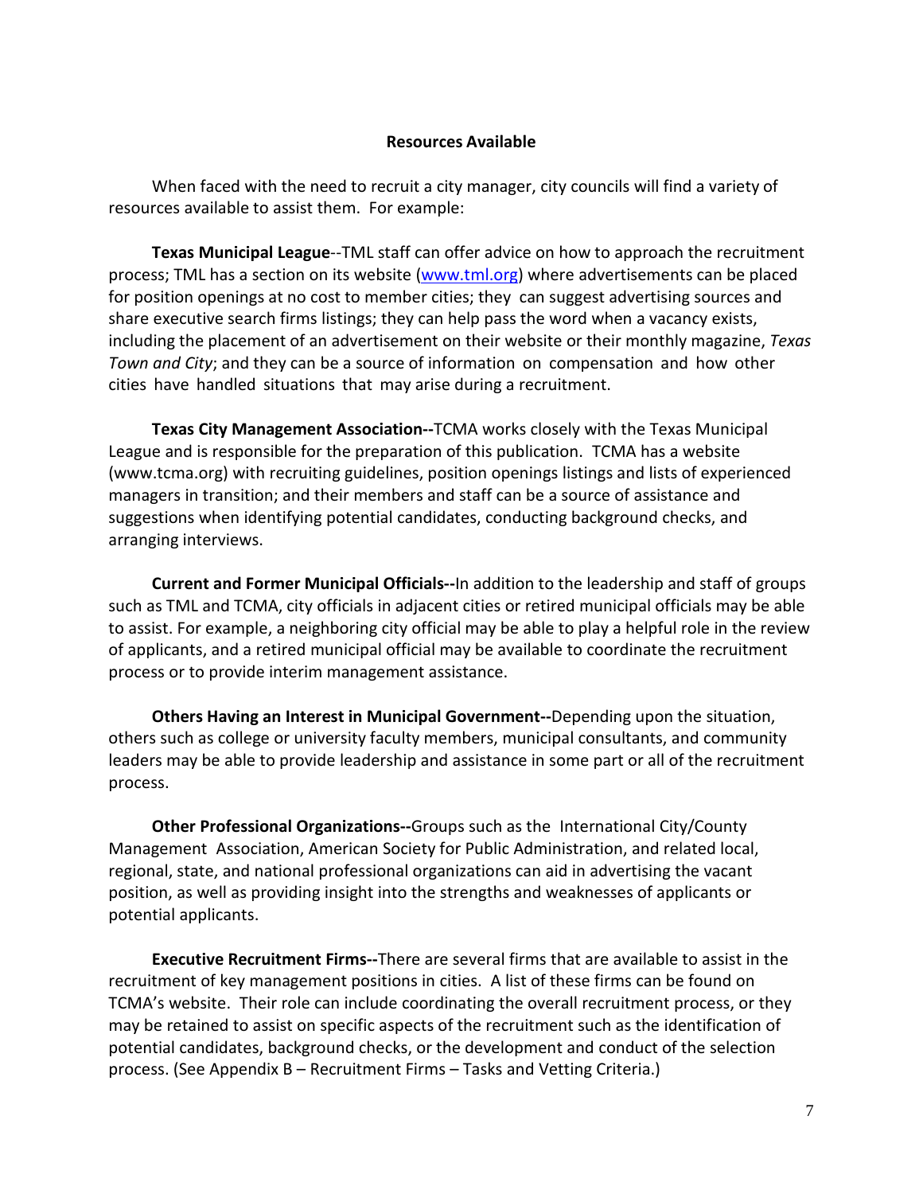## Resources Available

When faced with the need to recruit a city manager, city councils will find a variety of resources available to assist them. For example:

**Texas Municipal League**--TML staff can offer advice on how to approach the recruitment process; TML has a section on its website (www.tml.org) where advertisements can be placed for position openings at no cost to member cities; they can suggest advertising sources and share executive search firms listings; they can help pass the word when a vacancy exists, including the placement of an advertisement on their website or their monthly magazine, *Texas Town and City*; and they can be a source of information on compensation and how other cities have handled situations that may arise during a recruitment.

**Texas City Management Association--**TCMA works closely with the Texas Municipal League and is responsible for the preparation of this publication. TCMA has a website (www.tcma.org) with recruiting guidelines, position openings listings and lists of experienced managers in transition; and their members and staff can be a source of assistance and suggestions when identifying potential candidates, conducting background checks, and arranging interviews.

**Current and Former Municipal Officials--**In addition to the leadership and staff of groups such as TML and TCMA, city officials in adjacent cities or retired municipal officials may be able to assist. For example, a neighboring city official may be able to play a helpful role in the review of applicants, and a retired municipal official may be available to coordinate the recruitment process or to provide interim management assistance.

**Others Having an Interest in Municipal Government--**Depending upon the situation, others such as college or university faculty members, municipal consultants, and community leaders may be able to provide leadership and assistance in some part or all of the recruitment process.

**Other Professional Organizations--**Groups such as the International City/County Management Association, American Society for Public Administration, and related local, regional, state, and national professional organizations can aid in advertising the vacant position, as well as providing insight into the strengths and weaknesses of applicants or potential applicants.

**Executive Recruitment Firms--**There are several firms that are available to assist in the recruitment of key management positions in cities. A list of these firms can be found on TCMA's website. Their role can include coordinating the overall recruitment process, or they may be retained to assist on specific aspects of the recruitment such as the identification of potential candidates, background checks, or the development and conduct of the selection process. (See Appendix B – Recruitment Firms – Tasks and Vetting Criteria.)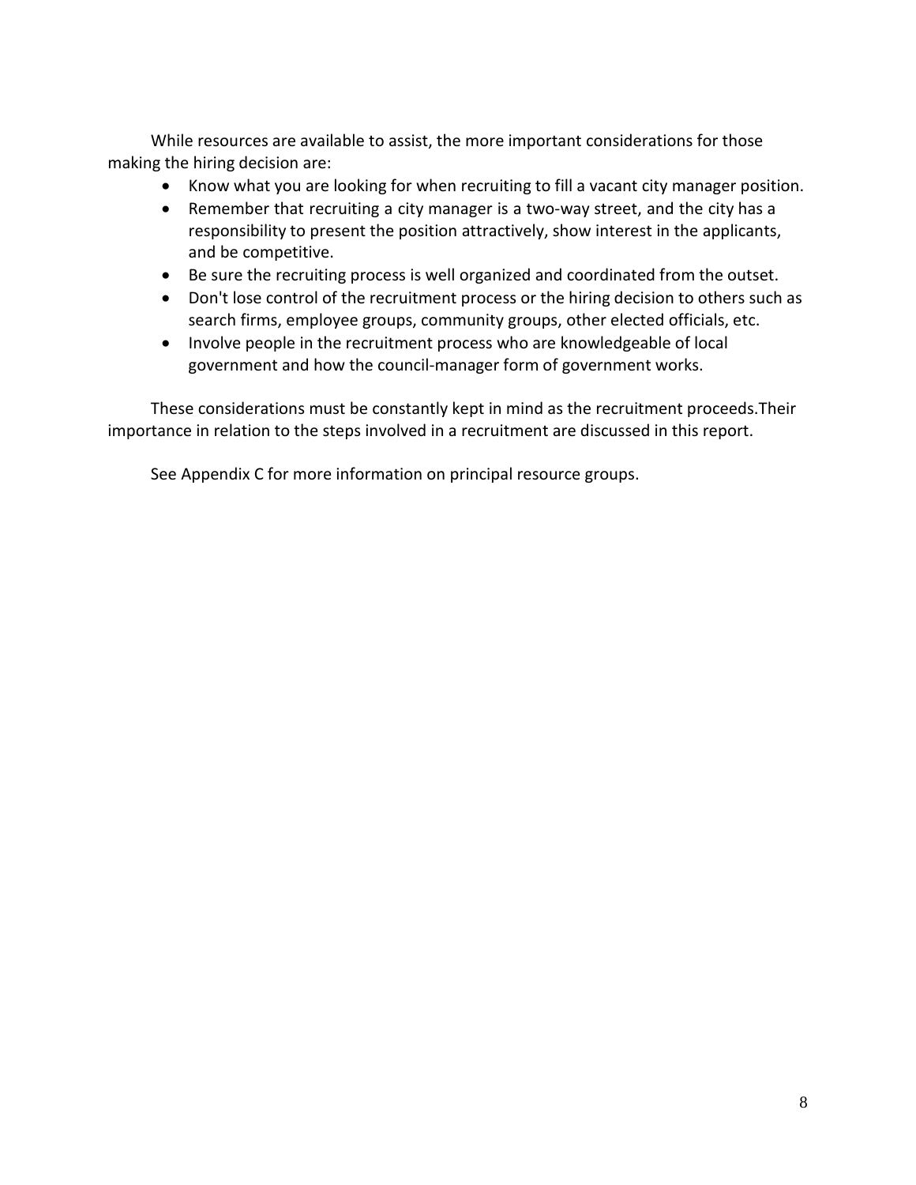While resources are available to assist, the more important considerations for those making the hiring decision are:

- Know what you are looking for when recruiting to fill a vacant city manager position.
- Remember that recruiting a city manager is a two-way street, and the city has a responsibility to present the position attractively, show interest in the applicants, and be competitive.
- Be sure the recruiting process is well organized and coordinated from the outset.
- Don't lose control of the recruitment process or the hiring decision to others such as search firms, employee groups, community groups, other elected officials, etc.
- Involve people in the recruitment process who are knowledgeable of local government and how the council-manager form of government works.

These considerations must be constantly kept in mind as the recruitment proceeds.Their importance in relation to the steps involved in a recruitment are discussed in this report.

See Appendix C for more information on principal resource groups.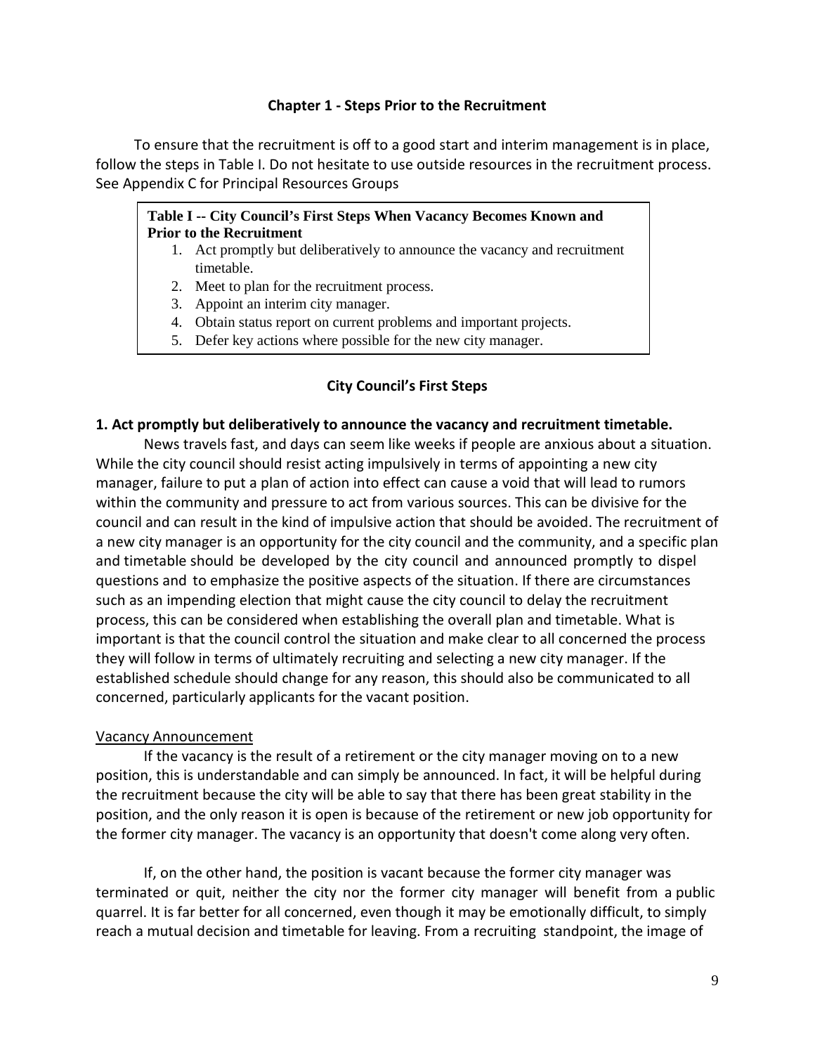## Chapter 1 - Steps Prior to the Recruitment

To ensure that the recruitment is off to a good start and interim management is in place, follow the steps in Table I. Do not hesitate to use outside resources in the recruitment process. See Appendix C for Principal Resources Groups

**Table I -- City Council's First Steps When Vacancy Becomes Known and Prior to the Recruitment**

1. Act promptly but deliberatively to announce the vacancy and recruitment timetable.
2. Meet to plan for the recruitment process.
3. Appoint an interim city manager.
4. Obtain status report on current problems and important projects.
5. Defer key actions where possible for the new city manager.

### City Council's First Steps

**1. Act promptly but deliberatively to announce the vacancy and recruitment timetable.**

News travels fast, and days can seem like weeks if people are anxious about a situation. While the city council should resist acting impulsively in terms of appointing a new city manager, failure to put a plan of action into effect can cause a void that will lead to rumors within the community and pressure to act from various sources. This can be divisive for the council and can result in the kind of impulsive action that should be avoided. The recruitment of a new city manager is an opportunity for the city council and the community, and a specific plan and timetable should be developed by the city council and announced promptly to dispel questions and to emphasize the positive aspects of the situation. If there are circumstances such as an impending election that might cause the city council to delay the recruitment process, this can be considered when establishing the overall plan and timetable. What is important is that the council control the situation and make clear to all concerned the process they will follow in terms of ultimately recruiting and selecting a new city manager. If the established schedule should change for any reason, this should also be communicated to all concerned, particularly applicants for the vacant position.

Vacancy Announcement

If the vacancy is the result of a retirement or the city manager moving on to a new position, this is understandable and can simply be announced. In fact, it will be helpful during the recruitment because the city will be able to say that there has been great stability in the position, and the only reason it is open is because of the retirement or new job opportunity for the former city manager. The vacancy is an opportunity that doesn't come along very often.

If, on the other hand, the position is vacant because the former city manager was terminated or quit, neither the city nor the former city manager will benefit from a public quarrel. It is far better for all concerned, even though it may be emotionally difficult, to simply reach a mutual decision and timetable for leaving. From a recruiting standpoint, the image of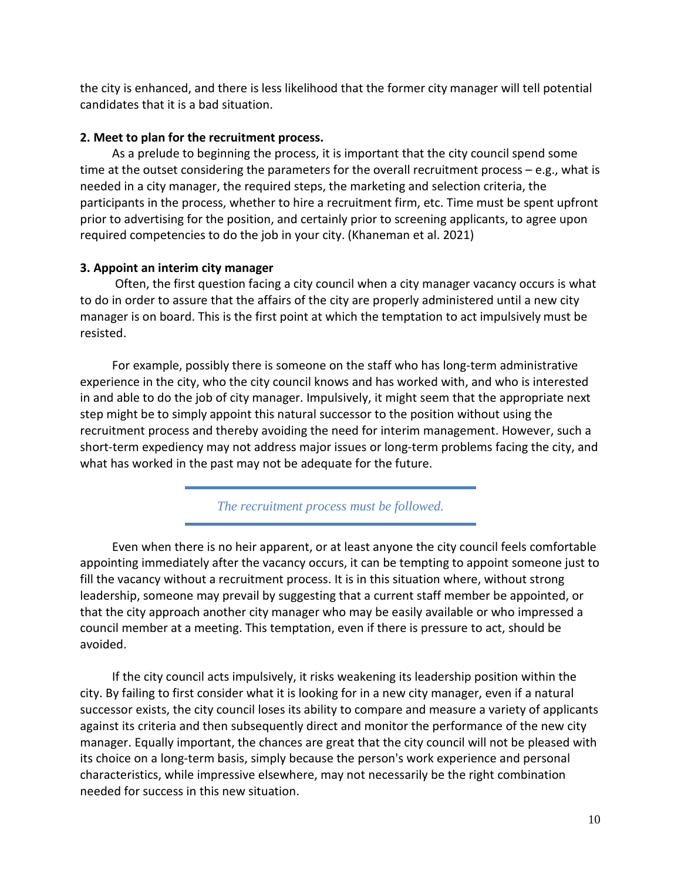the city is enhanced, and there is less likelihood that the former city manager will tell potential candidates that it is a bad situation.

**2. Meet to plan for the recruitment process.**

As a prelude to beginning the process, it is important that the city council spend some time at the outset considering the parameters for the overall recruitment process – e.g., what is needed in a city manager, the required steps, the marketing and selection criteria, the participants in the process, whether to hire a recruitment firm, etc. Time must be spent upfront prior to advertising for the position, and certainly prior to screening applicants, to agree upon required competencies to do the job in your city. (Khaneman et al. 2021)

**3. Appoint an interim city manager**

Often, the first question facing a city council when a city manager vacancy occurs is what to do in order to assure that the affairs of the city are properly administered until a new city manager is on board. This is the first point at which the temptation to act impulsively must be resisted.

For example, possibly there is someone on the staff who has long-term administrative experience in the city, who the city council knows and has worked with, and who is interested in and able to do the job of city manager. Impulsively, it might seem that the appropriate next step might be to simply appoint this natural successor to the position without using the recruitment process and thereby avoiding the need for interim management. However, such a short-term expediency may not address major issues or long-term problems facing the city, and what has worked in the past may not be adequate for the future.

*The recruitment process must be followed.*

Even when there is no heir apparent, or at least anyone the city council feels comfortable appointing immediately after the vacancy occurs, it can be tempting to appoint someone just to fill the vacancy without a recruitment process. It is in this situation where, without strong leadership, someone may prevail by suggesting that a current staff member be appointed, or that the city approach another city manager who may be easily available or who impressed a council member at a meeting. This temptation, even if there is pressure to act, should be avoided.

If the city council acts impulsively, it risks weakening its leadership position within the city. By failing to first consider what it is looking for in a new city manager, even if a natural successor exists, the city council loses its ability to compare and measure a variety of applicants against its criteria and then subsequently direct and monitor the performance of the new city manager. Equally important, the chances are great that the city council will not be pleased with its choice on a long-term basis, simply because the person's work experience and personal characteristics, while impressive elsewhere, may not necessarily be the right combination needed for success in this new situation.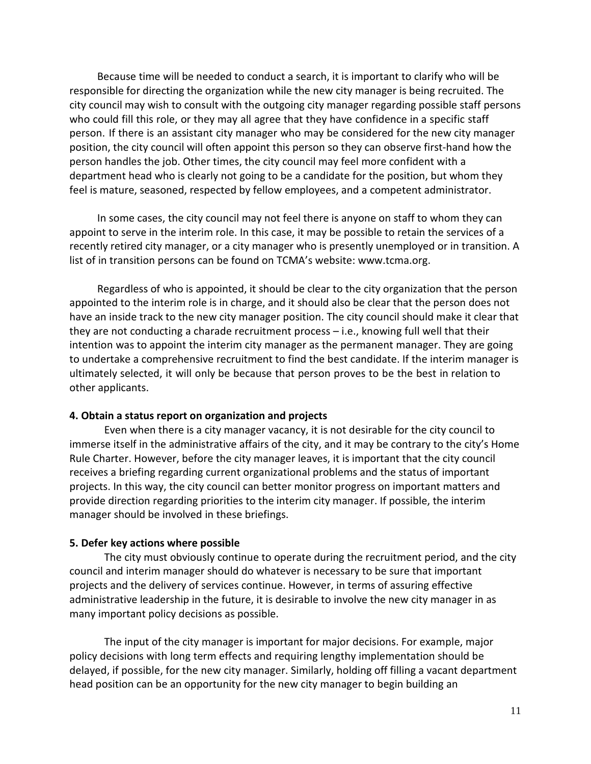Because time will be needed to conduct a search, it is important to clarify who will be responsible for directing the organization while the new city manager is being recruited. The city council may wish to consult with the outgoing city manager regarding possible staff persons who could fill this role, or they may all agree that they have confidence in a specific staff person. If there is an assistant city manager who may be considered for the new city manager position, the city council will often appoint this person so they can observe first-hand how the person handles the job. Other times, the city council may feel more confident with a department head who is clearly not going to be a candidate for the position, but whom they feel is mature, seasoned, respected by fellow employees, and a competent administrator.

In some cases, the city council may not feel there is anyone on staff to whom they can appoint to serve in the interim role. In this case, it may be possible to retain the services of a recently retired city manager, or a city manager who is presently unemployed or in transition. A list of in transition persons can be found on TCMA's website: www.tcma.org.

Regardless of who is appointed, it should be clear to the city organization that the person appointed to the interim role is in charge, and it should also be clear that the person does not have an inside track to the new city manager position. The city council should make it clear that they are not conducting a charade recruitment process – i.e., knowing full well that their intention was to appoint the interim city manager as the permanent manager. They are going to undertake a comprehensive recruitment to find the best candidate. If the interim manager is ultimately selected, it will only be because that person proves to be the best in relation to other applicants.

**4. Obtain a status report on organization and projects**

Even when there is a city manager vacancy, it is not desirable for the city council to immerse itself in the administrative affairs of the city, and it may be contrary to the city's Home Rule Charter. However, before the city manager leaves, it is important that the city council receives a briefing regarding current organizational problems and the status of important projects. In this way, the city council can better monitor progress on important matters and provide direction regarding priorities to the interim city manager. If possible, the interim manager should be involved in these briefings.

**5. Defer key actions where possible**

The city must obviously continue to operate during the recruitment period, and the city council and interim manager should do whatever is necessary to be sure that important projects and the delivery of services continue. However, in terms of assuring effective administrative leadership in the future, it is desirable to involve the new city manager in as many important policy decisions as possible.

The input of the city manager is important for major decisions. For example, major policy decisions with long term effects and requiring lengthy implementation should be delayed, if possible, for the new city manager. Similarly, holding off filling a vacant department head position can be an opportunity for the new city manager to begin building an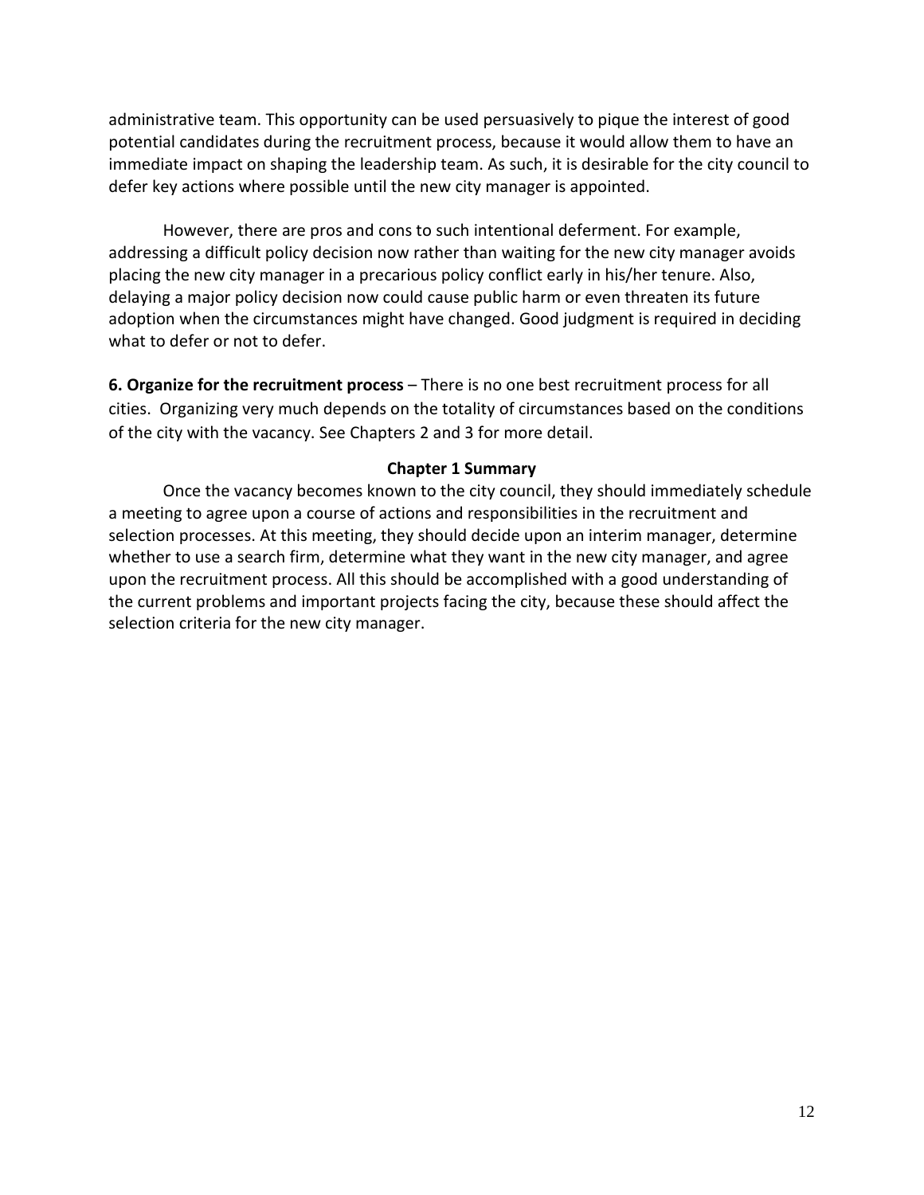administrative team. This opportunity can be used persuasively to pique the interest of good potential candidates during the recruitment process, because it would allow them to have an immediate impact on shaping the leadership team. As such, it is desirable for the city council to defer key actions where possible until the new city manager is appointed.

However, there are pros and cons to such intentional deferment. For example, addressing a difficult policy decision now rather than waiting for the new city manager avoids placing the new city manager in a precarious policy conflict early in his/her tenure. Also, delaying a major policy decision now could cause public harm or even threaten its future adoption when the circumstances might have changed. Good judgment is required in deciding what to defer or not to defer.

**6. Organize for the recruitment process** – There is no one best recruitment process for all cities. Organizing very much depends on the totality of circumstances based on the conditions of the city with the vacancy. See Chapters 2 and 3 for more detail.

### Chapter 1 Summary

Once the vacancy becomes known to the city council, they should immediately schedule a meeting to agree upon a course of actions and responsibilities in the recruitment and selection processes. At this meeting, they should decide upon an interim manager, determine whether to use a search firm, determine what they want in the new city manager, and agree upon the recruitment process. All this should be accomplished with a good understanding of the current problems and important projects facing the city, because these should affect the selection criteria for the new city manager.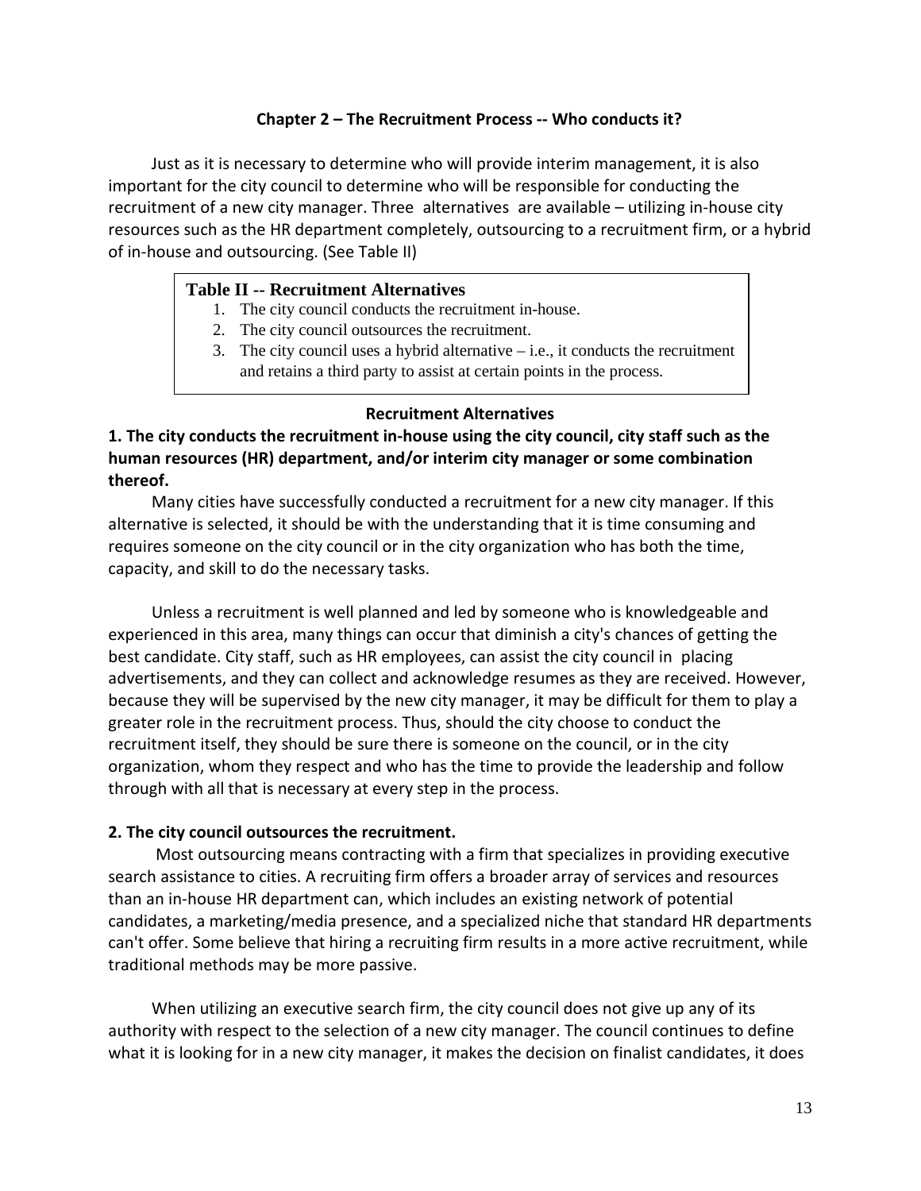## Chapter 2 – The Recruitment Process -- Who conducts it?

Just as it is necessary to determine who will provide interim management, it is also important for the city council to determine who will be responsible for conducting the recruitment of a new city manager. Three alternatives are available – utilizing in-house city resources such as the HR department completely, outsourcing to a recruitment firm, or a hybrid of in-house and outsourcing. (See Table II)

**Table II -- Recruitment Alternatives**

1. The city council conducts the recruitment in-house.
2. The city council outsources the recruitment.
3. The city council uses a hybrid alternative – i.e., it conducts the recruitment and retains a third party to assist at certain points in the process.

### Recruitment Alternatives

**1. The city conducts the recruitment in-house using the city council, city staff such as the human resources (HR) department, and/or interim city manager or some combination thereof.**

Many cities have successfully conducted a recruitment for a new city manager. If this alternative is selected, it should be with the understanding that it is time consuming and requires someone on the city council or in the city organization who has both the time, capacity, and skill to do the necessary tasks.

Unless a recruitment is well planned and led by someone who is knowledgeable and experienced in this area, many things can occur that diminish a city's chances of getting the best candidate. City staff, such as HR employees, can assist the city council in placing advertisements, and they can collect and acknowledge resumes as they are received. However, because they will be supervised by the new city manager, it may be difficult for them to play a greater role in the recruitment process. Thus, should the city choose to conduct the recruitment itself, they should be sure there is someone on the council, or in the city organization, whom they respect and who has the time to provide the leadership and follow through with all that is necessary at every step in the process.

**2. The city council outsources the recruitment.**

Most outsourcing means contracting with a firm that specializes in providing executive search assistance to cities. A recruiting firm offers a broader array of services and resources than an in-house HR department can, which includes an existing network of potential candidates, a marketing/media presence, and a specialized niche that standard HR departments can't offer. Some believe that hiring a recruiting firm results in a more active recruitment, while traditional methods may be more passive.

When utilizing an executive search firm, the city council does not give up any of its authority with respect to the selection of a new city manager. The council continues to define what it is looking for in a new city manager, it makes the decision on finalist candidates, it does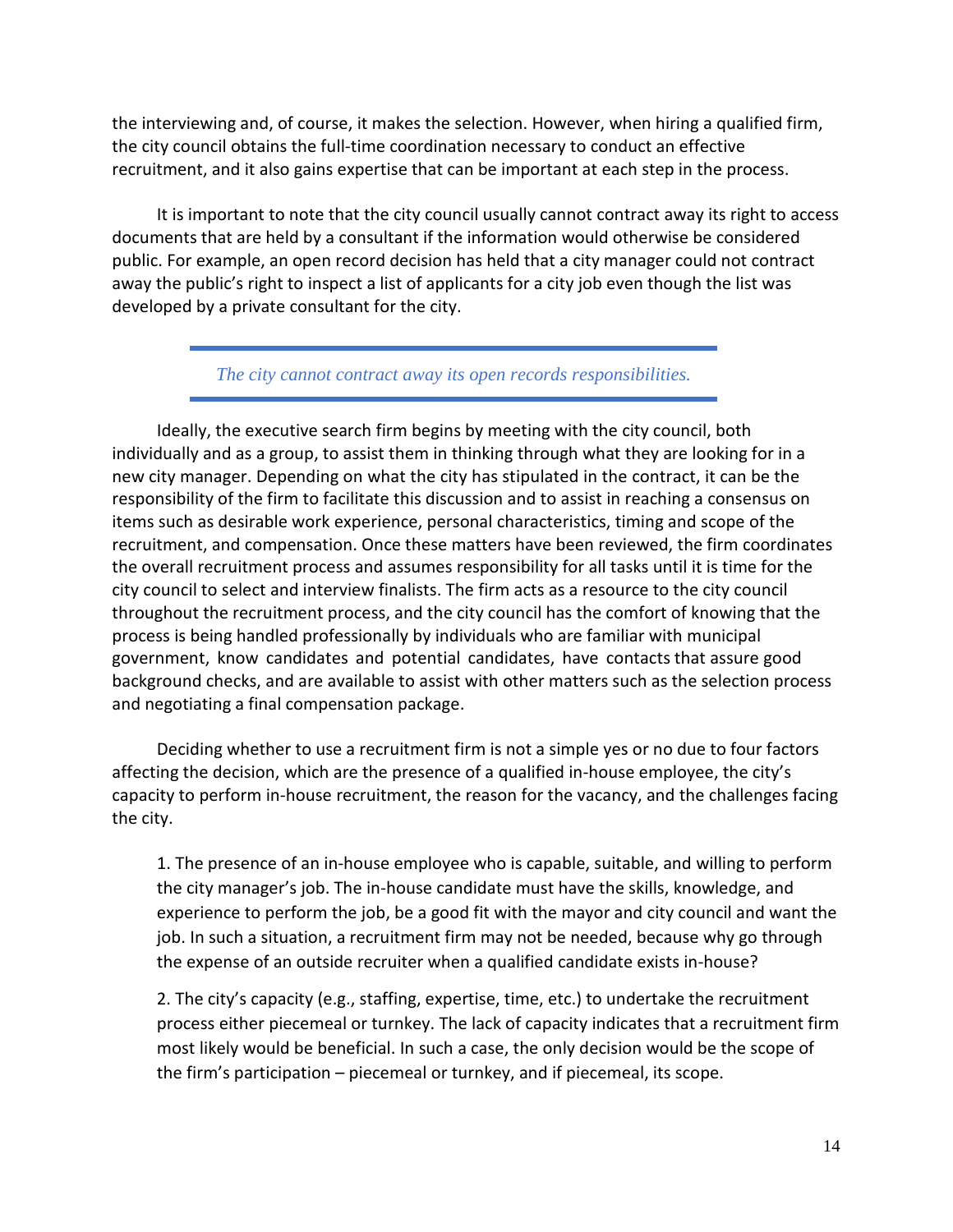the interviewing and, of course, it makes the selection. However, when hiring a qualified firm, the city council obtains the full-time coordination necessary to conduct an effective recruitment, and it also gains expertise that can be important at each step in the process.

It is important to note that the city council usually cannot contract away its right to access documents that are held by a consultant if the information would otherwise be considered public. For example, an open record decision has held that a city manager could not contract away the public's right to inspect a list of applicants for a city job even though the list was developed by a private consultant for the city.

---

*The city cannot contract away its open records responsibilities.*

---

Ideally, the executive search firm begins by meeting with the city council, both individually and as a group, to assist them in thinking through what they are looking for in a new city manager. Depending on what the city has stipulated in the contract, it can be the responsibility of the firm to facilitate this discussion and to assist in reaching a consensus on items such as desirable work experience, personal characteristics, timing and scope of the recruitment, and compensation. Once these matters have been reviewed, the firm coordinates the overall recruitment process and assumes responsibility for all tasks until it is time for the city council to select and interview finalists. The firm acts as a resource to the city council throughout the recruitment process, and the city council has the comfort of knowing that the process is being handled professionally by individuals who are familiar with municipal government, know candidates and potential candidates, have contacts that assure good background checks, and are available to assist with other matters such as the selection process and negotiating a final compensation package.

Deciding whether to use a recruitment firm is not a simple yes or no due to four factors affecting the decision, which are the presence of a qualified in-house employee, the city's capacity to perform in-house recruitment, the reason for the vacancy, and the challenges facing the city.

1. The presence of an in-house employee who is capable, suitable, and willing to perform the city manager's job. The in-house candidate must have the skills, knowledge, and experience to perform the job, be a good fit with the mayor and city council and want the job. In such a situation, a recruitment firm may not be needed, because why go through the expense of an outside recruiter when a qualified candidate exists in-house?

2. The city's capacity (e.g., staffing, expertise, time, etc.) to undertake the recruitment process either piecemeal or turnkey. The lack of capacity indicates that a recruitment firm most likely would be beneficial. In such a case, the only decision would be the scope of the firm's participation – piecemeal or turnkey, and if piecemeal, its scope.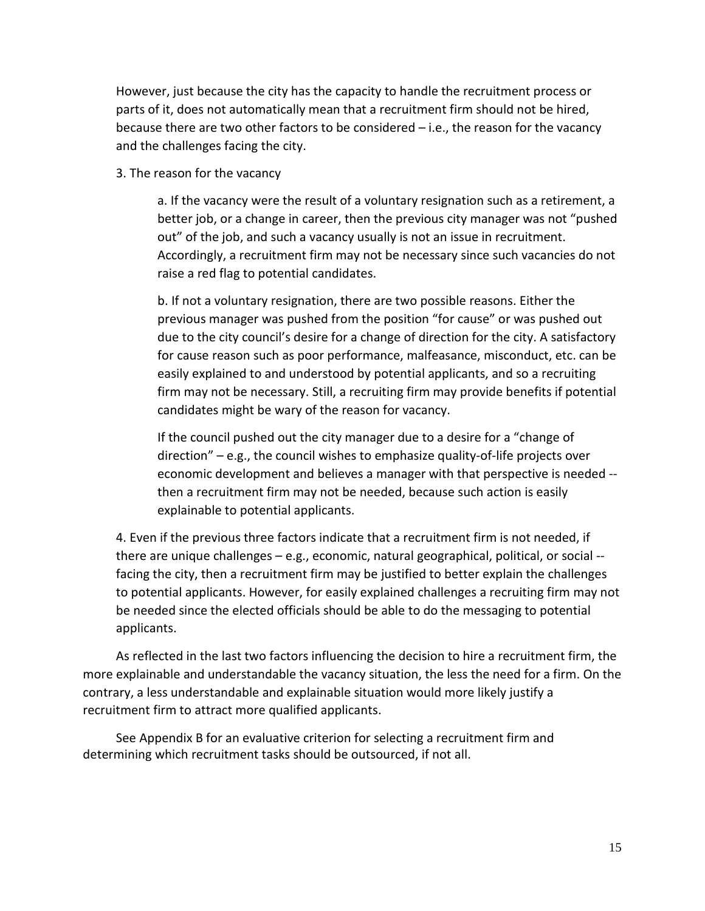However, just because the city has the capacity to handle the recruitment process or parts of it, does not automatically mean that a recruitment firm should not be hired, because there are two other factors to be considered – i.e., the reason for the vacancy and the challenges facing the city.

3. The reason for the vacancy

   a. If the vacancy were the result of a voluntary resignation such as a retirement, a better job, or a change in career, then the previous city manager was not "pushed out" of the job, and such a vacancy usually is not an issue in recruitment. Accordingly, a recruitment firm may not be necessary since such vacancies do not raise a red flag to potential candidates.

   b. If not a voluntary resignation, there are two possible reasons. Either the previous manager was pushed from the position "for cause" or was pushed out due to the city council's desire for a change of direction for the city. A satisfactory for cause reason such as poor performance, malfeasance, misconduct, etc. can be easily explained to and understood by potential applicants, and so a recruiting firm may not be necessary. Still, a recruiting firm may provide benefits if potential candidates might be wary of the reason for vacancy.

   If the council pushed out the city manager due to a desire for a "change of direction" – e.g., the council wishes to emphasize quality-of-life projects over economic development and believes a manager with that perspective is needed -- then a recruitment firm may not be needed, because such action is easily explainable to potential applicants.

4. Even if the previous three factors indicate that a recruitment firm is not needed, if there are unique challenges – e.g., economic, natural geographical, political, or social -- facing the city, then a recruitment firm may be justified to better explain the challenges to potential applicants. However, for easily explained challenges a recruiting firm may not be needed since the elected officials should be able to do the messaging to potential applicants.

As reflected in the last two factors influencing the decision to hire a recruitment firm, the more explainable and understandable the vacancy situation, the less the need for a firm. On the contrary, a less understandable and explainable situation would more likely justify a recruitment firm to attract more qualified applicants.

See Appendix B for an evaluative criterion for selecting a recruitment firm and determining which recruitment tasks should be outsourced, if not all.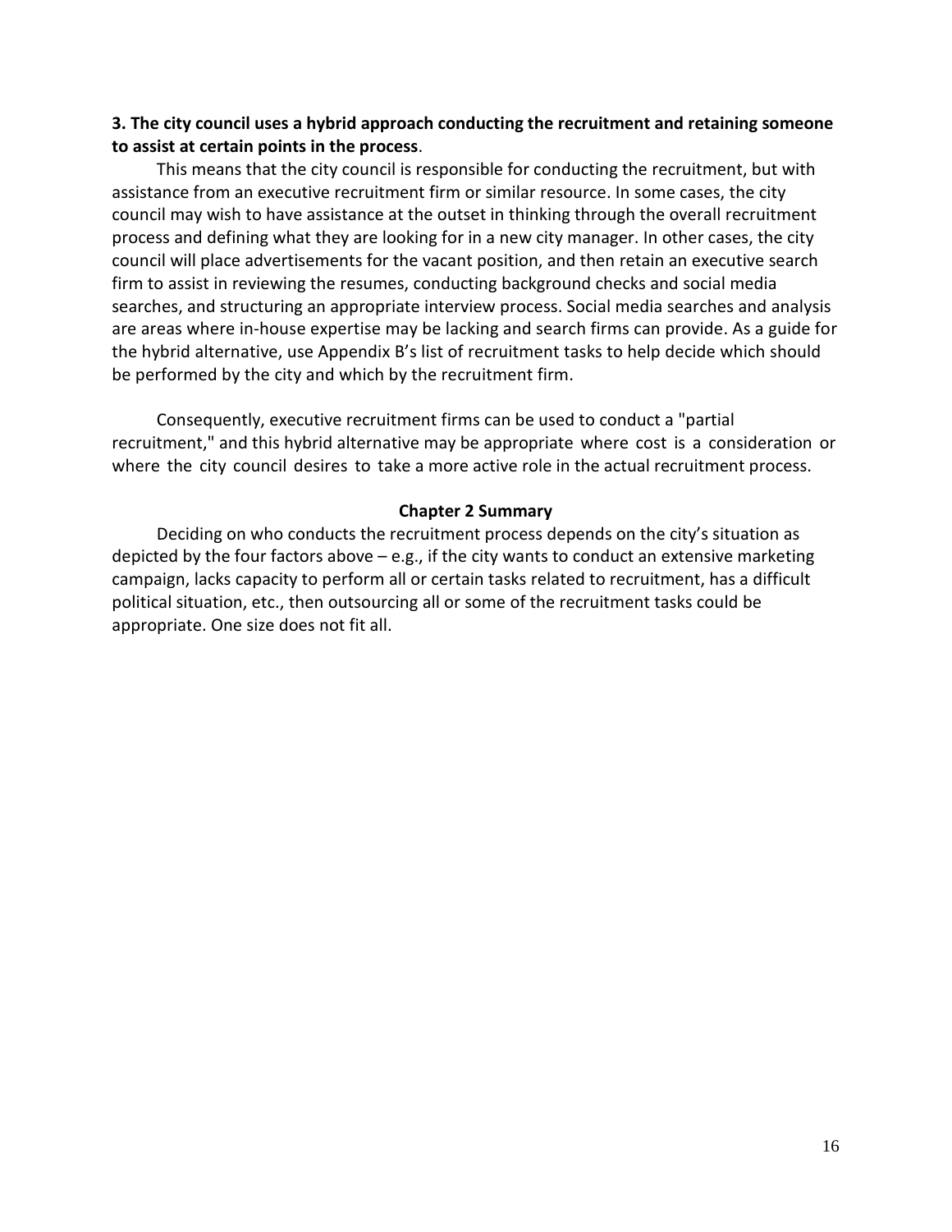**3. The city council uses a hybrid approach conducting the recruitment and retaining someone to assist at certain points in the process**.

This means that the city council is responsible for conducting the recruitment, but with assistance from an executive recruitment firm or similar resource. In some cases, the city council may wish to have assistance at the outset in thinking through the overall recruitment process and defining what they are looking for in a new city manager. In other cases, the city council will place advertisements for the vacant position, and then retain an executive search firm to assist in reviewing the resumes, conducting background checks and social media searches, and structuring an appropriate interview process. Social media searches and analysis are areas where in-house expertise may be lacking and search firms can provide. As a guide for the hybrid alternative, use Appendix B's list of recruitment tasks to help decide which should be performed by the city and which by the recruitment firm.

Consequently, executive recruitment firms can be used to conduct a "partial recruitment," and this hybrid alternative may be appropriate where cost is a consideration or where the city council desires to take a more active role in the actual recruitment process.

## Chapter 2 Summary

Deciding on who conducts the recruitment process depends on the city's situation as depicted by the four factors above – e.g., if the city wants to conduct an extensive marketing campaign, lacks capacity to perform all or certain tasks related to recruitment, has a difficult political situation, etc., then outsourcing all or some of the recruitment tasks could be appropriate. One size does not fit all.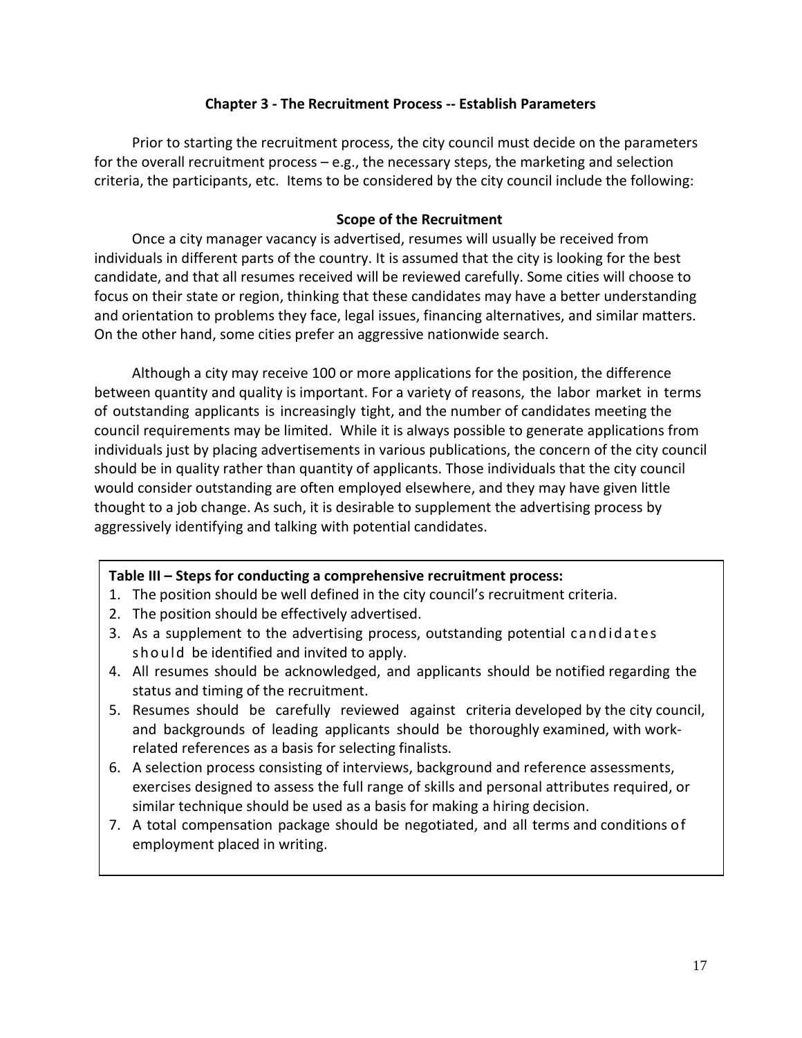## Chapter 3 - The Recruitment Process -- Establish Parameters

Prior to starting the recruitment process, the city council must decide on the parameters for the overall recruitment process – e.g., the necessary steps, the marketing and selection criteria, the participants, etc. Items to be considered by the city council include the following:

### Scope of the Recruitment

Once a city manager vacancy is advertised, resumes will usually be received from individuals in different parts of the country. It is assumed that the city is looking for the best candidate, and that all resumes received will be reviewed carefully. Some cities will choose to focus on their state or region, thinking that these candidates may have a better understanding and orientation to problems they face, legal issues, financing alternatives, and similar matters. On the other hand, some cities prefer an aggressive nationwide search.

Although a city may receive 100 or more applications for the position, the difference between quantity and quality is important. For a variety of reasons, the labor market in terms of outstanding applicants is increasingly tight, and the number of candidates meeting the council requirements may be limited. While it is always possible to generate applications from individuals just by placing advertisements in various publications, the concern of the city council should be in quality rather than quantity of applicants. Those individuals that the city council would consider outstanding are often employed elsewhere, and they may have given little thought to a job change. As such, it is desirable to supplement the advertising process by aggressively identifying and talking with potential candidates.

**Table III – Steps for conducting a comprehensive recruitment process:**

1. The position should be well defined in the city council's recruitment criteria.
2. The position should be effectively advertised.
3. As a supplement to the advertising process, outstanding potential candidates should be identified and invited to apply.
4. All resumes should be acknowledged, and applicants should be notified regarding the status and timing of the recruitment.
5. Resumes should be carefully reviewed against criteria developed by the city council, and backgrounds of leading applicants should be thoroughly examined, with work-related references as a basis for selecting finalists.
6. A selection process consisting of interviews, background and reference assessments, exercises designed to assess the full range of skills and personal attributes required, or similar technique should be used as a basis for making a hiring decision.
7. A total compensation package should be negotiated, and all terms and conditions of employment placed in writing.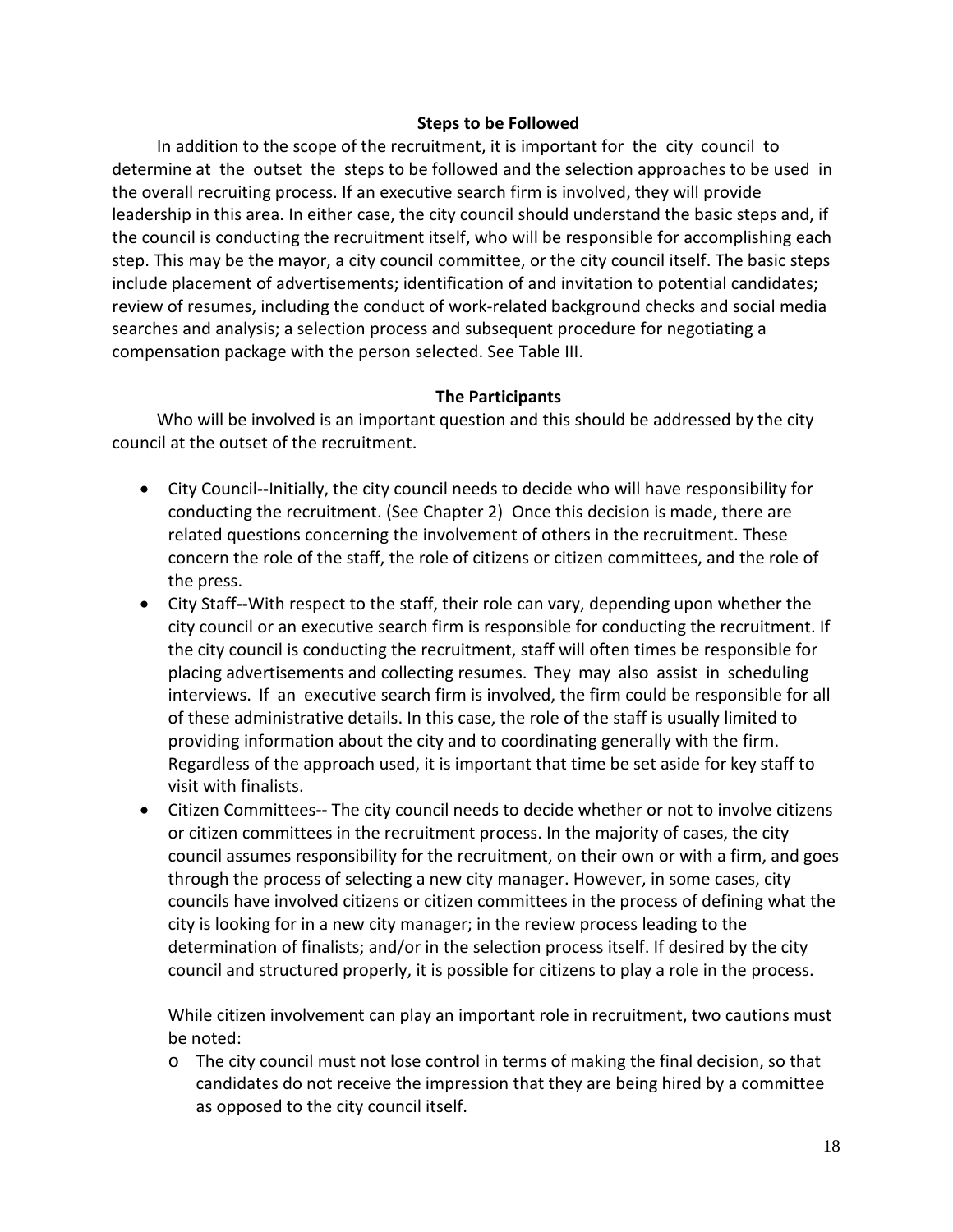**Steps to be Followed**

In addition to the scope of the recruitment, it is important for the city council to determine at the outset the steps to be followed and the selection approaches to be used in the overall recruiting process. If an executive search firm is involved, they will provide leadership in this area. In either case, the city council should understand the basic steps and, if the council is conducting the recruitment itself, who will be responsible for accomplishing each step. This may be the mayor, a city council committee, or the city council itself. The basic steps include placement of advertisements; identification of and invitation to potential candidates; review of resumes, including the conduct of work-related background checks and social media searches and analysis; a selection process and subsequent procedure for negotiating a compensation package with the person selected. See Table III.

**The Participants**

Who will be involved is an important question and this should be addressed by the city council at the outset of the recruitment.

- City Council**--**Initially, the city council needs to decide who will have responsibility for conducting the recruitment. (See Chapter 2) Once this decision is made, there are related questions concerning the involvement of others in the recruitment. These concern the role of the staff, the role of citizens or citizen committees, and the role of the press.
- City Staff**--**With respect to the staff, their role can vary, depending upon whether the city council or an executive search firm is responsible for conducting the recruitment. If the city council is conducting the recruitment, staff will often times be responsible for placing advertisements and collecting resumes. They may also assist in scheduling interviews. If an executive search firm is involved, the firm could be responsible for all of these administrative details. In this case, the role of the staff is usually limited to providing information about the city and to coordinating generally with the firm. Regardless of the approach used, it is important that time be set aside for key staff to visit with finalists.
- Citizen Committees**--** The city council needs to decide whether or not to involve citizens or citizen committees in the recruitment process. In the majority of cases, the city council assumes responsibility for the recruitment, on their own or with a firm, and goes through the process of selecting a new city manager. However, in some cases, city councils have involved citizens or citizen committees in the process of defining what the city is looking for in a new city manager; in the review process leading to the determination of finalists; and/or in the selection process itself. If desired by the city council and structured properly, it is possible for citizens to play a role in the process.

  While citizen involvement can play an important role in recruitment, two cautions must be noted:

  - The city council must not lose control in terms of making the final decision, so that candidates do not receive the impression that they are being hired by a committee as opposed to the city council itself.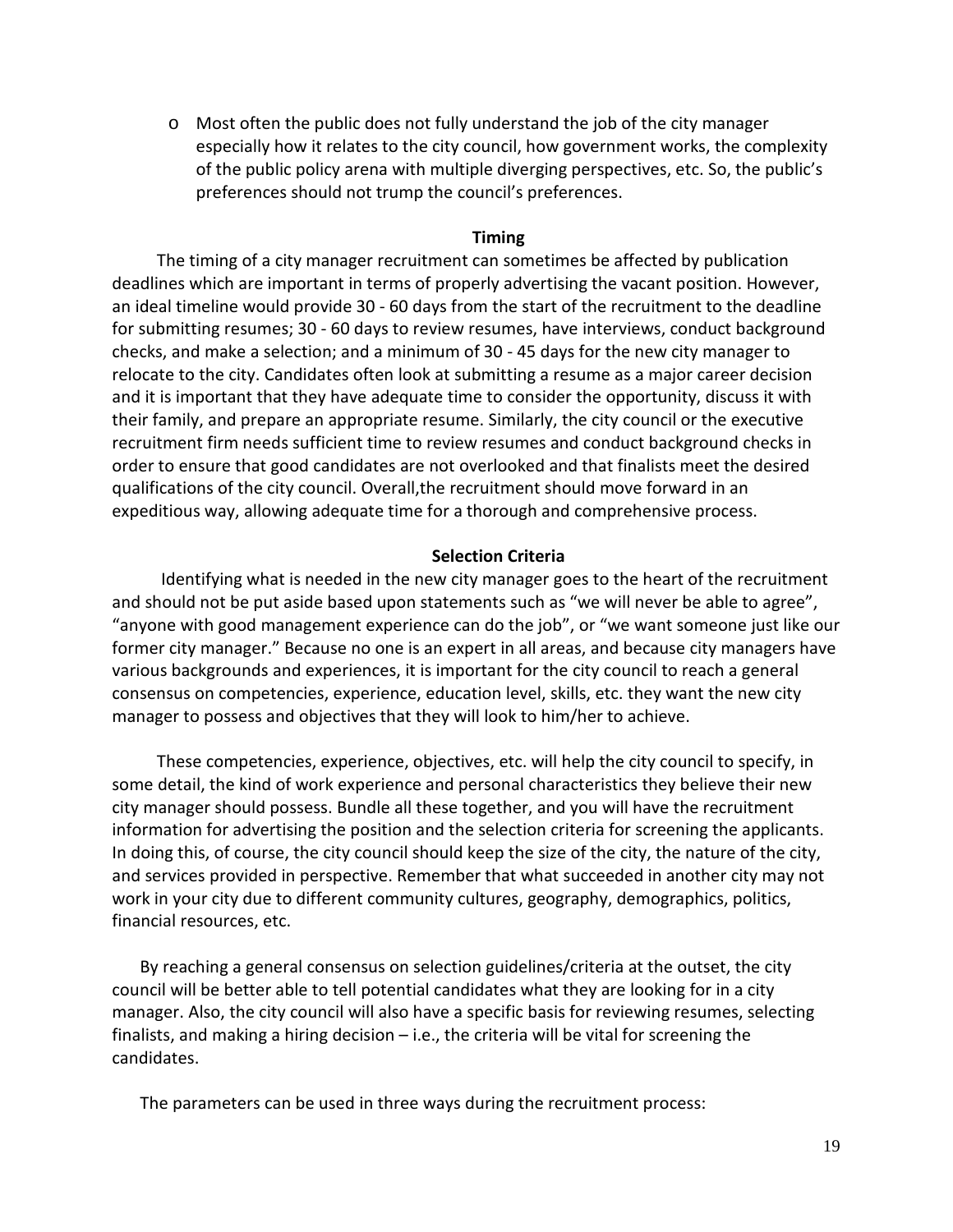- Most often the public does not fully understand the job of the city manager especially how it relates to the city council, how government works, the complexity of the public policy arena with multiple diverging perspectives, etc. So, the public's preferences should not trump the council's preferences.

### Timing

The timing of a city manager recruitment can sometimes be affected by publication deadlines which are important in terms of properly advertising the vacant position. However, an ideal timeline would provide 30 - 60 days from the start of the recruitment to the deadline for submitting resumes; 30 - 60 days to review resumes, have interviews, conduct background checks, and make a selection; and a minimum of 30 - 45 days for the new city manager to relocate to the city. Candidates often look at submitting a resume as a major career decision and it is important that they have adequate time to consider the opportunity, discuss it with their family, and prepare an appropriate resume. Similarly, the city council or the executive recruitment firm needs sufficient time to review resumes and conduct background checks in order to ensure that good candidates are not overlooked and that finalists meet the desired qualifications of the city council. Overall,the recruitment should move forward in an expeditious way, allowing adequate time for a thorough and comprehensive process.

### Selection Criteria

Identifying what is needed in the new city manager goes to the heart of the recruitment and should not be put aside based upon statements such as "we will never be able to agree", "anyone with good management experience can do the job", or "we want someone just like our former city manager." Because no one is an expert in all areas, and because city managers have various backgrounds and experiences, it is important for the city council to reach a general consensus on competencies, experience, education level, skills, etc. they want the new city manager to possess and objectives that they will look to him/her to achieve.

These competencies, experience, objectives, etc. will help the city council to specify, in some detail, the kind of work experience and personal characteristics they believe their new city manager should possess. Bundle all these together, and you will have the recruitment information for advertising the position and the selection criteria for screening the applicants. In doing this, of course, the city council should keep the size of the city, the nature of the city, and services provided in perspective. Remember that what succeeded in another city may not work in your city due to different community cultures, geography, demographics, politics, financial resources, etc.

By reaching a general consensus on selection guidelines/criteria at the outset, the city council will be better able to tell potential candidates what they are looking for in a city manager. Also, the city council will also have a specific basis for reviewing resumes, selecting finalists, and making a hiring decision – i.e., the criteria will be vital for screening the candidates.

The parameters can be used in three ways during the recruitment process: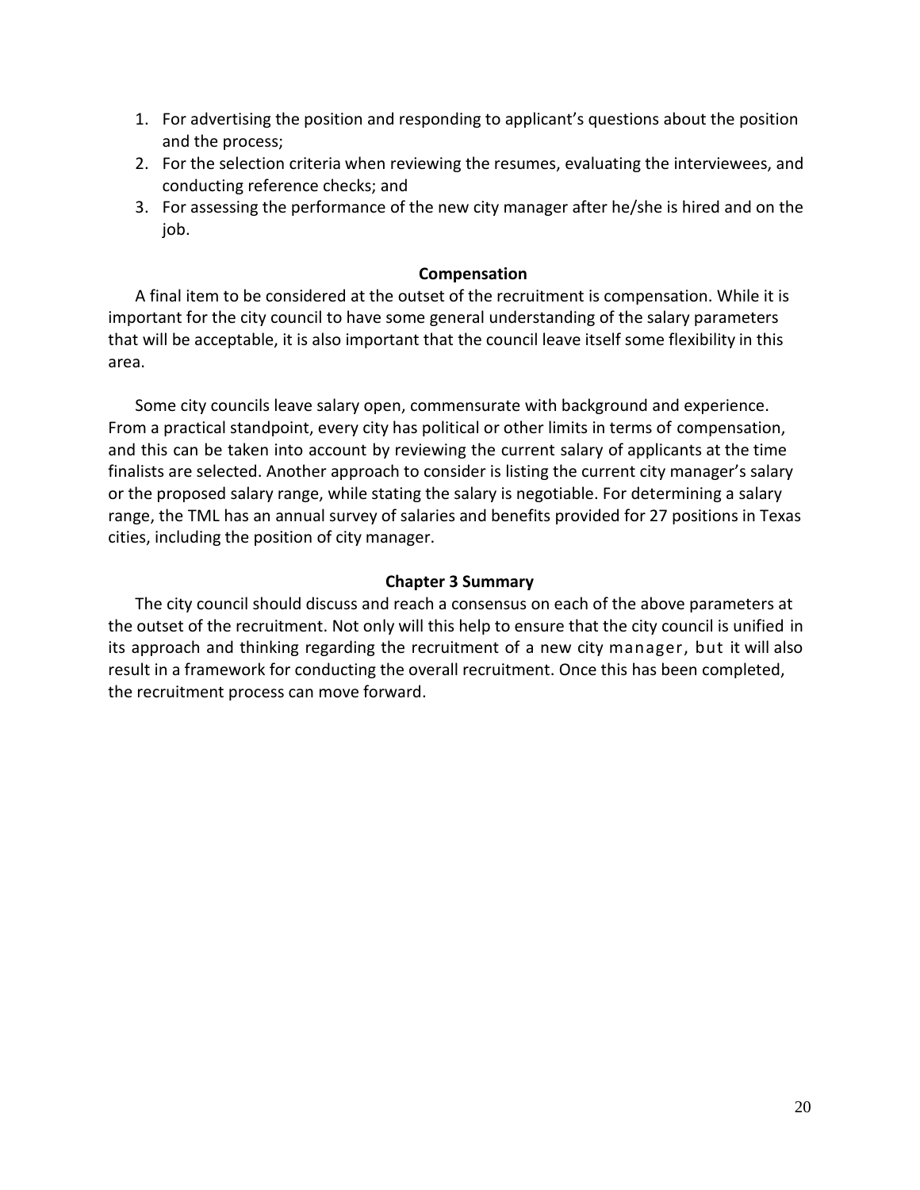1. For advertising the position and responding to applicant's questions about the position and the process;
2. For the selection criteria when reviewing the resumes, evaluating the interviewees, and conducting reference checks; and
3. For assessing the performance of the new city manager after he/she is hired and on the job.

### Compensation

A final item to be considered at the outset of the recruitment is compensation. While it is important for the city council to have some general understanding of the salary parameters that will be acceptable, it is also important that the council leave itself some flexibility in this area.

Some city councils leave salary open, commensurate with background and experience. From a practical standpoint, every city has political or other limits in terms of compensation, and this can be taken into account by reviewing the current salary of applicants at the time finalists are selected. Another approach to consider is listing the current city manager's salary or the proposed salary range, while stating the salary is negotiable. For determining a salary range, the TML has an annual survey of salaries and benefits provided for 27 positions in Texas cities, including the position of city manager.

### Chapter 3 Summary

The city council should discuss and reach a consensus on each of the above parameters at the outset of the recruitment. Not only will this help to ensure that the city council is unified in its approach and thinking regarding the recruitment of a new city manager, but it will also result in a framework for conducting the overall recruitment. Once this has been completed, the recruitment process can move forward.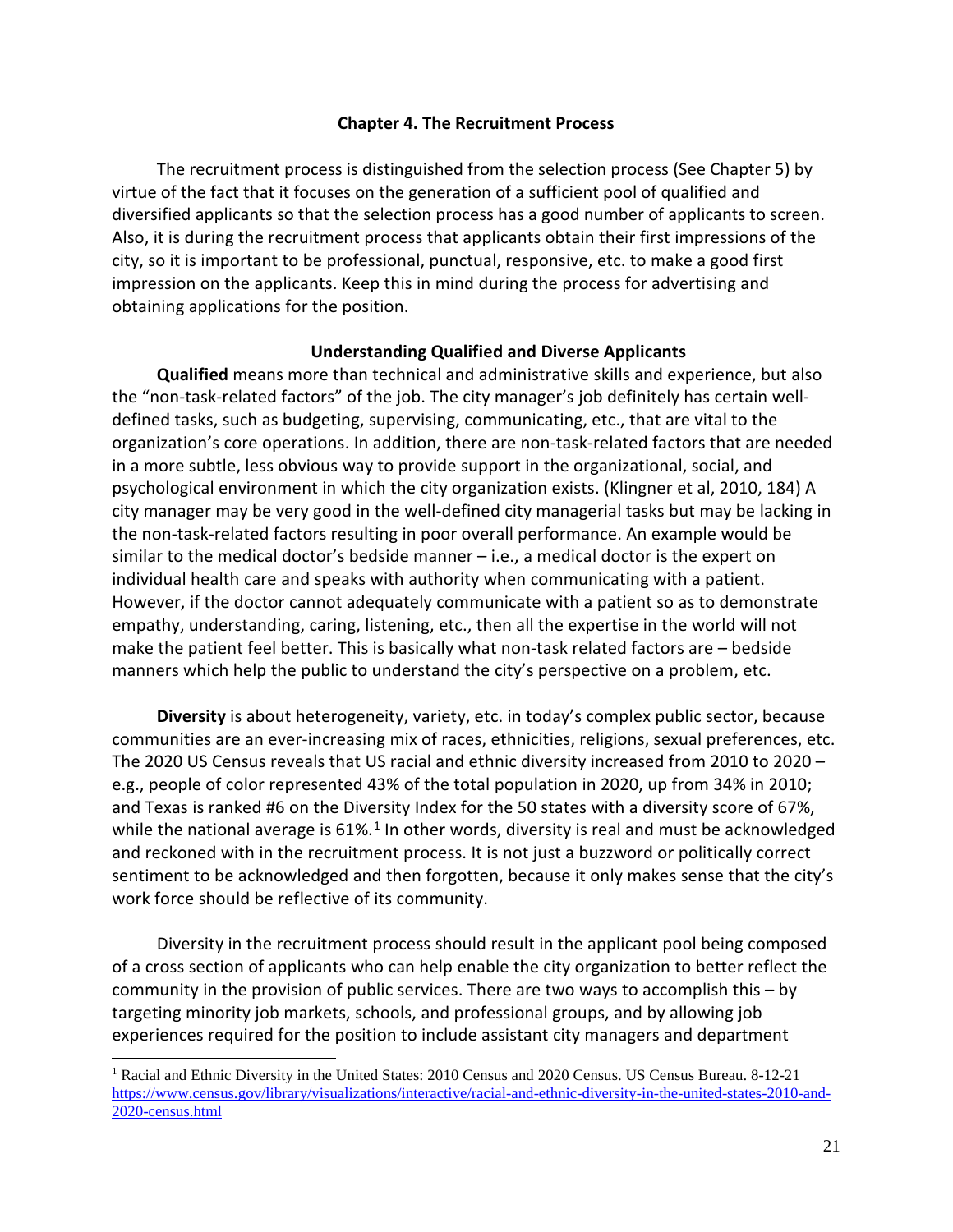## Chapter 4. The Recruitment Process

The recruitment process is distinguished from the selection process (See Chapter 5) by virtue of the fact that it focuses on the generation of a sufficient pool of qualified and diversified applicants so that the selection process has a good number of applicants to screen. Also, it is during the recruitment process that applicants obtain their first impressions of the city, so it is important to be professional, punctual, responsive, etc. to make a good first impression on the applicants. Keep this in mind during the process for advertising and obtaining applications for the position.

### Understanding Qualified and Diverse Applicants

**Qualified** means more than technical and administrative skills and experience, but also the "non-task-related factors" of the job. The city manager's job definitely has certain well-defined tasks, such as budgeting, supervising, communicating, etc., that are vital to the organization's core operations. In addition, there are non-task-related factors that are needed in a more subtle, less obvious way to provide support in the organizational, social, and psychological environment in which the city organization exists. (Klingner et al, 2010, 184) A city manager may be very good in the well-defined city managerial tasks but may be lacking in the non-task-related factors resulting in poor overall performance. An example would be similar to the medical doctor's bedside manner – i.e., a medical doctor is the expert on individual health care and speaks with authority when communicating with a patient. However, if the doctor cannot adequately communicate with a patient so as to demonstrate empathy, understanding, caring, listening, etc., then all the expertise in the world will not make the patient feel better. This is basically what non-task related factors are – bedside manners which help the public to understand the city's perspective on a problem, etc.

**Diversity** is about heterogeneity, variety, etc. in today's complex public sector, because communities are an ever-increasing mix of races, ethnicities, religions, sexual preferences, etc. The 2020 US Census reveals that US racial and ethnic diversity increased from 2010 to 2020 – e.g., people of color represented 43% of the total population in 2020, up from 34% in 2010; and Texas is ranked #6 on the Diversity Index for the 50 states with a diversity score of 67%, while the national average is 61%.[1] In other words, diversity is real and must be acknowledged and reckoned with in the recruitment process. It is not just a buzzword or politically correct sentiment to be acknowledged and then forgotten, because it only makes sense that the city's work force should be reflective of its community.

Diversity in the recruitment process should result in the applicant pool being composed of a cross section of applicants who can help enable the city organization to better reflect the community in the provision of public services. There are two ways to accomplish this – by targeting minority job markets, schools, and professional groups, and by allowing job experiences required for the position to include assistant city managers and department

[1] Racial and Ethnic Diversity in the United States: 2010 Census and 2020 Census. US Census Bureau. 8-12-21 https://www.census.gov/library/visualizations/interactive/racial-and-ethnic-diversity-in-the-united-states-2010-and-2020-census.html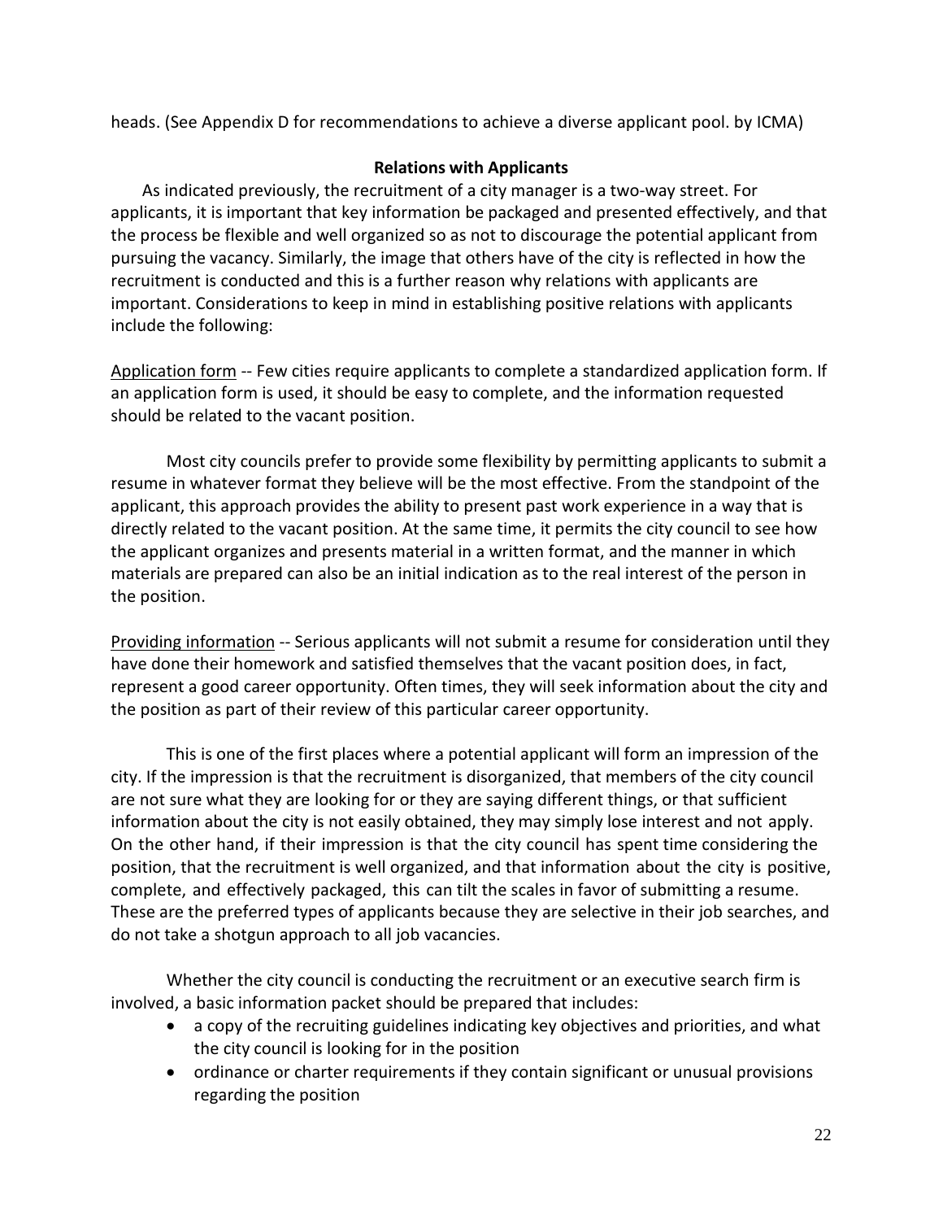heads. (See Appendix D for recommendations to achieve a diverse applicant pool. by ICMA)

### Relations with Applicants

As indicated previously, the recruitment of a city manager is a two-way street. For applicants, it is important that key information be packaged and presented effectively, and that the process be flexible and well organized so as not to discourage the potential applicant from pursuing the vacancy. Similarly, the image that others have of the city is reflected in how the recruitment is conducted and this is a further reason why relations with applicants are important. Considerations to keep in mind in establishing positive relations with applicants include the following:

Application form -- Few cities require applicants to complete a standardized application form. If an application form is used, it should be easy to complete, and the information requested should be related to the vacant position.

Most city councils prefer to provide some flexibility by permitting applicants to submit a resume in whatever format they believe will be the most effective. From the standpoint of the applicant, this approach provides the ability to present past work experience in a way that is directly related to the vacant position. At the same time, it permits the city council to see how the applicant organizes and presents material in a written format, and the manner in which materials are prepared can also be an initial indication as to the real interest of the person in the position.

Providing information -- Serious applicants will not submit a resume for consideration until they have done their homework and satisfied themselves that the vacant position does, in fact, represent a good career opportunity. Often times, they will seek information about the city and the position as part of their review of this particular career opportunity.

This is one of the first places where a potential applicant will form an impression of the city. If the impression is that the recruitment is disorganized, that members of the city council are not sure what they are looking for or they are saying different things, or that sufficient information about the city is not easily obtained, they may simply lose interest and not apply. On the other hand, if their impression is that the city council has spent time considering the position, that the recruitment is well organized, and that information about the city is positive, complete, and effectively packaged, this can tilt the scales in favor of submitting a resume. These are the preferred types of applicants because they are selective in their job searches, and do not take a shotgun approach to all job vacancies.

Whether the city council is conducting the recruitment or an executive search firm is involved, a basic information packet should be prepared that includes:

- a copy of the recruiting guidelines indicating key objectives and priorities, and what the city council is looking for in the position
- ordinance or charter requirements if they contain significant or unusual provisions regarding the position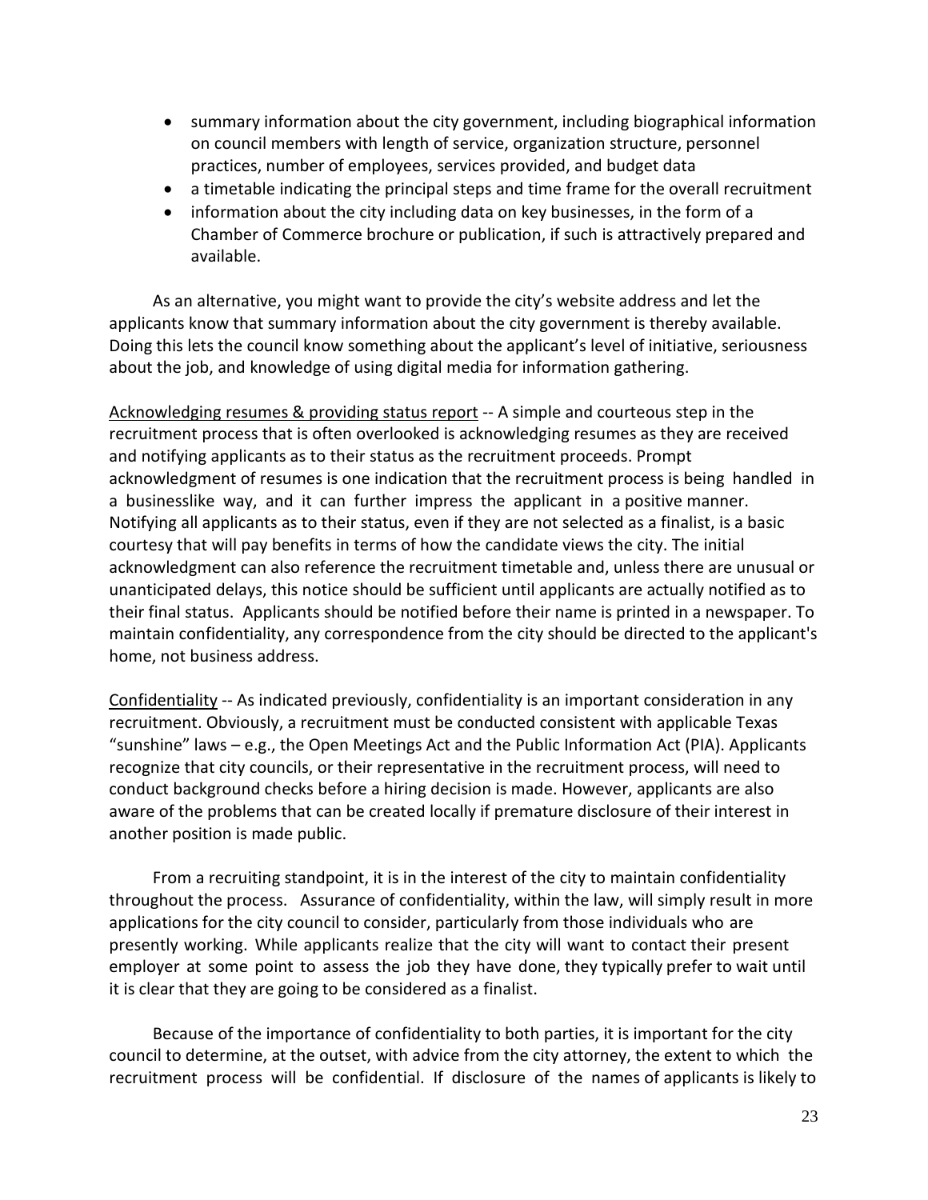- summary information about the city government, including biographical information on council members with length of service, organization structure, personnel practices, number of employees, services provided, and budget data
- a timetable indicating the principal steps and time frame for the overall recruitment
- information about the city including data on key businesses, in the form of a Chamber of Commerce brochure or publication, if such is attractively prepared and available.

As an alternative, you might want to provide the city's website address and let the applicants know that summary information about the city government is thereby available. Doing this lets the council know something about the applicant's level of initiative, seriousness about the job, and knowledge of using digital media for information gathering.

Acknowledging resumes & providing status report -- A simple and courteous step in the recruitment process that is often overlooked is acknowledging resumes as they are received and notifying applicants as to their status as the recruitment proceeds. Prompt acknowledgment of resumes is one indication that the recruitment process is being handled in a businesslike way, and it can further impress the applicant in a positive manner. Notifying all applicants as to their status, even if they are not selected as a finalist, is a basic courtesy that will pay benefits in terms of how the candidate views the city. The initial acknowledgment can also reference the recruitment timetable and, unless there are unusual or unanticipated delays, this notice should be sufficient until applicants are actually notified as to their final status. Applicants should be notified before their name is printed in a newspaper. To maintain confidentiality, any correspondence from the city should be directed to the applicant's home, not business address.

Confidentiality -- As indicated previously, confidentiality is an important consideration in any recruitment. Obviously, a recruitment must be conducted consistent with applicable Texas "sunshine" laws – e.g., the Open Meetings Act and the Public Information Act (PIA). Applicants recognize that city councils, or their representative in the recruitment process, will need to conduct background checks before a hiring decision is made. However, applicants are also aware of the problems that can be created locally if premature disclosure of their interest in another position is made public.

From a recruiting standpoint, it is in the interest of the city to maintain confidentiality throughout the process. Assurance of confidentiality, within the law, will simply result in more applications for the city council to consider, particularly from those individuals who are presently working. While applicants realize that the city will want to contact their present employer at some point to assess the job they have done, they typically prefer to wait until it is clear that they are going to be considered as a finalist.

Because of the importance of confidentiality to both parties, it is important for the city council to determine, at the outset, with advice from the city attorney, the extent to which the recruitment process will be confidential. If disclosure of the names of applicants is likely to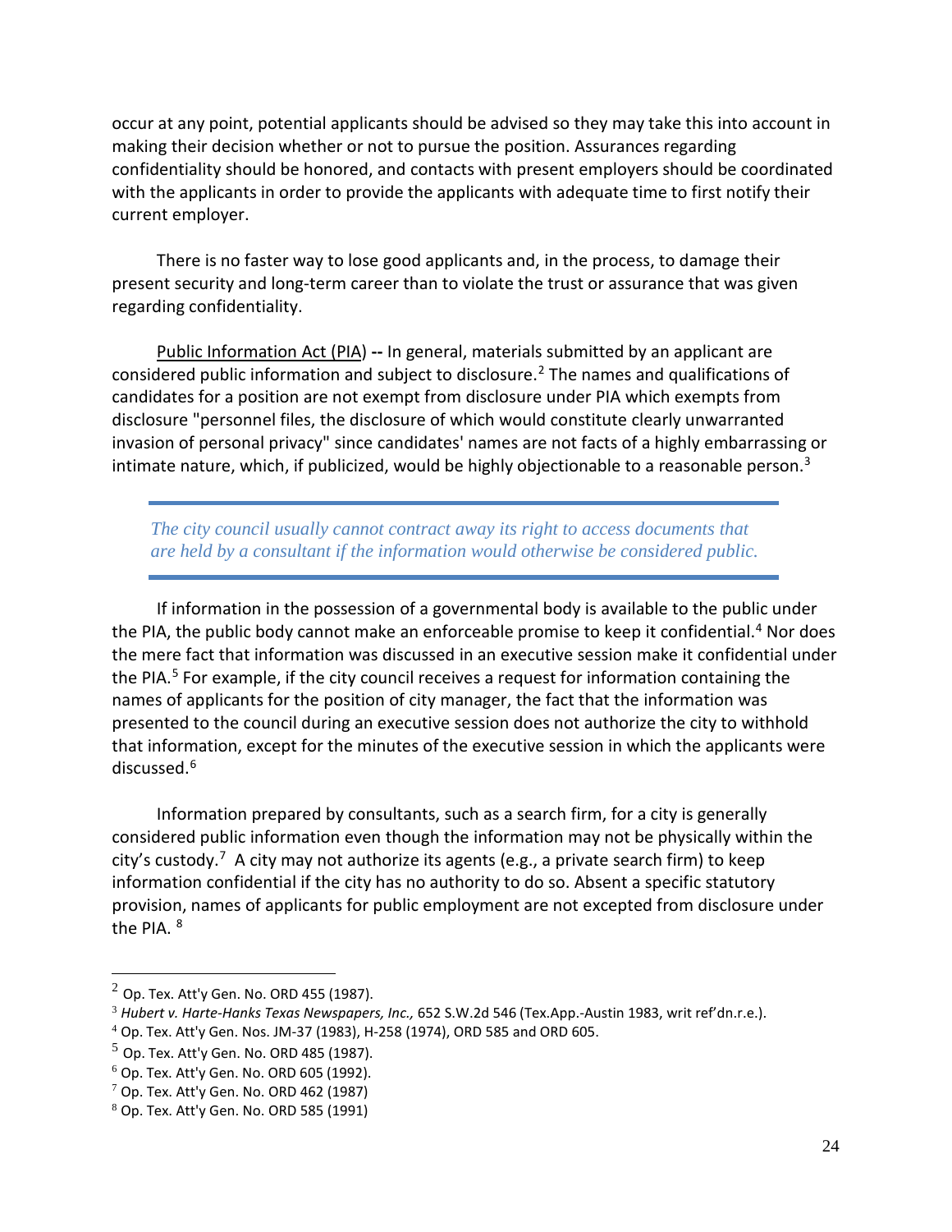occur at any point, potential applicants should be advised so they may take this into account in making their decision whether or not to pursue the position. Assurances regarding confidentiality should be honored, and contacts with present employers should be coordinated with the applicants in order to provide the applicants with adequate time to first notify their current employer.

There is no faster way to lose good applicants and, in the process, to damage their present security and long-term career than to violate the trust or assurance that was given regarding confidentiality.

Public Information Act (PIA) **--** In general, materials submitted by an applicant are considered public information and subject to disclosure.[2] The names and qualifications of candidates for a position are not exempt from disclosure under PIA which exempts from disclosure "personnel files, the disclosure of which would constitute clearly unwarranted invasion of personal privacy" since candidates' names are not facts of a highly embarrassing or intimate nature, which, if publicized, would be highly objectionable to a reasonable person.[3]

> *The city council usually cannot contract away its right to access documents that are held by a consultant if the information would otherwise be considered public.*

If information in the possession of a governmental body is available to the public under the PIA, the public body cannot make an enforceable promise to keep it confidential.[4] Nor does the mere fact that information was discussed in an executive session make it confidential under the PIA.[5] For example, if the city council receives a request for information containing the names of applicants for the position of city manager, the fact that the information was presented to the council during an executive session does not authorize the city to withhold that information, except for the minutes of the executive session in which the applicants were discussed.[6]

Information prepared by consultants, such as a search firm, for a city is generally considered public information even though the information may not be physically within the city's custody.[7] A city may not authorize its agents (e.g., a private search firm) to keep information confidential if the city has no authority to do so. Absent a specific statutory provision, names of applicants for public employment are not excepted from disclosure under the PIA.[8]

---

[2] Op. Tex. Att'y Gen. No. ORD 455 (1987).

[3] *Hubert v. Harte-Hanks Texas Newspapers, Inc.,* 652 S.W.2d 546 (Tex.App.-Austin 1983, writ ref'dn.r.e.).

[4] Op. Tex. Att'y Gen. Nos. JM-37 (1983), H-258 (1974), ORD 585 and ORD 605.

[5] Op. Tex. Att'y Gen. No. ORD 485 (1987).

[6] Op. Tex. Att'y Gen. No. ORD 605 (1992).

[7] Op. Tex. Att'y Gen. No. ORD 462 (1987)

[8] Op. Tex. Att'y Gen. No. ORD 585 (1991)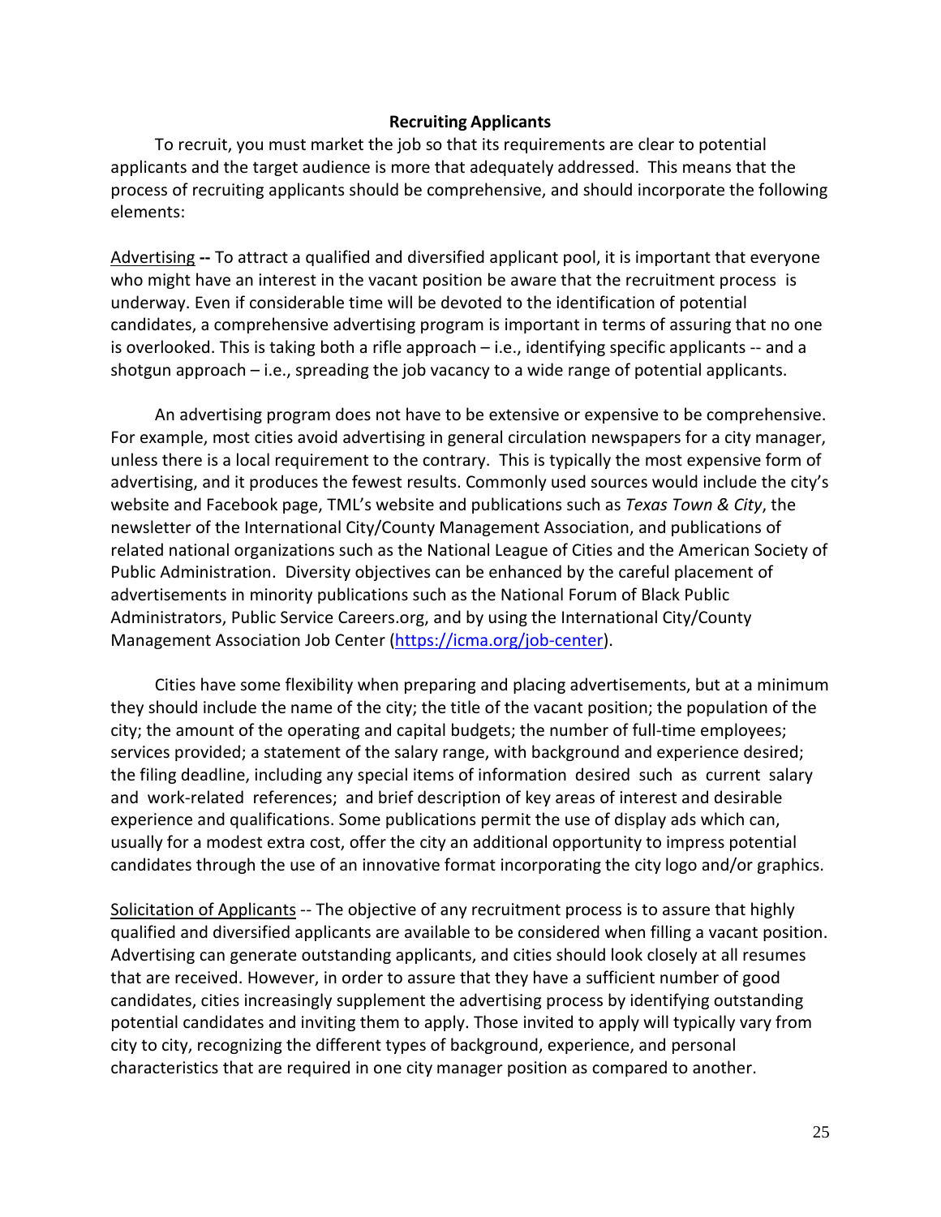## Recruiting Applicants

To recruit, you must market the job so that its requirements are clear to potential applicants and the target audience is more that adequately addressed. This means that the process of recruiting applicants should be comprehensive, and should incorporate the following elements:

Advertising **--** To attract a qualified and diversified applicant pool, it is important that everyone who might have an interest in the vacant position be aware that the recruitment process is underway. Even if considerable time will be devoted to the identification of potential candidates, a comprehensive advertising program is important in terms of assuring that no one is overlooked. This is taking both a rifle approach – i.e., identifying specific applicants -- and a shotgun approach – i.e., spreading the job vacancy to a wide range of potential applicants.

An advertising program does not have to be extensive or expensive to be comprehensive. For example, most cities avoid advertising in general circulation newspapers for a city manager, unless there is a local requirement to the contrary. This is typically the most expensive form of advertising, and it produces the fewest results. Commonly used sources would include the city's website and Facebook page, TML's website and publications such as *Texas Town & City*, the newsletter of the International City/County Management Association, and publications of related national organizations such as the National League of Cities and the American Society of Public Administration. Diversity objectives can be enhanced by the careful placement of advertisements in minority publications such as the National Forum of Black Public Administrators, Public Service Careers.org, and by using the International City/County Management Association Job Center (https://icma.org/job-center).

Cities have some flexibility when preparing and placing advertisements, but at a minimum they should include the name of the city; the title of the vacant position; the population of the city; the amount of the operating and capital budgets; the number of full-time employees; services provided; a statement of the salary range, with background and experience desired; the filing deadline, including any special items of information desired such as current salary and work-related references; and brief description of key areas of interest and desirable experience and qualifications. Some publications permit the use of display ads which can, usually for a modest extra cost, offer the city an additional opportunity to impress potential candidates through the use of an innovative format incorporating the city logo and/or graphics.

Solicitation of Applicants -- The objective of any recruitment process is to assure that highly qualified and diversified applicants are available to be considered when filling a vacant position. Advertising can generate outstanding applicants, and cities should look closely at all resumes that are received. However, in order to assure that they have a sufficient number of good candidates, cities increasingly supplement the advertising process by identifying outstanding potential candidates and inviting them to apply. Those invited to apply will typically vary from city to city, recognizing the different types of background, experience, and personal characteristics that are required in one city manager position as compared to another.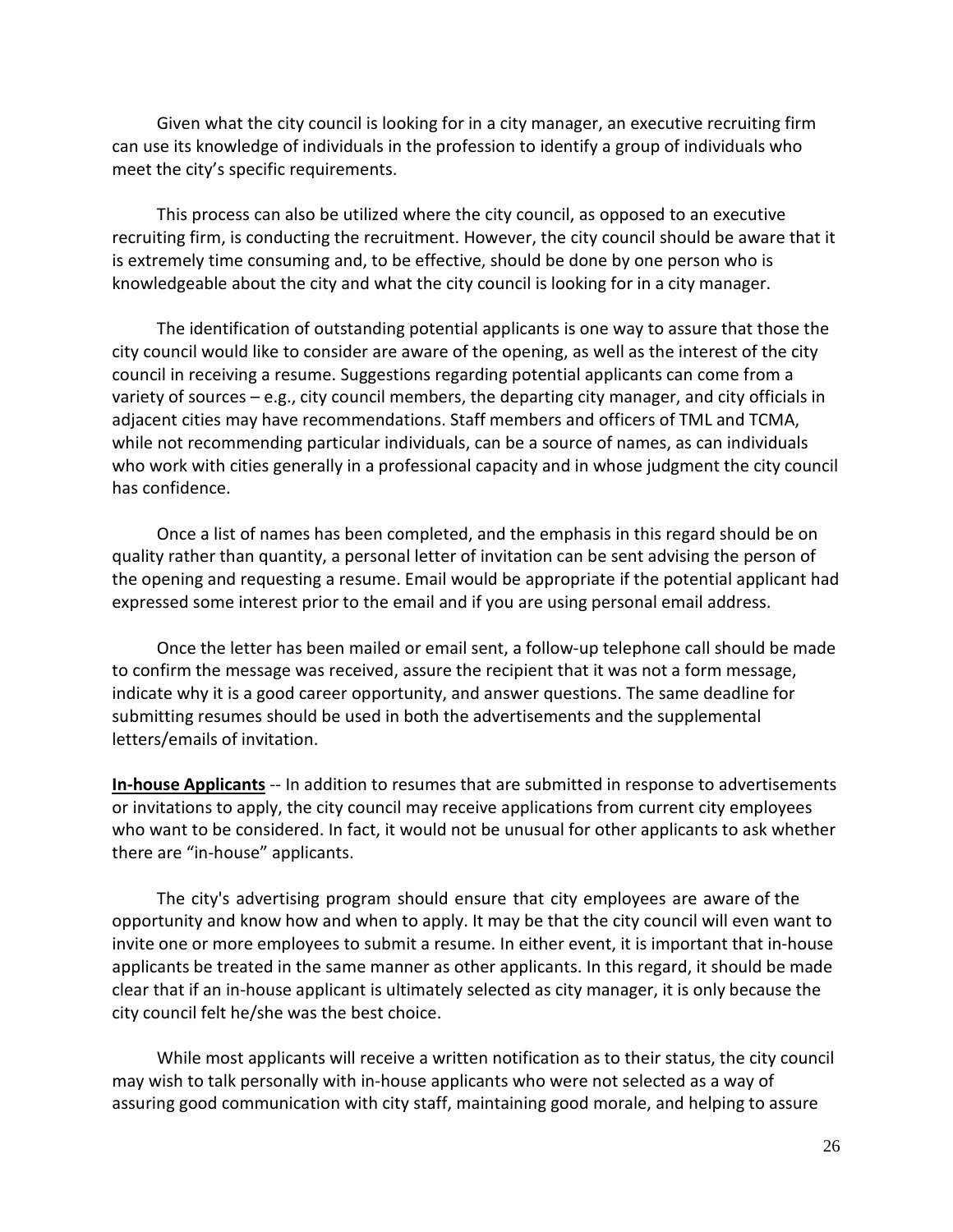Given what the city council is looking for in a city manager, an executive recruiting firm can use its knowledge of individuals in the profession to identify a group of individuals who meet the city's specific requirements.

This process can also be utilized where the city council, as opposed to an executive recruiting firm, is conducting the recruitment. However, the city council should be aware that it is extremely time consuming and, to be effective, should be done by one person who is knowledgeable about the city and what the city council is looking for in a city manager.

The identification of outstanding potential applicants is one way to assure that those the city council would like to consider are aware of the opening, as well as the interest of the city council in receiving a resume. Suggestions regarding potential applicants can come from a variety of sources – e.g., city council members, the departing city manager, and city officials in adjacent cities may have recommendations. Staff members and officers of TML and TCMA, while not recommending particular individuals, can be a source of names, as can individuals who work with cities generally in a professional capacity and in whose judgment the city council has confidence.

Once a list of names has been completed, and the emphasis in this regard should be on quality rather than quantity, a personal letter of invitation can be sent advising the person of the opening and requesting a resume. Email would be appropriate if the potential applicant had expressed some interest prior to the email and if you are using personal email address.

Once the letter has been mailed or email sent, a follow-up telephone call should be made to confirm the message was received, assure the recipient that it was not a form message, indicate why it is a good career opportunity, and answer questions. The same deadline for submitting resumes should be used in both the advertisements and the supplemental letters/emails of invitation.

**In-house Applicants** -- In addition to resumes that are submitted in response to advertisements or invitations to apply, the city council may receive applications from current city employees who want to be considered. In fact, it would not be unusual for other applicants to ask whether there are "in-house" applicants.

The city's advertising program should ensure that city employees are aware of the opportunity and know how and when to apply. It may be that the city council will even want to invite one or more employees to submit a resume. In either event, it is important that in-house applicants be treated in the same manner as other applicants. In this regard, it should be made clear that if an in-house applicant is ultimately selected as city manager, it is only because the city council felt he/she was the best choice.

While most applicants will receive a written notification as to their status, the city council may wish to talk personally with in-house applicants who were not selected as a way of assuring good communication with city staff, maintaining good morale, and helping to assure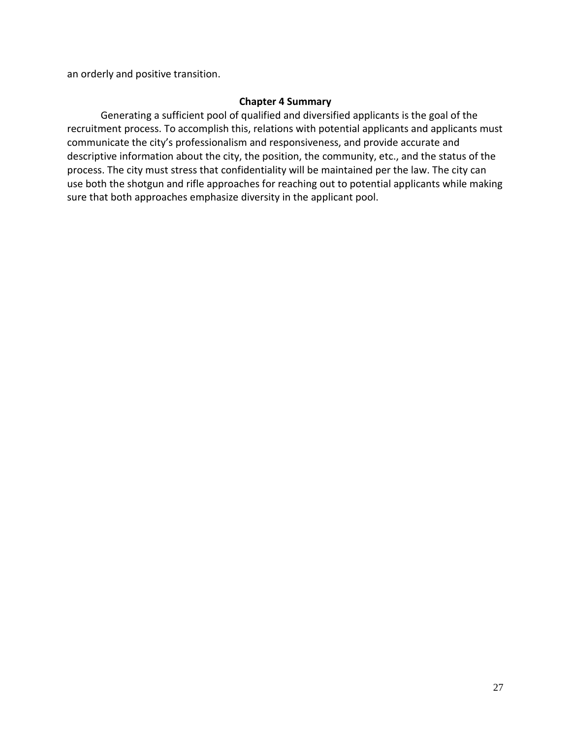an orderly and positive transition.

## Chapter 4 Summary

Generating a sufficient pool of qualified and diversified applicants is the goal of the recruitment process. To accomplish this, relations with potential applicants and applicants must communicate the city's professionalism and responsiveness, and provide accurate and descriptive information about the city, the position, the community, etc., and the status of the process. The city must stress that confidentiality will be maintained per the law. The city can use both the shotgun and rifle approaches for reaching out to potential applicants while making sure that both approaches emphasize diversity in the applicant pool.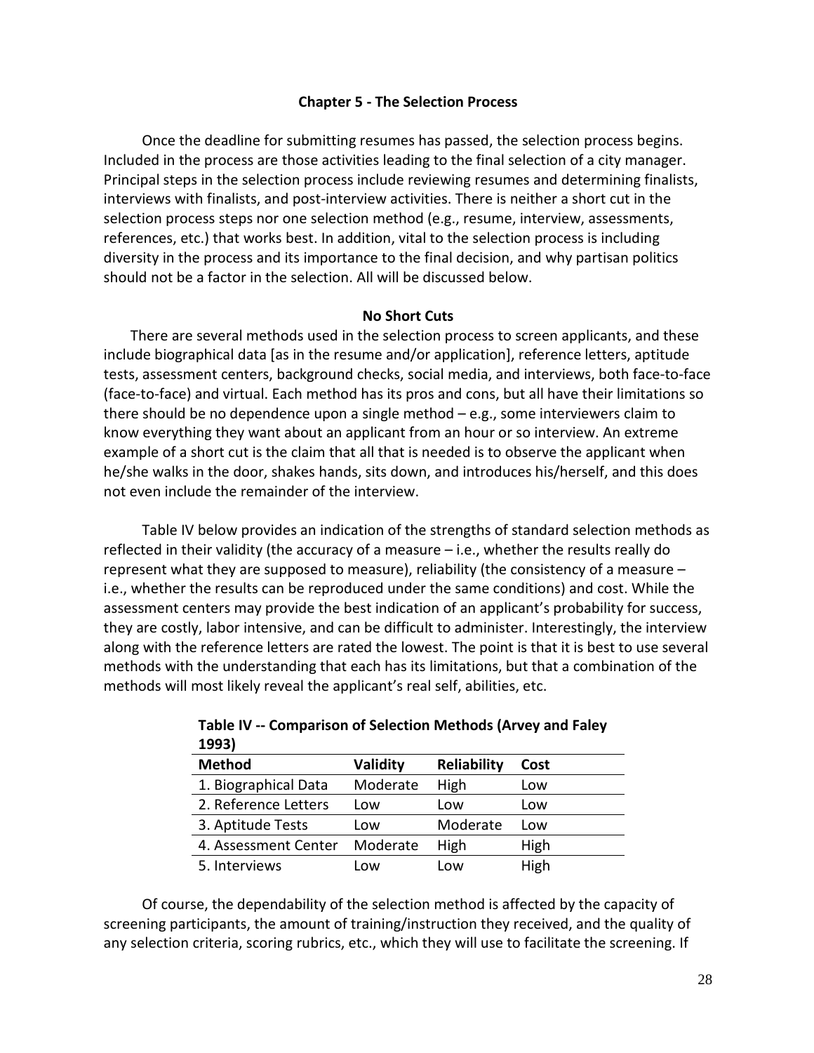## Chapter 5 - The Selection Process

Once the deadline for submitting resumes has passed, the selection process begins. Included in the process are those activities leading to the final selection of a city manager. Principal steps in the selection process include reviewing resumes and determining finalists, interviews with finalists, and post-interview activities. There is neither a short cut in the selection process steps nor one selection method (e.g., resume, interview, assessments, references, etc.) that works best. In addition, vital to the selection process is including diversity in the process and its importance to the final decision, and why partisan politics should not be a factor in the selection. All will be discussed below.

### No Short Cuts

There are several methods used in the selection process to screen applicants, and these include biographical data [as in the resume and/or application], reference letters, aptitude tests, assessment centers, background checks, social media, and interviews, both face-to-face (face-to-face) and virtual. Each method has its pros and cons, but all have their limitations so there should be no dependence upon a single method – e.g., some interviewers claim to know everything they want about an applicant from an hour or so interview. An extreme example of a short cut is the claim that all that is needed is to observe the applicant when he/she walks in the door, shakes hands, sits down, and introduces his/herself, and this does not even include the remainder of the interview.

Table IV below provides an indication of the strengths of standard selection methods as reflected in their validity (the accuracy of a measure – i.e., whether the results really do represent what they are supposed to measure), reliability (the consistency of a measure – i.e., whether the results can be reproduced under the same conditions) and cost. While the assessment centers may provide the best indication of an applicant's probability for success, they are costly, labor intensive, and can be difficult to administer. Interestingly, the interview along with the reference letters are rated the lowest. The point is that it is best to use several methods with the understanding that each has its limitations, but that a combination of the methods will most likely reveal the applicant's real self, abilities, etc.

**Table IV -- Comparison of Selection Methods (Arvey and Faley 1993)**

| Method | Validity | Reliability | Cost |
|---|---|---|---|
| 1. Biographical Data | Moderate | High | Low |
| 2. Reference Letters | Low | Low | Low |
| 3. Aptitude Tests | Low | Moderate | Low |
| 4. Assessment Center | Moderate | High | High |
| 5. Interviews | Low | Low | High |

Of course, the dependability of the selection method is affected by the capacity of screening participants, the amount of training/instruction they received, and the quality of any selection criteria, scoring rubrics, etc., which they will use to facilitate the screening. If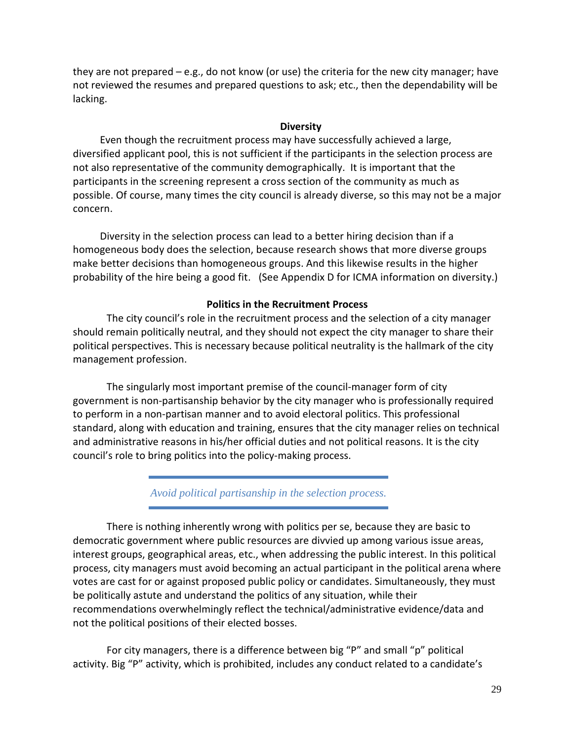they are not prepared – e.g., do not know (or use) the criteria for the new city manager; have not reviewed the resumes and prepared questions to ask; etc., then the dependability will be lacking.

### Diversity

Even though the recruitment process may have successfully achieved a large, diversified applicant pool, this is not sufficient if the participants in the selection process are not also representative of the community demographically. It is important that the participants in the screening represent a cross section of the community as much as possible. Of course, many times the city council is already diverse, so this may not be a major concern.

Diversity in the selection process can lead to a better hiring decision than if a homogeneous body does the selection, because research shows that more diverse groups make better decisions than homogeneous groups. And this likewise results in the higher probability of the hire being a good fit. (See Appendix D for ICMA information on diversity.)

### Politics in the Recruitment Process

The city council's role in the recruitment process and the selection of a city manager should remain politically neutral, and they should not expect the city manager to share their political perspectives. This is necessary because political neutrality is the hallmark of the city management profession.

The singularly most important premise of the council-manager form of city government is non-partisanship behavior by the city manager who is professionally required to perform in a non-partisan manner and to avoid electoral politics. This professional standard, along with education and training, ensures that the city manager relies on technical and administrative reasons in his/her official duties and not political reasons. It is the city council's role to bring politics into the policy-making process.

*Avoid political partisanship in the selection process.*

There is nothing inherently wrong with politics per se, because they are basic to democratic government where public resources are divvied up among various issue areas, interest groups, geographical areas, etc., when addressing the public interest. In this political process, city managers must avoid becoming an actual participant in the political arena where votes are cast for or against proposed public policy or candidates. Simultaneously, they must be politically astute and understand the politics of any situation, while their recommendations overwhelmingly reflect the technical/administrative evidence/data and not the political positions of their elected bosses.

For city managers, there is a difference between big "P" and small "p" political activity. Big "P" activity, which is prohibited, includes any conduct related to a candidate's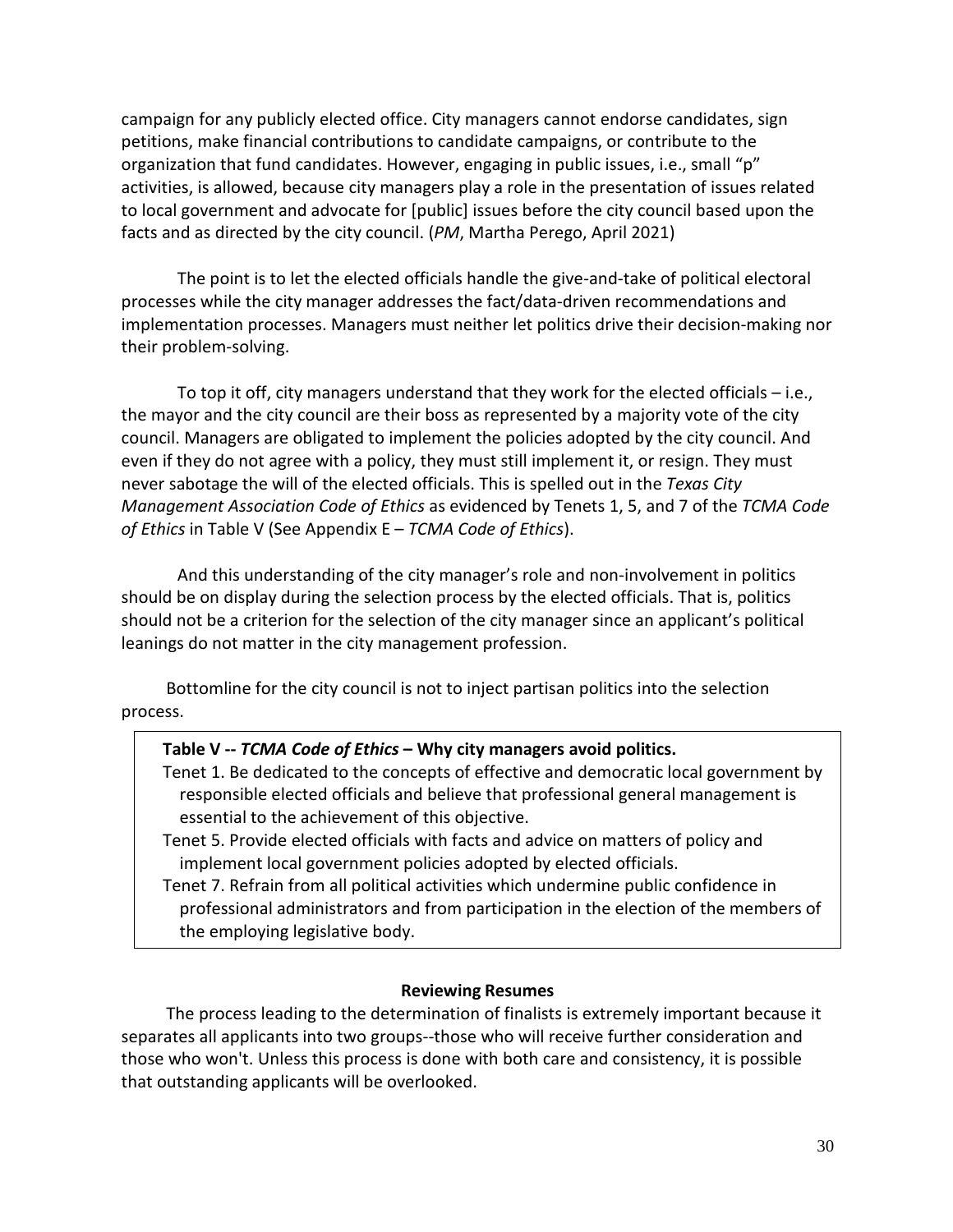campaign for any publicly elected office. City managers cannot endorse candidates, sign petitions, make financial contributions to candidate campaigns, or contribute to the organization that fund candidates. However, engaging in public issues, i.e., small "p" activities, is allowed, because city managers play a role in the presentation of issues related to local government and advocate for [public] issues before the city council based upon the facts and as directed by the city council. (*PM*, Martha Perego, April 2021)

The point is to let the elected officials handle the give-and-take of political electoral processes while the city manager addresses the fact/data-driven recommendations and implementation processes. Managers must neither let politics drive their decision-making nor their problem-solving.

To top it off, city managers understand that they work for the elected officials – i.e., the mayor and the city council are their boss as represented by a majority vote of the city council. Managers are obligated to implement the policies adopted by the city council. And even if they do not agree with a policy, they must still implement it, or resign. They must never sabotage the will of the elected officials. This is spelled out in the *Texas City Management Association Code of Ethics* as evidenced by Tenets 1, 5, and 7 of the *TCMA Code of Ethics* in Table V (See Appendix E – *TCMA Code of Ethics*).

And this understanding of the city manager's role and non-involvement in politics should be on display during the selection process by the elected officials. That is, politics should not be a criterion for the selection of the city manager since an applicant's political leanings do not matter in the city management profession.

Bottomline for the city council is not to inject partisan politics into the selection process.

**Table V -- *TCMA Code of Ethics* – Why city managers avoid politics.**

Tenet 1. Be dedicated to the concepts of effective and democratic local government by responsible elected officials and believe that professional general management is essential to the achievement of this objective.

Tenet 5. Provide elected officials with facts and advice on matters of policy and implement local government policies adopted by elected officials.

Tenet 7. Refrain from all political activities which undermine public confidence in professional administrators and from participation in the election of the members of the employing legislative body.

**Reviewing Resumes**

The process leading to the determination of finalists is extremely important because it separates all applicants into two groups--those who will receive further consideration and those who won't. Unless this process is done with both care and consistency, it is possible that outstanding applicants will be overlooked.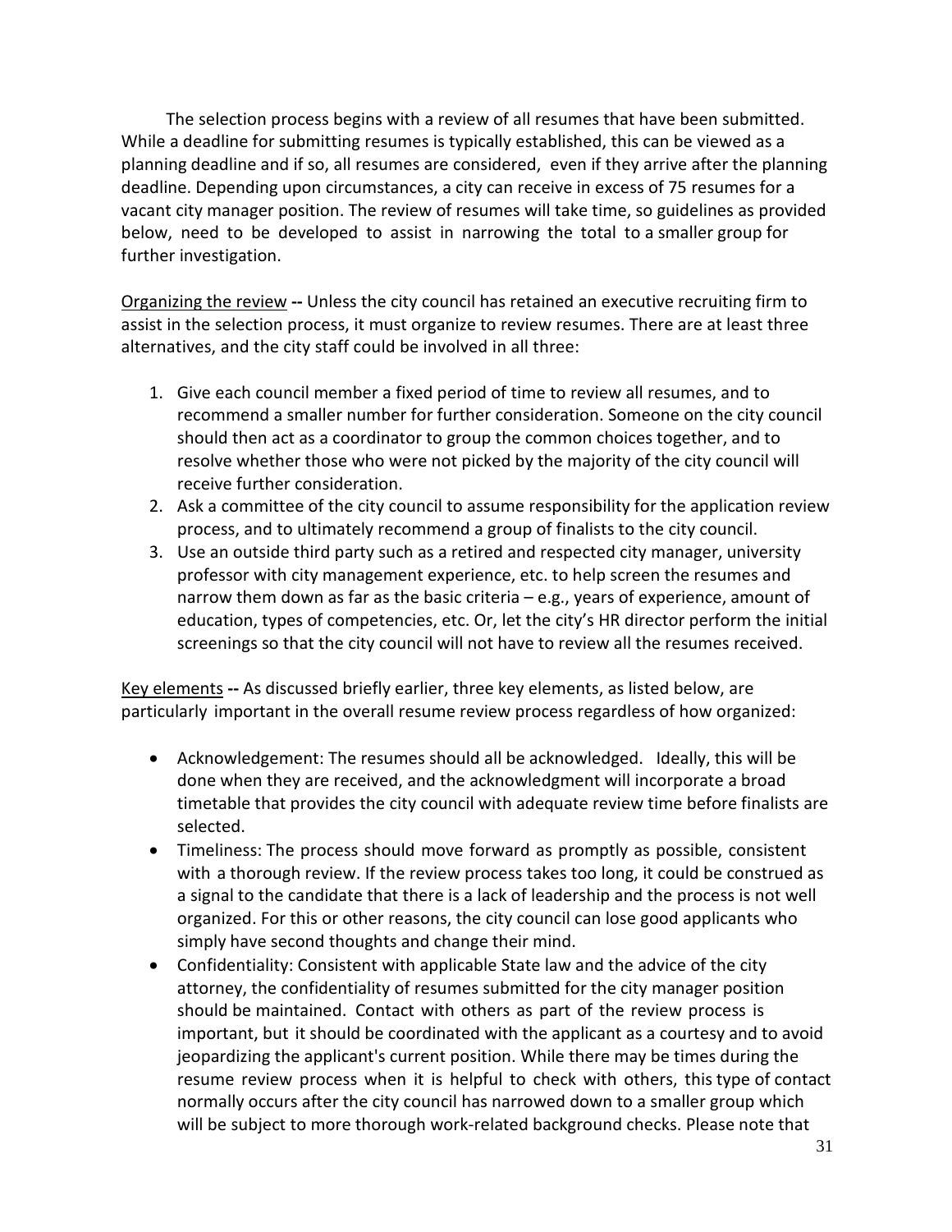The selection process begins with a review of all resumes that have been submitted. While a deadline for submitting resumes is typically established, this can be viewed as a planning deadline and if so, all resumes are considered, even if they arrive after the planning deadline. Depending upon circumstances, a city can receive in excess of 75 resumes for a vacant city manager position. The review of resumes will take time, so guidelines as provided below, need to be developed to assist in narrowing the total to a smaller group for further investigation.

Organizing the review **--** Unless the city council has retained an executive recruiting firm to assist in the selection process, it must organize to review resumes. There are at least three alternatives, and the city staff could be involved in all three:

1. Give each council member a fixed period of time to review all resumes, and to recommend a smaller number for further consideration. Someone on the city council should then act as a coordinator to group the common choices together, and to resolve whether those who were not picked by the majority of the city council will receive further consideration.
2. Ask a committee of the city council to assume responsibility for the application review process, and to ultimately recommend a group of finalists to the city council.
3. Use an outside third party such as a retired and respected city manager, university professor with city management experience, etc. to help screen the resumes and narrow them down as far as the basic criteria – e.g., years of experience, amount of education, types of competencies, etc. Or, let the city's HR director perform the initial screenings so that the city council will not have to review all the resumes received.

Key elements **--** As discussed briefly earlier, three key elements, as listed below, are particularly important in the overall resume review process regardless of how organized:

- Acknowledgement: The resumes should all be acknowledged. Ideally, this will be done when they are received, and the acknowledgment will incorporate a broad timetable that provides the city council with adequate review time before finalists are selected.
- Timeliness: The process should move forward as promptly as possible, consistent with a thorough review. If the review process takes too long, it could be construed as a signal to the candidate that there is a lack of leadership and the process is not well organized. For this or other reasons, the city council can lose good applicants who simply have second thoughts and change their mind.
- Confidentiality: Consistent with applicable State law and the advice of the city attorney, the confidentiality of resumes submitted for the city manager position should be maintained. Contact with others as part of the review process is important, but it should be coordinated with the applicant as a courtesy and to avoid jeopardizing the applicant's current position. While there may be times during the resume review process when it is helpful to check with others, this type of contact normally occurs after the city council has narrowed down to a smaller group which will be subject to more thorough work-related background checks. Please note that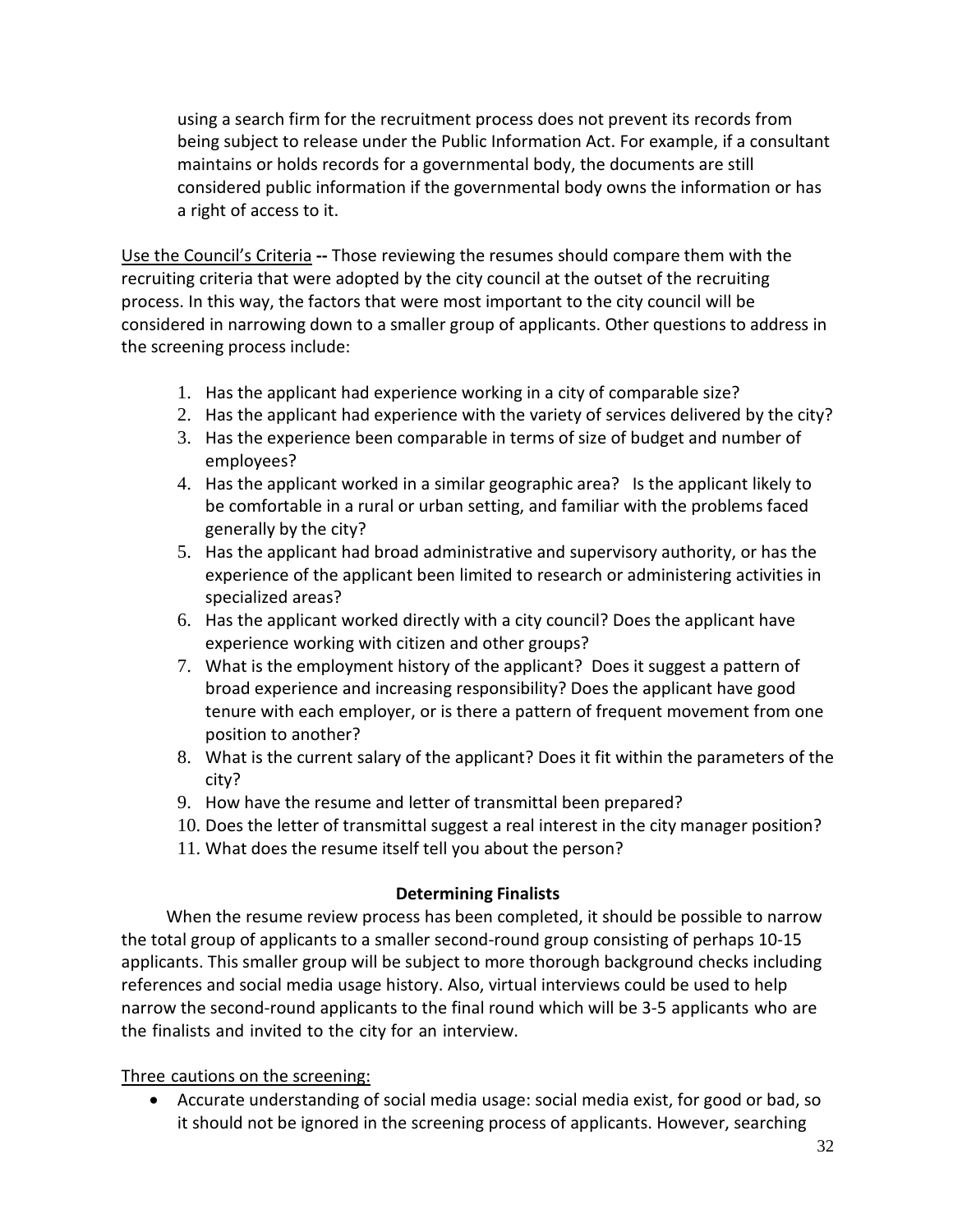using a search firm for the recruitment process does not prevent its records from being subject to release under the Public Information Act. For example, if a consultant maintains or holds records for a governmental body, the documents are still considered public information if the governmental body owns the information or has a right of access to it.

<u>Use the Council's Criteria</u> **--** Those reviewing the resumes should compare them with the recruiting criteria that were adopted by the city council at the outset of the recruiting process. In this way, the factors that were most important to the city council will be considered in narrowing down to a smaller group of applicants. Other questions to address in the screening process include:

1. Has the applicant had experience working in a city of comparable size?
2. Has the applicant had experience with the variety of services delivered by the city?
3. Has the experience been comparable in terms of size of budget and number of employees?
4. Has the applicant worked in a similar geographic area? Is the applicant likely to be comfortable in a rural or urban setting, and familiar with the problems faced generally by the city?
5. Has the applicant had broad administrative and supervisory authority, or has the experience of the applicant been limited to research or administering activities in specialized areas?
6. Has the applicant worked directly with a city council? Does the applicant have experience working with citizen and other groups?
7. What is the employment history of the applicant? Does it suggest a pattern of broad experience and increasing responsibility? Does the applicant have good tenure with each employer, or is there a pattern of frequent movement from one position to another?
8. What is the current salary of the applicant? Does it fit within the parameters of the city?
9. How have the resume and letter of transmittal been prepared?
10. Does the letter of transmittal suggest a real interest in the city manager position?
11. What does the resume itself tell you about the person?

**Determining Finalists**

When the resume review process has been completed, it should be possible to narrow the total group of applicants to a smaller second-round group consisting of perhaps 10-15 applicants. This smaller group will be subject to more thorough background checks including references and social media usage history. Also, virtual interviews could be used to help narrow the second-round applicants to the final round which will be 3-5 applicants who are the finalists and invited to the city for an interview.

<u>Three cautions on the screening:</u>

- Accurate understanding of social media usage: social media exist, for good or bad, so it should not be ignored in the screening process of applicants. However, searching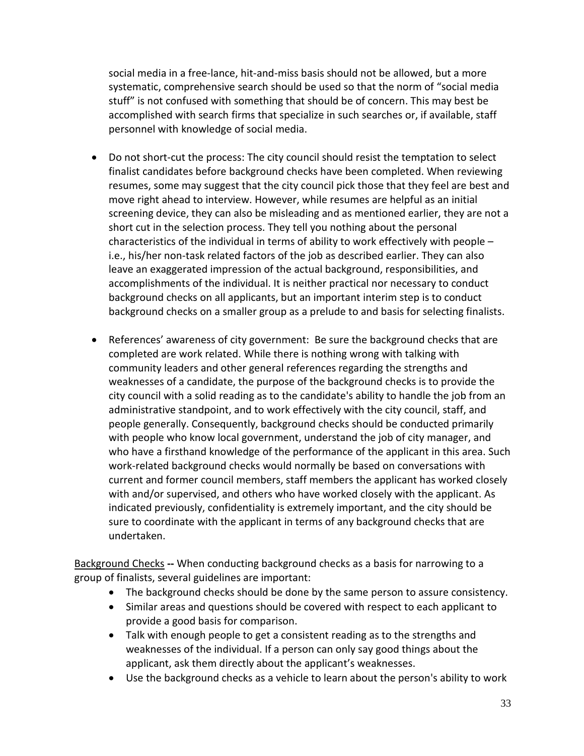social media in a free-lance, hit-and-miss basis should not be allowed, but a more systematic, comprehensive search should be used so that the norm of "social media stuff" is not confused with something that should be of concern. This may best be accomplished with search firms that specialize in such searches or, if available, staff personnel with knowledge of social media.

- Do not short-cut the process: The city council should resist the temptation to select finalist candidates before background checks have been completed. When reviewing resumes, some may suggest that the city council pick those that they feel are best and move right ahead to interview. However, while resumes are helpful as an initial screening device, they can also be misleading and as mentioned earlier, they are not a short cut in the selection process. They tell you nothing about the personal characteristics of the individual in terms of ability to work effectively with people – i.e., his/her non-task related factors of the job as described earlier. They can also leave an exaggerated impression of the actual background, responsibilities, and accomplishments of the individual. It is neither practical nor necessary to conduct background checks on all applicants, but an important interim step is to conduct background checks on a smaller group as a prelude to and basis for selecting finalists.

- References' awareness of city government: Be sure the background checks that are completed are work related. While there is nothing wrong with talking with community leaders and other general references regarding the strengths and weaknesses of a candidate, the purpose of the background checks is to provide the city council with a solid reading as to the candidate's ability to handle the job from an administrative standpoint, and to work effectively with the city council, staff, and people generally. Consequently, background checks should be conducted primarily with people who know local government, understand the job of city manager, and who have a firsthand knowledge of the performance of the applicant in this area. Such work-related background checks would normally be based on conversations with current and former council members, staff members the applicant has worked closely with and/or supervised, and others who have worked closely with the applicant. As indicated previously, confidentiality is extremely important, and the city should be sure to coordinate with the applicant in terms of any background checks that are undertaken.

<u>Background Checks</u> **--** When conducting background checks as a basis for narrowing to a group of finalists, several guidelines are important:

- The background checks should be done by the same person to assure consistency.
- Similar areas and questions should be covered with respect to each applicant to provide a good basis for comparison.
- Talk with enough people to get a consistent reading as to the strengths and weaknesses of the individual. If a person can only say good things about the applicant, ask them directly about the applicant's weaknesses.
- Use the background checks as a vehicle to learn about the person's ability to work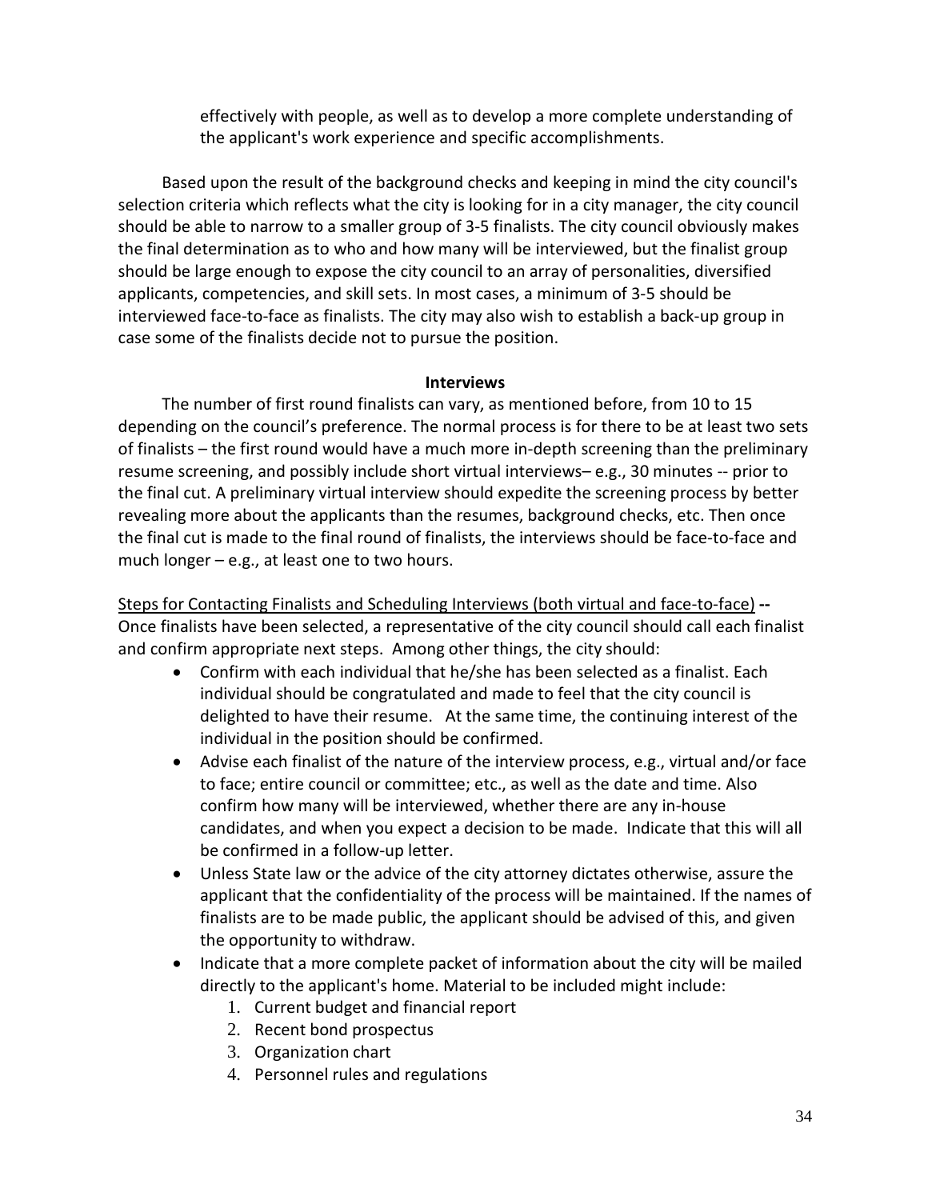effectively with people, as well as to develop a more complete understanding of the applicant's work experience and specific accomplishments.

Based upon the result of the background checks and keeping in mind the city council's selection criteria which reflects what the city is looking for in a city manager, the city council should be able to narrow to a smaller group of 3-5 finalists. The city council obviously makes the final determination as to who and how many will be interviewed, but the finalist group should be large enough to expose the city council to an array of personalities, diversified applicants, competencies, and skill sets. In most cases, a minimum of 3-5 should be interviewed face-to-face as finalists. The city may also wish to establish a back-up group in case some of the finalists decide not to pursue the position.

**Interviews**

The number of first round finalists can vary, as mentioned before, from 10 to 15 depending on the council's preference. The normal process is for there to be at least two sets of finalists – the first round would have a much more in-depth screening than the preliminary resume screening, and possibly include short virtual interviews– e.g., 30 minutes -- prior to the final cut. A preliminary virtual interview should expedite the screening process by better revealing more about the applicants than the resumes, background checks, etc. Then once the final cut is made to the final round of finalists, the interviews should be face-to-face and much longer – e.g., at least one to two hours.

Steps for Contacting Finalists and Scheduling Interviews (both virtual and face-to-face) **--** Once finalists have been selected, a representative of the city council should call each finalist and confirm appropriate next steps. Among other things, the city should:

- Confirm with each individual that he/she has been selected as a finalist. Each individual should be congratulated and made to feel that the city council is delighted to have their resume. At the same time, the continuing interest of the individual in the position should be confirmed.
- Advise each finalist of the nature of the interview process, e.g., virtual and/or face to face; entire council or committee; etc., as well as the date and time. Also confirm how many will be interviewed, whether there are any in-house candidates, and when you expect a decision to be made. Indicate that this will all be confirmed in a follow-up letter.
- Unless State law or the advice of the city attorney dictates otherwise, assure the applicant that the confidentiality of the process will be maintained. If the names of finalists are to be made public, the applicant should be advised of this, and given the opportunity to withdraw.
- Indicate that a more complete packet of information about the city will be mailed directly to the applicant's home. Material to be included might include:
    1. Current budget and financial report
    2. Recent bond prospectus
    3. Organization chart
    4. Personnel rules and regulations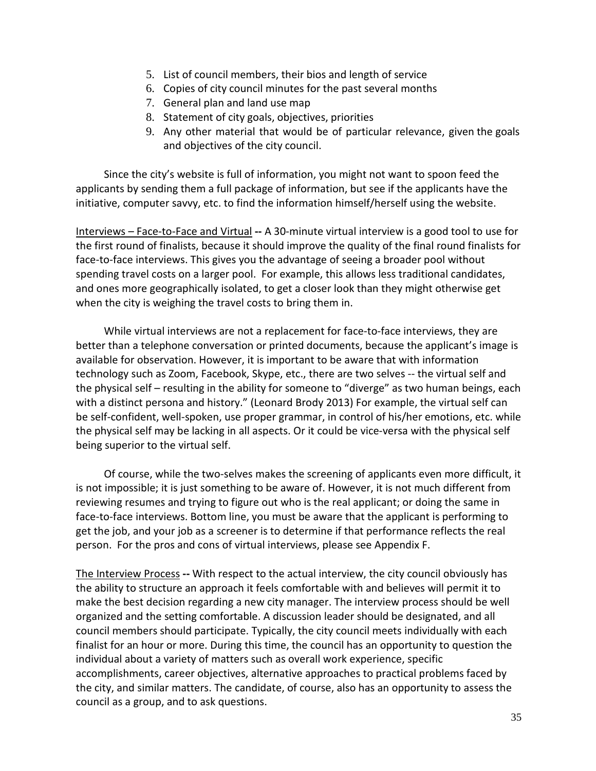5. List of council members, their bios and length of service
6. Copies of city council minutes for the past several months
7. General plan and land use map
8. Statement of city goals, objectives, priorities
9. Any other material that would be of particular relevance, given the goals and objectives of the city council.

Since the city's website is full of information, you might not want to spoon feed the applicants by sending them a full package of information, but see if the applicants have the initiative, computer savvy, etc. to find the information himself/herself using the website.

<u>Interviews – Face-to-Face and Virtual</u> **--** A 30-minute virtual interview is a good tool to use for the first round of finalists, because it should improve the quality of the final round finalists for face-to-face interviews. This gives you the advantage of seeing a broader pool without spending travel costs on a larger pool. For example, this allows less traditional candidates, and ones more geographically isolated, to get a closer look than they might otherwise get when the city is weighing the travel costs to bring them in.

While virtual interviews are not a replacement for face-to-face interviews, they are better than a telephone conversation or printed documents, because the applicant's image is available for observation. However, it is important to be aware that with information technology such as Zoom, Facebook, Skype, etc., there are two selves -- the virtual self and the physical self – resulting in the ability for someone to "diverge" as two human beings, each with a distinct persona and history." (Leonard Brody 2013) For example, the virtual self can be self-confident, well-spoken, use proper grammar, in control of his/her emotions, etc. while the physical self may be lacking in all aspects. Or it could be vice-versa with the physical self being superior to the virtual self.

Of course, while the two-selves makes the screening of applicants even more difficult, it is not impossible; it is just something to be aware of. However, it is not much different from reviewing resumes and trying to figure out who is the real applicant; or doing the same in face-to-face interviews. Bottom line, you must be aware that the applicant is performing to get the job, and your job as a screener is to determine if that performance reflects the real person. For the pros and cons of virtual interviews, please see Appendix F.

<u>The Interview Process</u> **--** With respect to the actual interview, the city council obviously has the ability to structure an approach it feels comfortable with and believes will permit it to make the best decision regarding a new city manager. The interview process should be well organized and the setting comfortable. A discussion leader should be designated, and all council members should participate. Typically, the city council meets individually with each finalist for an hour or more. During this time, the council has an opportunity to question the individual about a variety of matters such as overall work experience, specific accomplishments, career objectives, alternative approaches to practical problems faced by the city, and similar matters. The candidate, of course, also has an opportunity to assess the council as a group, and to ask questions.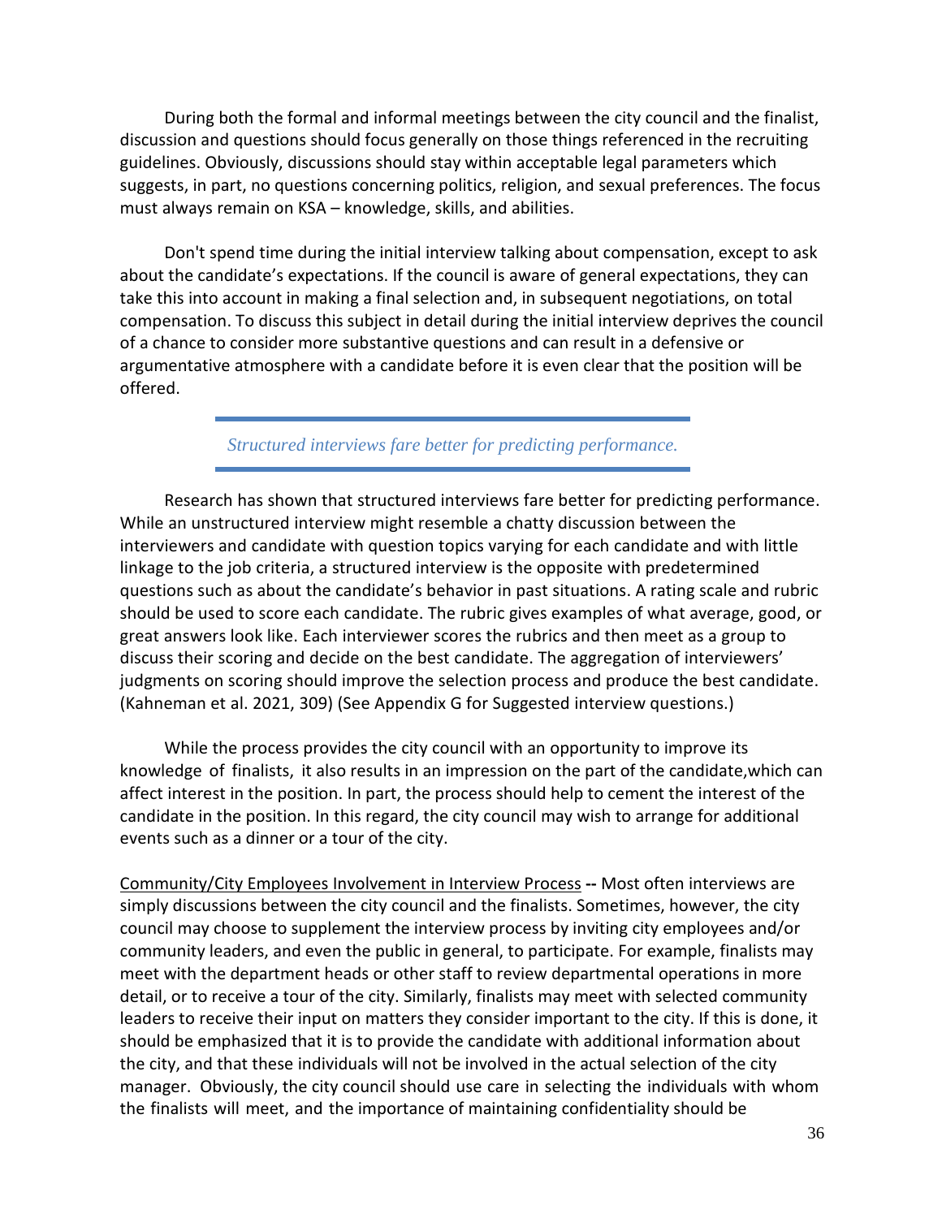During both the formal and informal meetings between the city council and the finalist, discussion and questions should focus generally on those things referenced in the recruiting guidelines. Obviously, discussions should stay within acceptable legal parameters which suggests, in part, no questions concerning politics, religion, and sexual preferences. The focus must always remain on KSA – knowledge, skills, and abilities.

Don't spend time during the initial interview talking about compensation, except to ask about the candidate's expectations. If the council is aware of general expectations, they can take this into account in making a final selection and, in subsequent negotiations, on total compensation. To discuss this subject in detail during the initial interview deprives the council of a chance to consider more substantive questions and can result in a defensive or argumentative atmosphere with a candidate before it is even clear that the position will be offered.

*Structured interviews fare better for predicting performance.*

Research has shown that structured interviews fare better for predicting performance. While an unstructured interview might resemble a chatty discussion between the interviewers and candidate with question topics varying for each candidate and with little linkage to the job criteria, a structured interview is the opposite with predetermined questions such as about the candidate's behavior in past situations. A rating scale and rubric should be used to score each candidate. The rubric gives examples of what average, good, or great answers look like. Each interviewer scores the rubrics and then meet as a group to discuss their scoring and decide on the best candidate. The aggregation of interviewers' judgments on scoring should improve the selection process and produce the best candidate. (Kahneman et al. 2021, 309) (See Appendix G for Suggested interview questions.)

While the process provides the city council with an opportunity to improve its knowledge of finalists, it also results in an impression on the part of the candidate,which can affect interest in the position. In part, the process should help to cement the interest of the candidate in the position. In this regard, the city council may wish to arrange for additional events such as a dinner or a tour of the city.

Community/City Employees Involvement in Interview Process **--** Most often interviews are simply discussions between the city council and the finalists. Sometimes, however, the city council may choose to supplement the interview process by inviting city employees and/or community leaders, and even the public in general, to participate. For example, finalists may meet with the department heads or other staff to review departmental operations in more detail, or to receive a tour of the city. Similarly, finalists may meet with selected community leaders to receive their input on matters they consider important to the city. If this is done, it should be emphasized that it is to provide the candidate with additional information about the city, and that these individuals will not be involved in the actual selection of the city manager. Obviously, the city council should use care in selecting the individuals with whom the finalists will meet, and the importance of maintaining confidentiality should be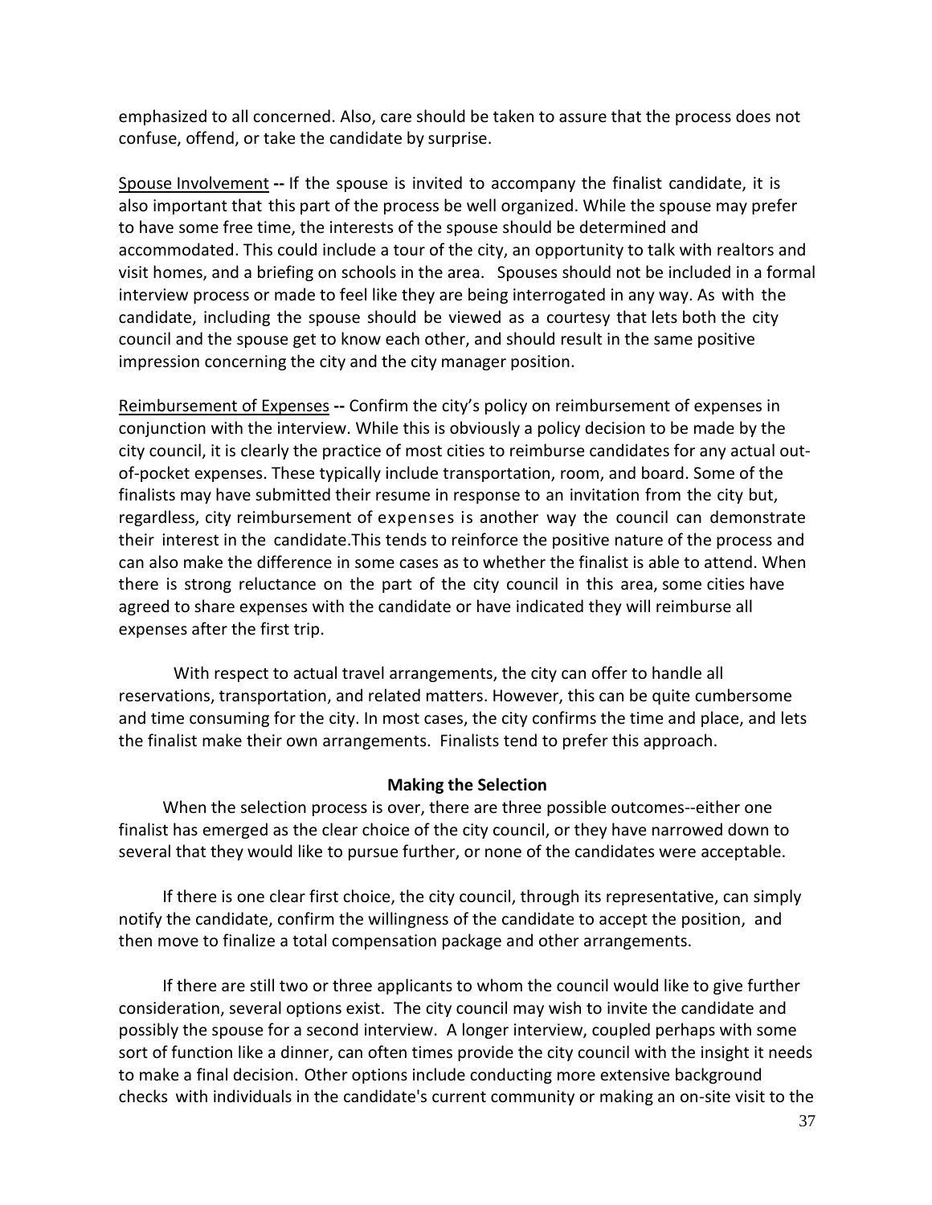emphasized to all concerned. Also, care should be taken to assure that the process does not confuse, offend, or take the candidate by surprise.

Spouse Involvement -- If the spouse is invited to accompany the finalist candidate, it is also important that this part of the process be well organized. While the spouse may prefer to have some free time, the interests of the spouse should be determined and accommodated. This could include a tour of the city, an opportunity to talk with realtors and visit homes, and a briefing on schools in the area. Spouses should not be included in a formal interview process or made to feel like they are being interrogated in any way. As with the candidate, including the spouse should be viewed as a courtesy that lets both the city council and the spouse get to know each other, and should result in the same positive impression concerning the city and the city manager position.

Reimbursement of Expenses -- Confirm the city's policy on reimbursement of expenses in conjunction with the interview. While this is obviously a policy decision to be made by the city council, it is clearly the practice of most cities to reimburse candidates for any actual out-of-pocket expenses. These typically include transportation, room, and board. Some of the finalists may have submitted their resume in response to an invitation from the city but, regardless, city reimbursement of expenses is another way the council can demonstrate their interest in the candidate.This tends to reinforce the positive nature of the process and can also make the difference in some cases as to whether the finalist is able to attend. When there is strong reluctance on the part of the city council in this area, some cities have agreed to share expenses with the candidate or have indicated they will reimburse all expenses after the first trip.

With respect to actual travel arrangements, the city can offer to handle all reservations, transportation, and related matters. However, this can be quite cumbersome and time consuming for the city. In most cases, the city confirms the time and place, and lets the finalist make their own arrangements. Finalists tend to prefer this approach.

### Making the Selection

When the selection process is over, there are three possible outcomes--either one finalist has emerged as the clear choice of the city council, or they have narrowed down to several that they would like to pursue further, or none of the candidates were acceptable.

If there is one clear first choice, the city council, through its representative, can simply notify the candidate, confirm the willingness of the candidate to accept the position, and then move to finalize a total compensation package and other arrangements.

If there are still two or three applicants to whom the council would like to give further consideration, several options exist. The city council may wish to invite the candidate and possibly the spouse for a second interview. A longer interview, coupled perhaps with some sort of function like a dinner, can often times provide the city council with the insight it needs to make a final decision. Other options include conducting more extensive background checks with individuals in the candidate's current community or making an on-site visit to the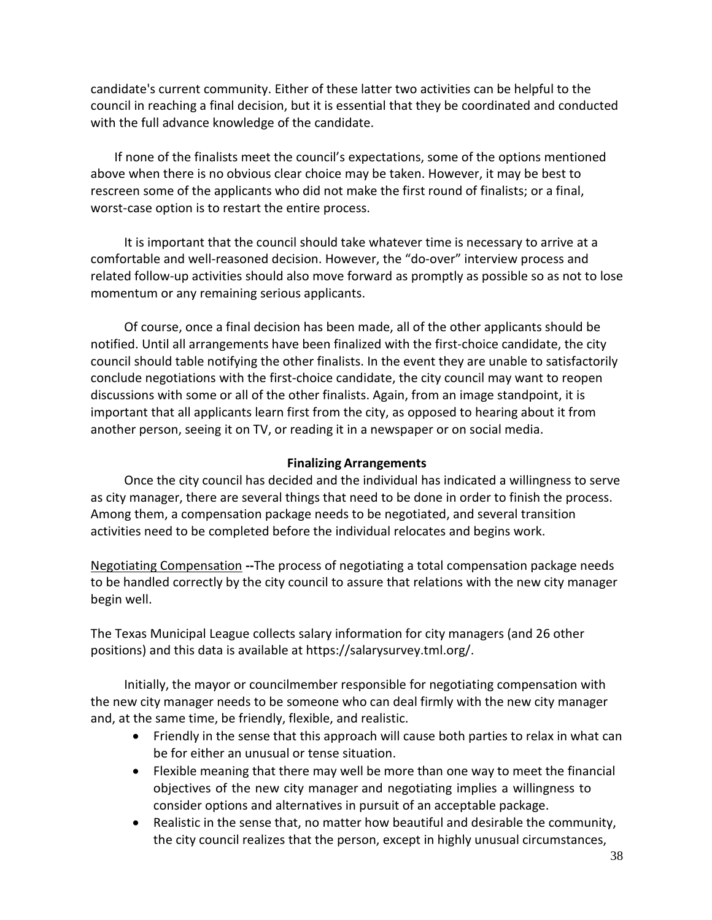candidate's current community. Either of these latter two activities can be helpful to the council in reaching a final decision, but it is essential that they be coordinated and conducted with the full advance knowledge of the candidate.

If none of the finalists meet the council's expectations, some of the options mentioned above when there is no obvious clear choice may be taken. However, it may be best to rescreen some of the applicants who did not make the first round of finalists; or a final, worst-case option is to restart the entire process.

It is important that the council should take whatever time is necessary to arrive at a comfortable and well-reasoned decision. However, the "do-over" interview process and related follow-up activities should also move forward as promptly as possible so as not to lose momentum or any remaining serious applicants.

Of course, once a final decision has been made, all of the other applicants should be notified. Until all arrangements have been finalized with the first-choice candidate, the city council should table notifying the other finalists. In the event they are unable to satisfactorily conclude negotiations with the first-choice candidate, the city council may want to reopen discussions with some or all of the other finalists. Again, from an image standpoint, it is important that all applicants learn first from the city, as opposed to hearing about it from another person, seeing it on TV, or reading it in a newspaper or on social media.

### Finalizing Arrangements

Once the city council has decided and the individual has indicated a willingness to serve as city manager, there are several things that need to be done in order to finish the process. Among them, a compensation package needs to be negotiated, and several transition activities need to be completed before the individual relocates and begins work.

<u>Negotiating Compensation</u> **--**The process of negotiating a total compensation package needs to be handled correctly by the city council to assure that relations with the new city manager begin well.

The Texas Municipal League collects salary information for city managers (and 26 other positions) and this data is available at https://salarysurvey.tml.org/.

Initially, the mayor or councilmember responsible for negotiating compensation with the new city manager needs to be someone who can deal firmly with the new city manager and, at the same time, be friendly, flexible, and realistic.

- Friendly in the sense that this approach will cause both parties to relax in what can be for either an unusual or tense situation.
- Flexible meaning that there may well be more than one way to meet the financial objectives of the new city manager and negotiating implies a willingness to consider options and alternatives in pursuit of an acceptable package.
- Realistic in the sense that, no matter how beautiful and desirable the community, the city council realizes that the person, except in highly unusual circumstances,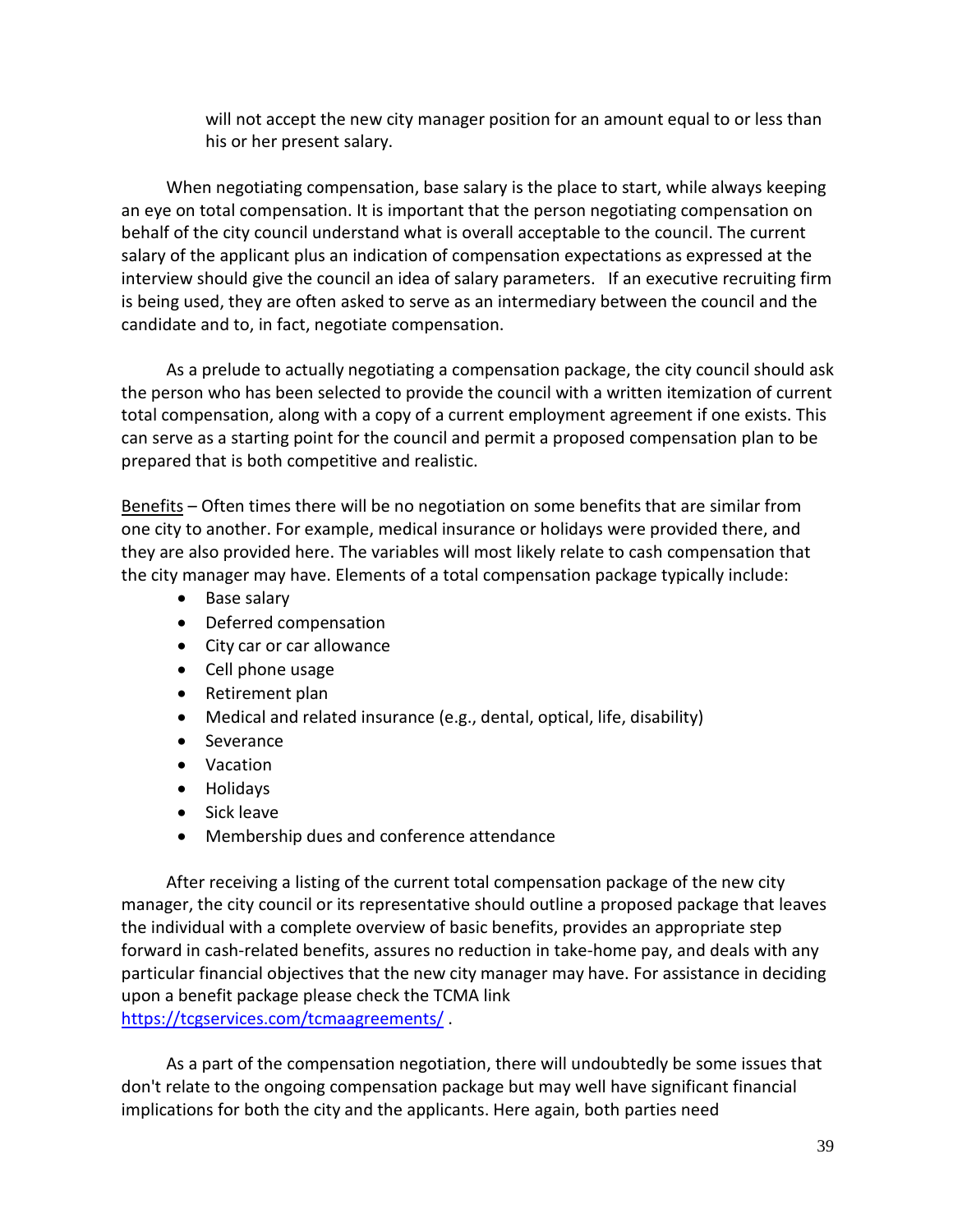will not accept the new city manager position for an amount equal to or less than his or her present salary.

When negotiating compensation, base salary is the place to start, while always keeping an eye on total compensation. It is important that the person negotiating compensation on behalf of the city council understand what is overall acceptable to the council. The current salary of the applicant plus an indication of compensation expectations as expressed at the interview should give the council an idea of salary parameters. If an executive recruiting firm is being used, they are often asked to serve as an intermediary between the council and the candidate and to, in fact, negotiate compensation.

As a prelude to actually negotiating a compensation package, the city council should ask the person who has been selected to provide the council with a written itemization of current total compensation, along with a copy of a current employment agreement if one exists. This can serve as a starting point for the council and permit a proposed compensation plan to be prepared that is both competitive and realistic.

Benefits – Often times there will be no negotiation on some benefits that are similar from one city to another. For example, medical insurance or holidays were provided there, and they are also provided here. The variables will most likely relate to cash compensation that the city manager may have. Elements of a total compensation package typically include:

- Base salary
- Deferred compensation
- City car or car allowance
- Cell phone usage
- Retirement plan
- Medical and related insurance (e.g., dental, optical, life, disability)
- Severance
- Vacation
- Holidays
- Sick leave
- Membership dues and conference attendance

After receiving a listing of the current total compensation package of the new city manager, the city council or its representative should outline a proposed package that leaves the individual with a complete overview of basic benefits, provides an appropriate step forward in cash-related benefits, assures no reduction in take-home pay, and deals with any particular financial objectives that the new city manager may have. For assistance in deciding upon a benefit package please check the TCMA link https://tcgservices.com/tcmaagreements/ .

As a part of the compensation negotiation, there will undoubtedly be some issues that don't relate to the ongoing compensation package but may well have significant financial implications for both the city and the applicants. Here again, both parties need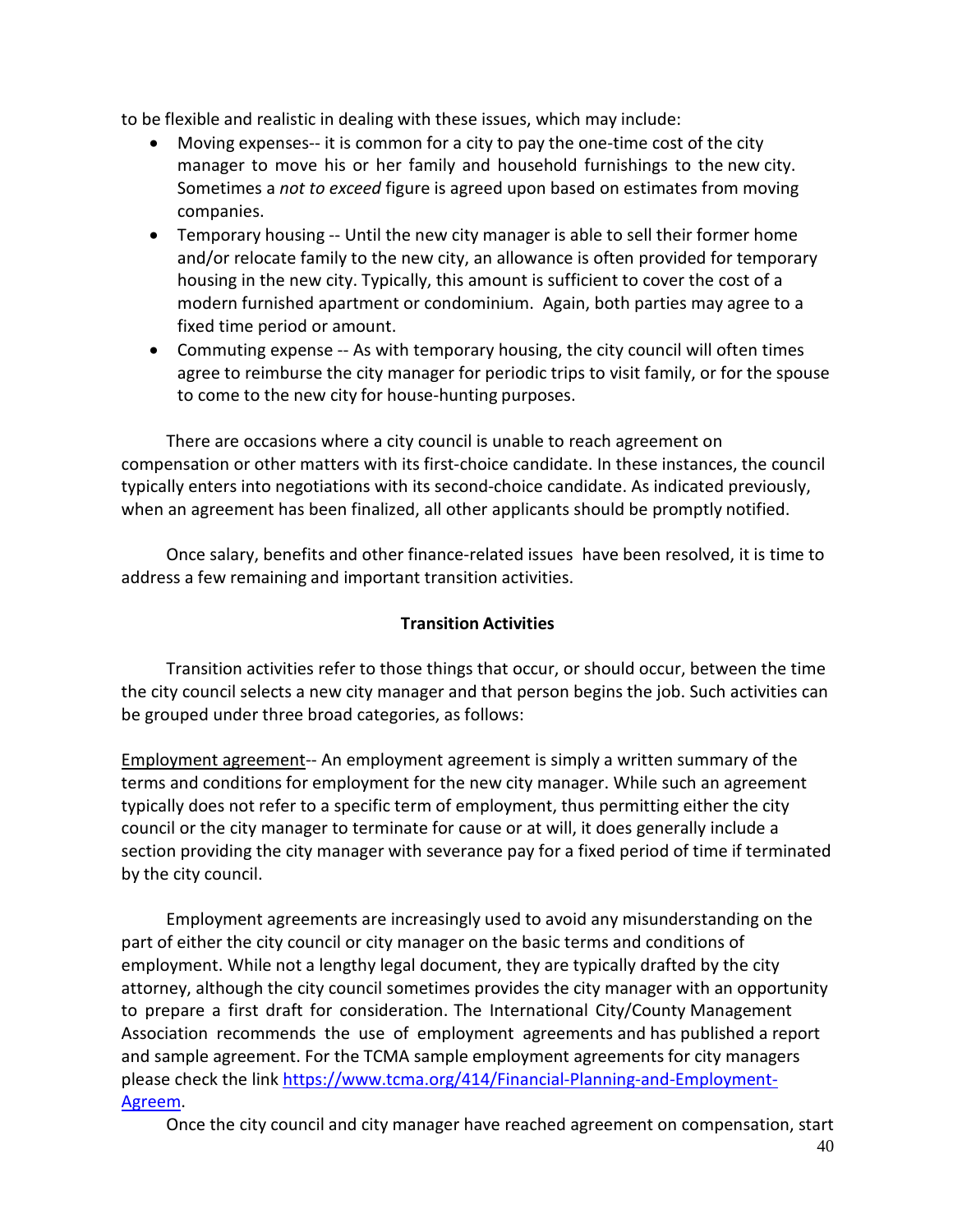to be flexible and realistic in dealing with these issues, which may include:

- Moving expenses-- it is common for a city to pay the one-time cost of the city manager to move his or her family and household furnishings to the new city. Sometimes a *not to exceed* figure is agreed upon based on estimates from moving companies.
- Temporary housing -- Until the new city manager is able to sell their former home and/or relocate family to the new city, an allowance is often provided for temporary housing in the new city. Typically, this amount is sufficient to cover the cost of a modern furnished apartment or condominium. Again, both parties may agree to a fixed time period or amount.
- Commuting expense -- As with temporary housing, the city council will often times agree to reimburse the city manager for periodic trips to visit family, or for the spouse to come to the new city for house-hunting purposes.

There are occasions where a city council is unable to reach agreement on compensation or other matters with its first-choice candidate. In these instances, the council typically enters into negotiations with its second-choice candidate. As indicated previously, when an agreement has been finalized, all other applicants should be promptly notified.

Once salary, benefits and other finance-related issues have been resolved, it is time to address a few remaining and important transition activities.

**Transition Activities**

Transition activities refer to those things that occur, or should occur, between the time the city council selects a new city manager and that person begins the job. Such activities can be grouped under three broad categories, as follows:

Employment agreement-- An employment agreement is simply a written summary of the terms and conditions for employment for the new city manager. While such an agreement typically does not refer to a specific term of employment, thus permitting either the city council or the city manager to terminate for cause or at will, it does generally include a section providing the city manager with severance pay for a fixed period of time if terminated by the city council.

Employment agreements are increasingly used to avoid any misunderstanding on the part of either the city council or city manager on the basic terms and conditions of employment. While not a lengthy legal document, they are typically drafted by the city attorney, although the city council sometimes provides the city manager with an opportunity to prepare a first draft for consideration. The International City/County Management Association recommends the use of employment agreements and has published a report and sample agreement. For the TCMA sample employment agreements for city managers please check the link [https://www.tcma.org/414/Financial-Planning-and-Employment-Agreem](https://www.tcma.org/414/Financial-Planning-and-Employment-Agreem).

Once the city council and city manager have reached agreement on compensation, start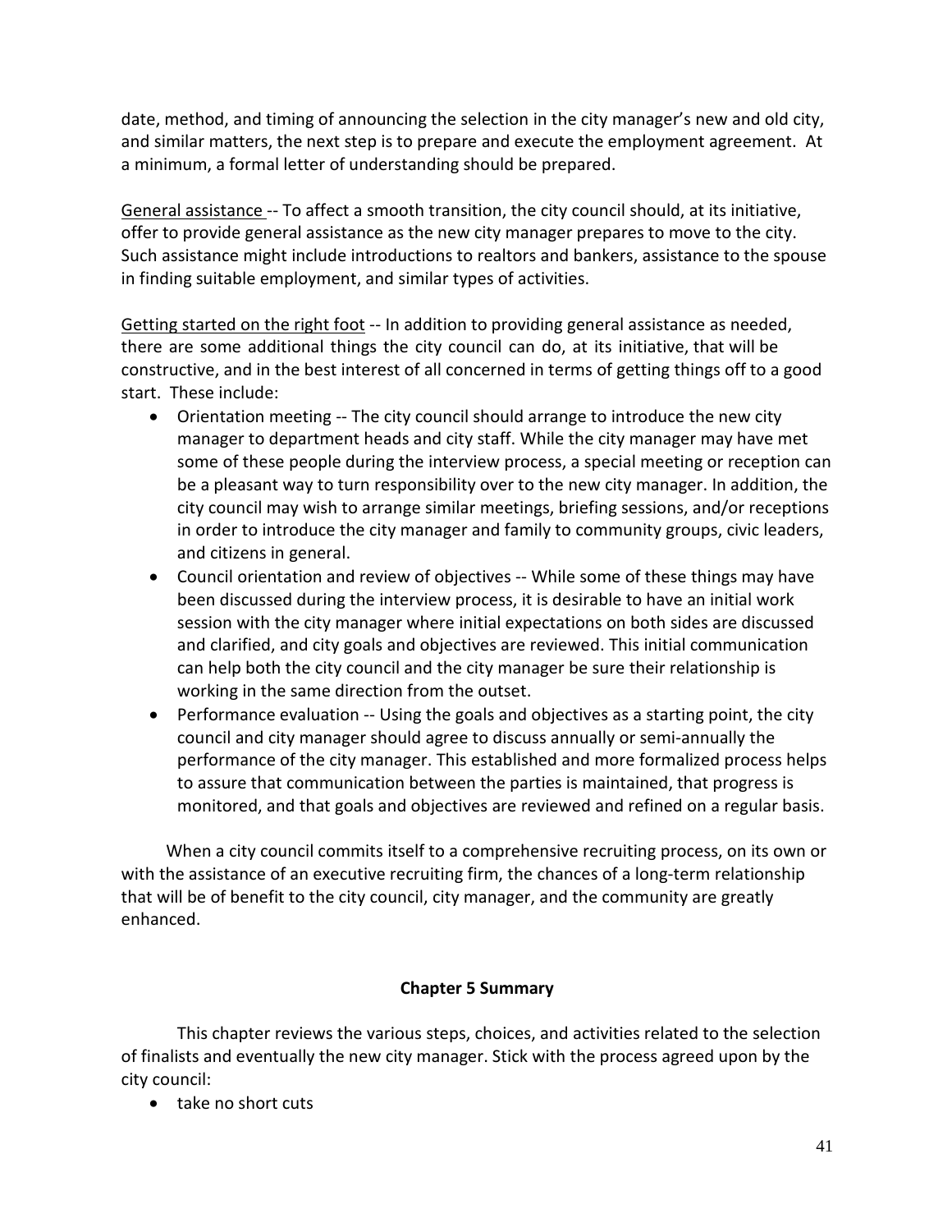date, method, and timing of announcing the selection in the city manager's new and old city, and similar matters, the next step is to prepare and execute the employment agreement. At a minimum, a formal letter of understanding should be prepared.

<u>General assistance</u> -- To affect a smooth transition, the city council should, at its initiative, offer to provide general assistance as the new city manager prepares to move to the city. Such assistance might include introductions to realtors and bankers, assistance to the spouse in finding suitable employment, and similar types of activities.

<u>Getting started on the right foot</u> -- In addition to providing general assistance as needed, there are some additional things the city council can do, at its initiative, that will be constructive, and in the best interest of all concerned in terms of getting things off to a good start. These include:

- Orientation meeting -- The city council should arrange to introduce the new city manager to department heads and city staff. While the city manager may have met some of these people during the interview process, a special meeting or reception can be a pleasant way to turn responsibility over to the new city manager. In addition, the city council may wish to arrange similar meetings, briefing sessions, and/or receptions in order to introduce the city manager and family to community groups, civic leaders, and citizens in general.
- Council orientation and review of objectives -- While some of these things may have been discussed during the interview process, it is desirable to have an initial work session with the city manager where initial expectations on both sides are discussed and clarified, and city goals and objectives are reviewed. This initial communication can help both the city council and the city manager be sure their relationship is working in the same direction from the outset.
- Performance evaluation -- Using the goals and objectives as a starting point, the city council and city manager should agree to discuss annually or semi-annually the performance of the city manager. This established and more formalized process helps to assure that communication between the parties is maintained, that progress is monitored, and that goals and objectives are reviewed and refined on a regular basis.

When a city council commits itself to a comprehensive recruiting process, on its own or with the assistance of an executive recruiting firm, the chances of a long-term relationship that will be of benefit to the city council, city manager, and the community are greatly enhanced.

## Chapter 5 Summary

This chapter reviews the various steps, choices, and activities related to the selection of finalists and eventually the new city manager. Stick with the process agreed upon by the city council:

- take no short cuts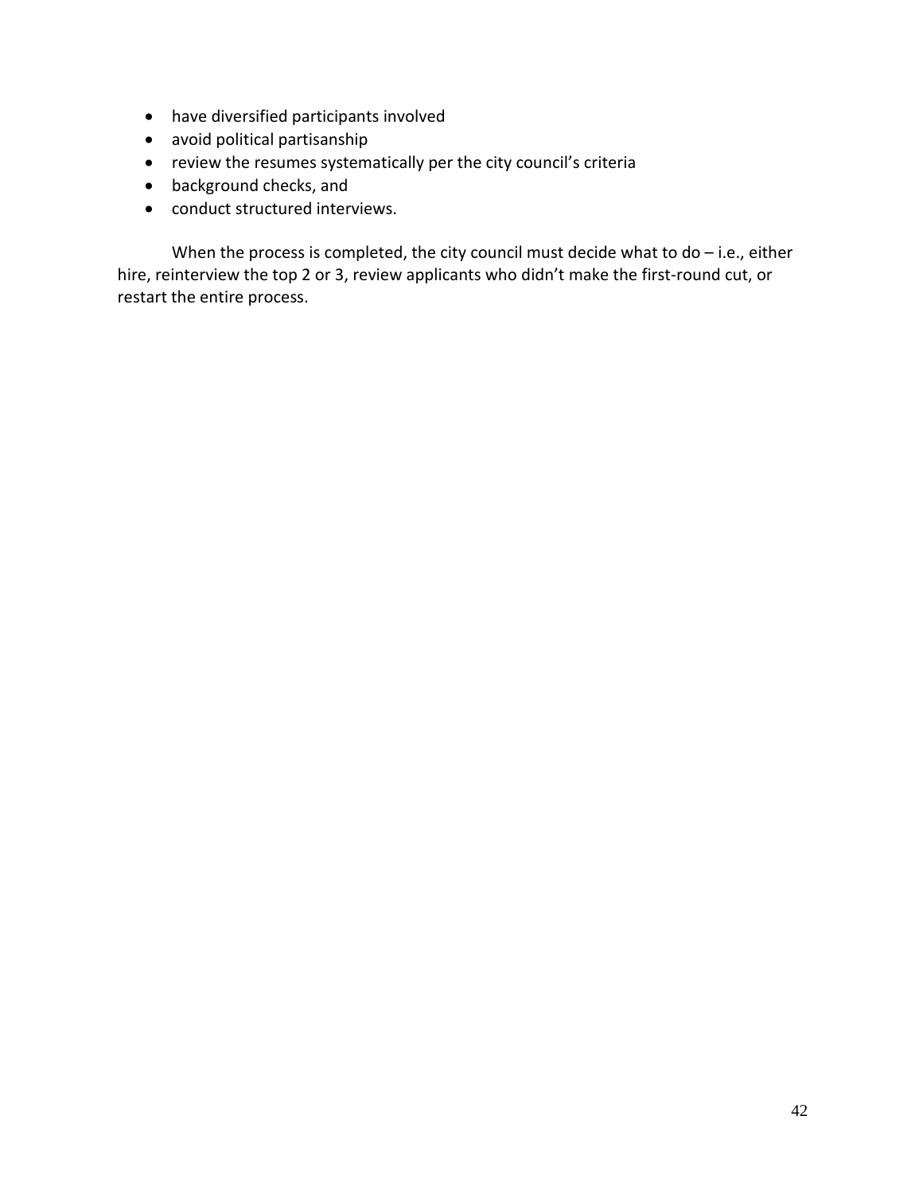- have diversified participants involved
- avoid political partisanship
- review the resumes systematically per the city council's criteria
- background checks, and
- conduct structured interviews.

When the process is completed, the city council must decide what to do – i.e., either hire, reinterview the top 2 or 3, review applicants who didn't make the first-round cut, or restart the entire process.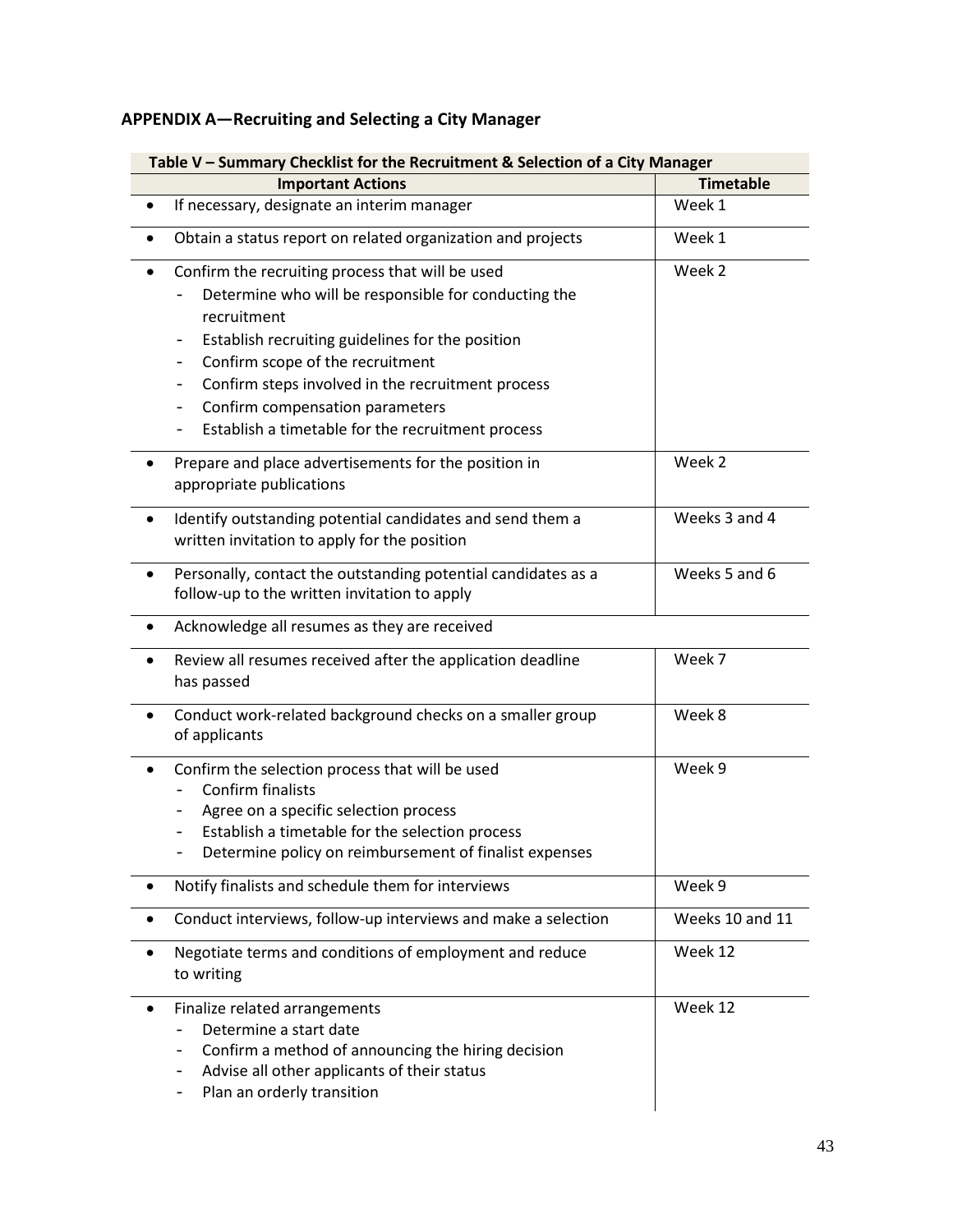## APPENDIX A—Recruiting and Selecting a City Manager

| Table V – Summary Checklist for the Recruitment & Selection of a City Manager | |
|---|---|
| **Important Actions** | **Timetable** |
| • If necessary, designate an interim manager | Week 1 |
| • Obtain a status report on related organization and projects | Week 1 |
| • Confirm the recruiting process that will be used<br>- Determine who will be responsible for conducting the recruitment<br>- Establish recruiting guidelines for the position<br>- Confirm scope of the recruitment<br>- Confirm steps involved in the recruitment process<br>- Confirm compensation parameters<br>- Establish a timetable for the recruitment process | Week 2 |
| • Prepare and place advertisements for the position in appropriate publications | Week 2 |
| • Identify outstanding potential candidates and send them a written invitation to apply for the position | Weeks 3 and 4 |
| • Personally, contact the outstanding potential candidates as a follow-up to the written invitation to apply | Weeks 5 and 6 |
| • Acknowledge all resumes as they are received | |
| • Review all resumes received after the application deadline has passed | Week 7 |
| • Conduct work-related background checks on a smaller group of applicants | Week 8 |
| • Confirm the selection process that will be used<br>- Confirm finalists<br>- Agree on a specific selection process<br>- Establish a timetable for the selection process<br>- Determine policy on reimbursement of finalist expenses | Week 9 |
| • Notify finalists and schedule them for interviews | Week 9 |
| • Conduct interviews, follow-up interviews and make a selection | Weeks 10 and 11 |
| • Negotiate terms and conditions of employment and reduce to writing | Week 12 |
| • Finalize related arrangements<br>- Determine a start date<br>- Confirm a method of announcing the hiring decision<br>- Advise all other applicants of their status<br>- Plan an orderly transition | Week 12 |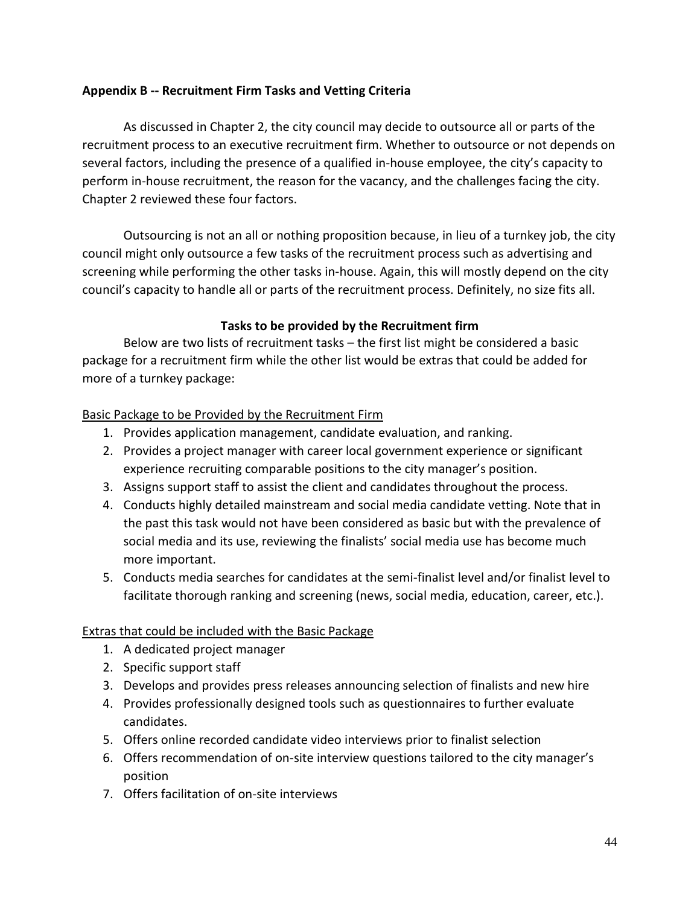## Appendix B -- Recruitment Firm Tasks and Vetting Criteria

As discussed in Chapter 2, the city council may decide to outsource all or parts of the recruitment process to an executive recruitment firm. Whether to outsource or not depends on several factors, including the presence of a qualified in-house employee, the city's capacity to perform in-house recruitment, the reason for the vacancy, and the challenges facing the city. Chapter 2 reviewed these four factors.

Outsourcing is not an all or nothing proposition because, in lieu of a turnkey job, the city council might only outsource a few tasks of the recruitment process such as advertising and screening while performing the other tasks in-house. Again, this will mostly depend on the city council's capacity to handle all or parts of the recruitment process. Definitely, no size fits all.

### Tasks to be provided by the Recruitment firm

Below are two lists of recruitment tasks – the first list might be considered a basic package for a recruitment firm while the other list would be extras that could be added for more of a turnkey package:

Basic Package to be Provided by the Recruitment Firm

1. Provides application management, candidate evaluation, and ranking.
2. Provides a project manager with career local government experience or significant experience recruiting comparable positions to the city manager's position.
3. Assigns support staff to assist the client and candidates throughout the process.
4. Conducts highly detailed mainstream and social media candidate vetting. Note that in the past this task would not have been considered as basic but with the prevalence of social media and its use, reviewing the finalists' social media use has become much more important.
5. Conducts media searches for candidates at the semi-finalist level and/or finalist level to facilitate thorough ranking and screening (news, social media, education, career, etc.).

Extras that could be included with the Basic Package

1. A dedicated project manager
2. Specific support staff
3. Develops and provides press releases announcing selection of finalists and new hire
4. Provides professionally designed tools such as questionnaires to further evaluate candidates.
5. Offers online recorded candidate video interviews prior to finalist selection
6. Offers recommendation of on-site interview questions tailored to the city manager's position
7. Offers facilitation of on-site interviews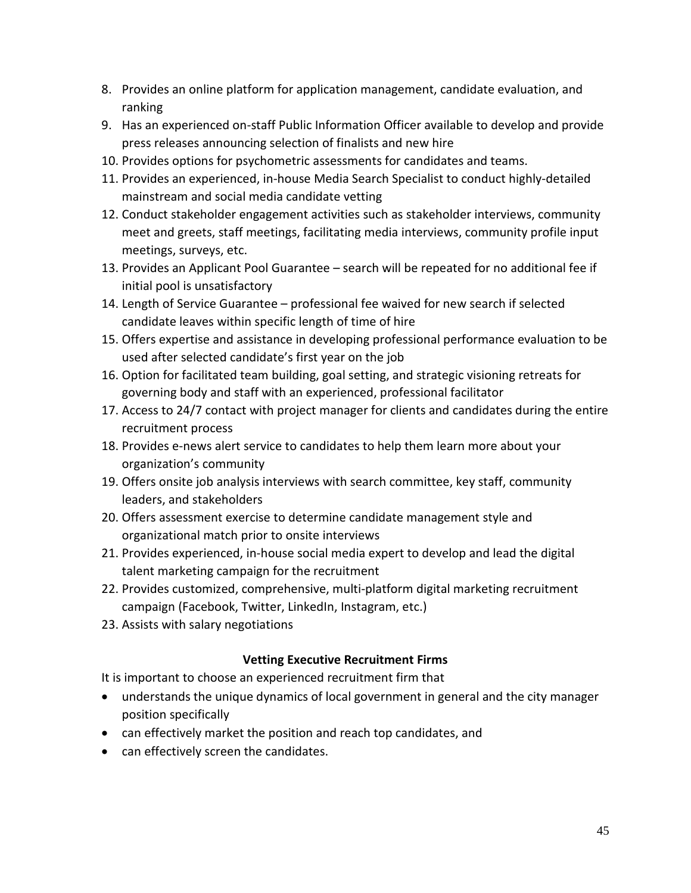8. Provides an online platform for application management, candidate evaluation, and ranking
9. Has an experienced on-staff Public Information Officer available to develop and provide press releases announcing selection of finalists and new hire
10. Provides options for psychometric assessments for candidates and teams.
11. Provides an experienced, in-house Media Search Specialist to conduct highly-detailed mainstream and social media candidate vetting
12. Conduct stakeholder engagement activities such as stakeholder interviews, community meet and greets, staff meetings, facilitating media interviews, community profile input meetings, surveys, etc.
13. Provides an Applicant Pool Guarantee – search will be repeated for no additional fee if initial pool is unsatisfactory
14. Length of Service Guarantee – professional fee waived for new search if selected candidate leaves within specific length of time of hire
15. Offers expertise and assistance in developing professional performance evaluation to be used after selected candidate's first year on the job
16. Option for facilitated team building, goal setting, and strategic visioning retreats for governing body and staff with an experienced, professional facilitator
17. Access to 24/7 contact with project manager for clients and candidates during the entire recruitment process
18. Provides e-news alert service to candidates to help them learn more about your organization's community
19. Offers onsite job analysis interviews with search committee, key staff, community leaders, and stakeholders
20. Offers assessment exercise to determine candidate management style and organizational match prior to onsite interviews
21. Provides experienced, in-house social media expert to develop and lead the digital talent marketing campaign for the recruitment
22. Provides customized, comprehensive, multi-platform digital marketing recruitment campaign (Facebook, Twitter, LinkedIn, Instagram, etc.)
23. Assists with salary negotiations

**Vetting Executive Recruitment Firms**

It is important to choose an experienced recruitment firm that

- understands the unique dynamics of local government in general and the city manager position specifically
- can effectively market the position and reach top candidates, and
- can effectively screen the candidates.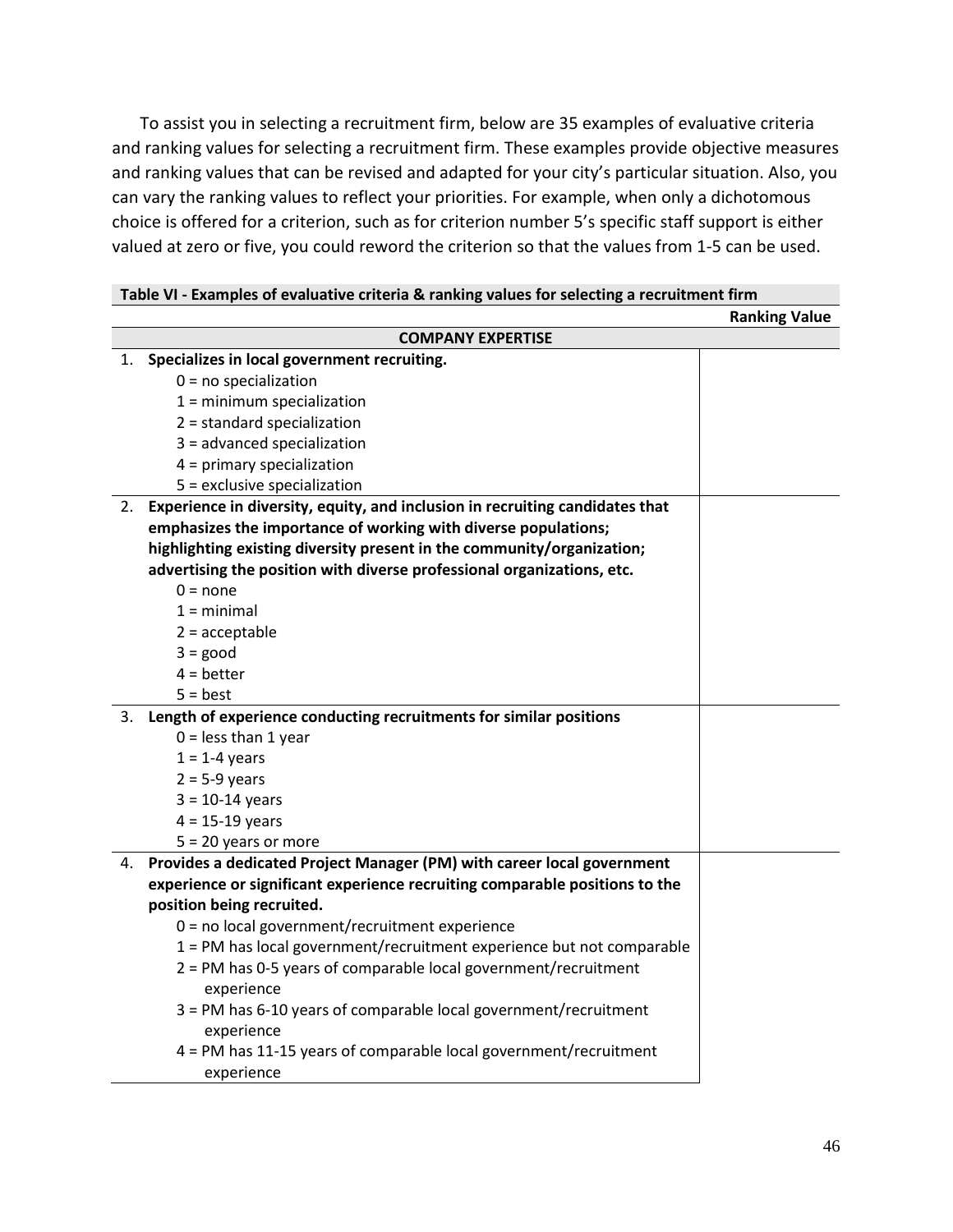To assist you in selecting a recruitment firm, below are 35 examples of evaluative criteria and ranking values for selecting a recruitment firm. These examples provide objective measures and ranking values that can be revised and adapted for your city's particular situation. Also, you can vary the ranking values to reflect your priorities. For example, when only a dichotomous choice is offered for a criterion, such as for criterion number 5's specific staff support is either valued at zero or five, you could reword the criterion so that the values from 1-5 can be used.

| **Table VI - Examples of evaluative criteria & ranking values for selecting a recruitment firm** | |
|---|---|
| | **Ranking Value** |
| **COMPANY EXPERTISE** | |
| 1. **Specializes in local government recruiting.**<br>0 = no specialization<br>1 = minimum specialization<br>2 = standard specialization<br>3 = advanced specialization<br>4 = primary specialization<br>5 = exclusive specialization | |
| 2. **Experience in diversity, equity, and inclusion in recruiting candidates that emphasizes the importance of working with diverse populations; highlighting existing diversity present in the community/organization; advertising the position with diverse professional organizations, etc.**<br>0 = none<br>1 = minimal<br>2 = acceptable<br>3 = good<br>4 = better<br>5 = best | |
| 3. **Length of experience conducting recruitments for similar positions**<br>0 = less than 1 year<br>1 = 1-4 years<br>2 = 5-9 years<br>3 = 10-14 years<br>4 = 15-19 years<br>5 = 20 years or more | |
| 4. **Provides a dedicated Project Manager (PM) with career local government experience or significant experience recruiting comparable positions to the position being recruited.**<br>0 = no local government/recruitment experience<br>1 = PM has local government/recruitment experience but not comparable<br>2 = PM has 0-5 years of comparable local government/recruitment experience<br>3 = PM has 6-10 years of comparable local government/recruitment experience<br>4 = PM has 11-15 years of comparable local government/recruitment experience | |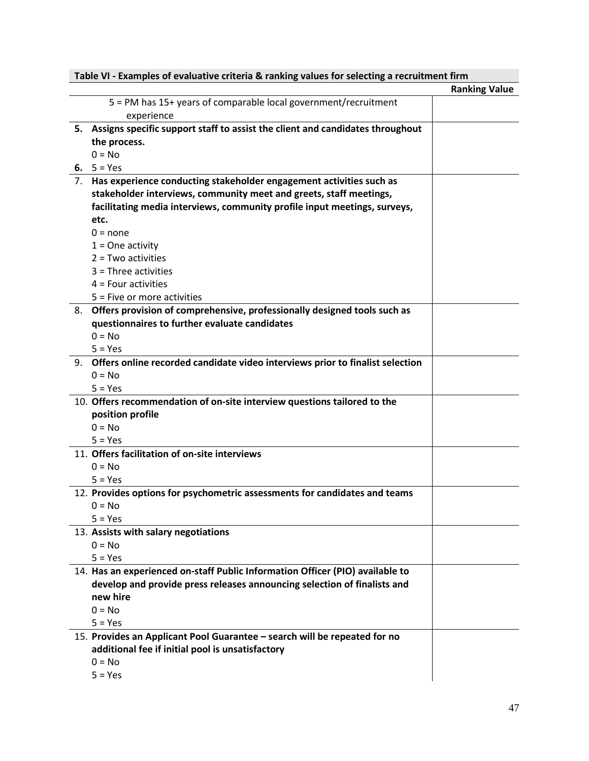| Table VI - Examples of evaluative criteria & ranking values for selecting a recruitment firm | |
|---|---|
| | **Ranking Value** |
| 5 = PM has 15+ years of comparable local government/recruitment experience | |
| **5. Assigns specific support staff to assist the client and candidates throughout the process.**<br>0 = No<br>**6.** 5 = Yes | |
| 7. **Has experience conducting stakeholder engagement activities such as stakeholder interviews, community meet and greets, staff meetings, facilitating media interviews, community profile input meetings, surveys, etc.**<br>0 = none<br>1 = One activity<br>2 = Two activities<br>3 = Three activities<br>4 = Four activities<br>5 = Five or more activities | |
| 8. **Offers provision of comprehensive, professionally designed tools such as questionnaires to further evaluate candidates**<br>0 = No<br>5 = Yes | |
| 9. **Offers online recorded candidate video interviews prior to finalist selection**<br>0 = No<br>5 = Yes | |
| 10. **Offers recommendation of on-site interview questions tailored to the position profile**<br>0 = No<br>5 = Yes | |
| 11. **Offers facilitation of on-site interviews**<br>0 = No<br>5 = Yes | |
| 12. **Provides options for psychometric assessments for candidates and teams**<br>0 = No<br>5 = Yes | |
| 13. **Assists with salary negotiations**<br>0 = No<br>5 = Yes | |
| 14. **Has an experienced on-staff Public Information Officer (PIO) available to develop and provide press releases announcing selection of finalists and new hire**<br>0 = No<br>5 = Yes | |
| 15. **Provides an Applicant Pool Guarantee – search will be repeated for no additional fee if initial pool is unsatisfactory**<br>0 = No<br>5 = Yes | |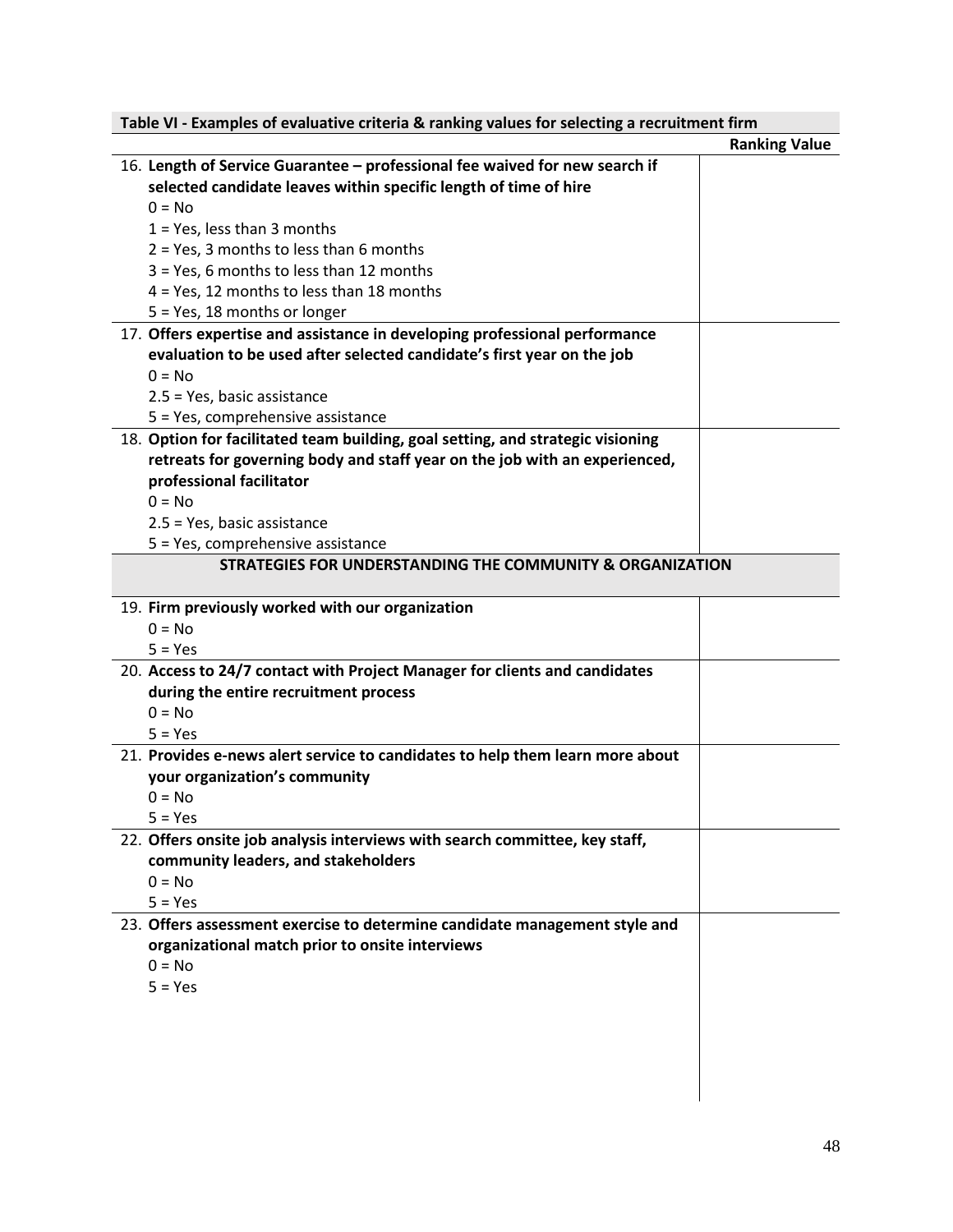**Table VI - Examples of evaluative criteria & ranking values for selecting a recruitment firm**

| | Ranking Value |
|---|---|
| 16. **Length of Service Guarantee – professional fee waived for new search if selected candidate leaves within specific length of time of hire**<br>0 = No<br>1 = Yes, less than 3 months<br>2 = Yes, 3 months to less than 6 months<br>3 = Yes, 6 months to less than 12 months<br>4 = Yes, 12 months to less than 18 months<br>5 = Yes, 18 months or longer | |
| 17. **Offers expertise and assistance in developing professional performance evaluation to be used after selected candidate's first year on the job**<br>0 = No<br>2.5 = Yes, basic assistance<br>5 = Yes, comprehensive assistance | |
| 18. **Option for facilitated team building, goal setting, and strategic visioning retreats for governing body and staff year on the job with an experienced, professional facilitator**<br>0 = No<br>2.5 = Yes, basic assistance<br>5 = Yes, comprehensive assistance | |
| **STRATEGIES FOR UNDERSTANDING THE COMMUNITY & ORGANIZATION** | |
| 19. **Firm previously worked with our organization**<br>0 = No<br>5 = Yes | |
| 20. **Access to 24/7 contact with Project Manager for clients and candidates during the entire recruitment process**<br>0 = No<br>5 = Yes | |
| 21. **Provides e-news alert service to candidates to help them learn more about your organization's community**<br>0 = No<br>5 = Yes | |
| 22. **Offers onsite job analysis interviews with search committee, key staff, community leaders, and stakeholders**<br>0 = No<br>5 = Yes | |
| 23. **Offers assessment exercise to determine candidate management style and organizational match prior to onsite interviews**<br>0 = No<br>5 = Yes | |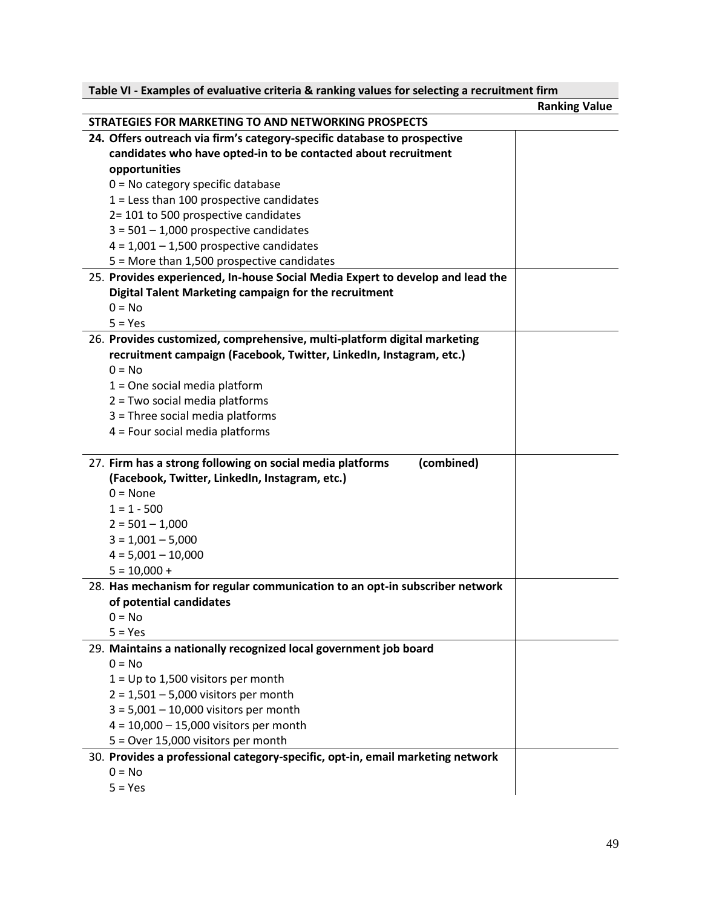**Table VI - Examples of evaluative criteria & ranking values for selecting a recruitment firm**

| | Ranking Value |
|---|---|
| **STRATEGIES FOR MARKETING TO AND NETWORKING PROSPECTS** | |
| **24. Offers outreach via firm's category-specific database to prospective candidates who have opted-in to be contacted about recruitment opportunities**<br>0 = No category specific database<br>1 = Less than 100 prospective candidates<br>2= 101 to 500 prospective candidates<br>3 = 501 – 1,000 prospective candidates<br>4 = 1,001 – 1,500 prospective candidates<br>5 = More than 1,500 prospective candidates | |
| 25. **Provides experienced, In-house Social Media Expert to develop and lead the Digital Talent Marketing campaign for the recruitment**<br>0 = No<br>5 = Yes | |
| 26. **Provides customized, comprehensive, multi-platform digital marketing recruitment campaign (Facebook, Twitter, LinkedIn, Instagram, etc.)**<br>0 = No<br>1 = One social media platform<br>2 = Two social media platforms<br>3 = Three social media platforms<br>4 = Four social media platforms | |
| 27. **Firm has a strong following on social media platforms (combined) (Facebook, Twitter, LinkedIn, Instagram, etc.)**<br>0 = None<br>1 = 1 - 500<br>2 = 501 – 1,000<br>3 = 1,001 – 5,000<br>4 = 5,001 – 10,000<br>5 = 10,000 + | |
| 28. **Has mechanism for regular communication to an opt-in subscriber network of potential candidates**<br>0 = No<br>5 = Yes | |
| 29. **Maintains a nationally recognized local government job board**<br>0 = No<br>1 = Up to 1,500 visitors per month<br>2 = 1,501 – 5,000 visitors per month<br>3 = 5,001 – 10,000 visitors per month<br>4 = 10,000 – 15,000 visitors per month<br>5 = Over 15,000 visitors per month | |
| 30. **Provides a professional category-specific, opt-in, email marketing network**<br>0 = No<br>5 = Yes | |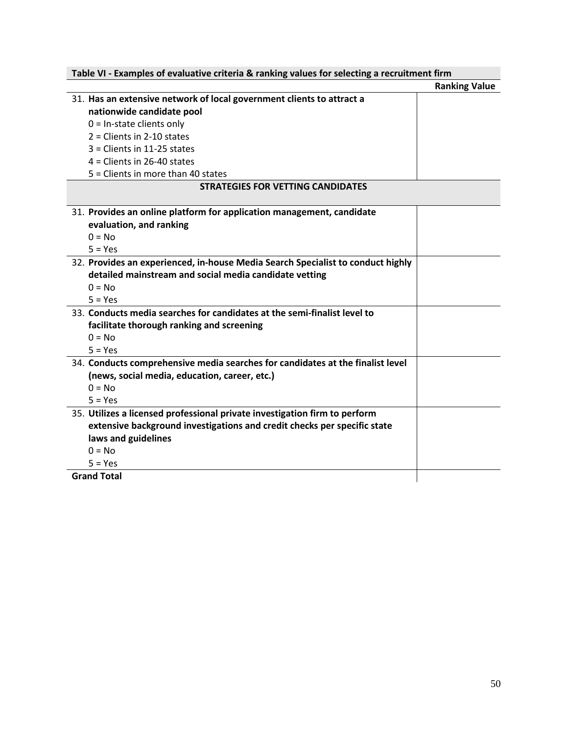**Table VI - Examples of evaluative criteria & ranking values for selecting a recruitment firm**

| | Ranking Value |
|---|---|
| 31. **Has an extensive network of local government clients to attract a nationwide candidate pool**<br>0 = In-state clients only<br>2 = Clients in 2-10 states<br>3 = Clients in 11-25 states<br>4 = Clients in 26-40 states<br>5 = Clients in more than 40 states | |
| **STRATEGIES FOR VETTING CANDIDATES** | |
| 31. **Provides an online platform for application management, candidate evaluation, and ranking**<br>0 = No<br>5 = Yes | |
| 32. **Provides an experienced, in-house Media Search Specialist to conduct highly detailed mainstream and social media candidate vetting**<br>0 = No<br>5 = Yes | |
| 33. **Conducts media searches for candidates at the semi-finalist level to facilitate thorough ranking and screening**<br>0 = No<br>5 = Yes | |
| 34. **Conducts comprehensive media searches for candidates at the finalist level (news, social media, education, career, etc.)**<br>0 = No<br>5 = Yes | |
| 35. **Utilizes a licensed professional private investigation firm to perform extensive background investigations and credit checks per specific state laws and guidelines**<br>0 = No<br>5 = Yes | |
| **Grand Total** | |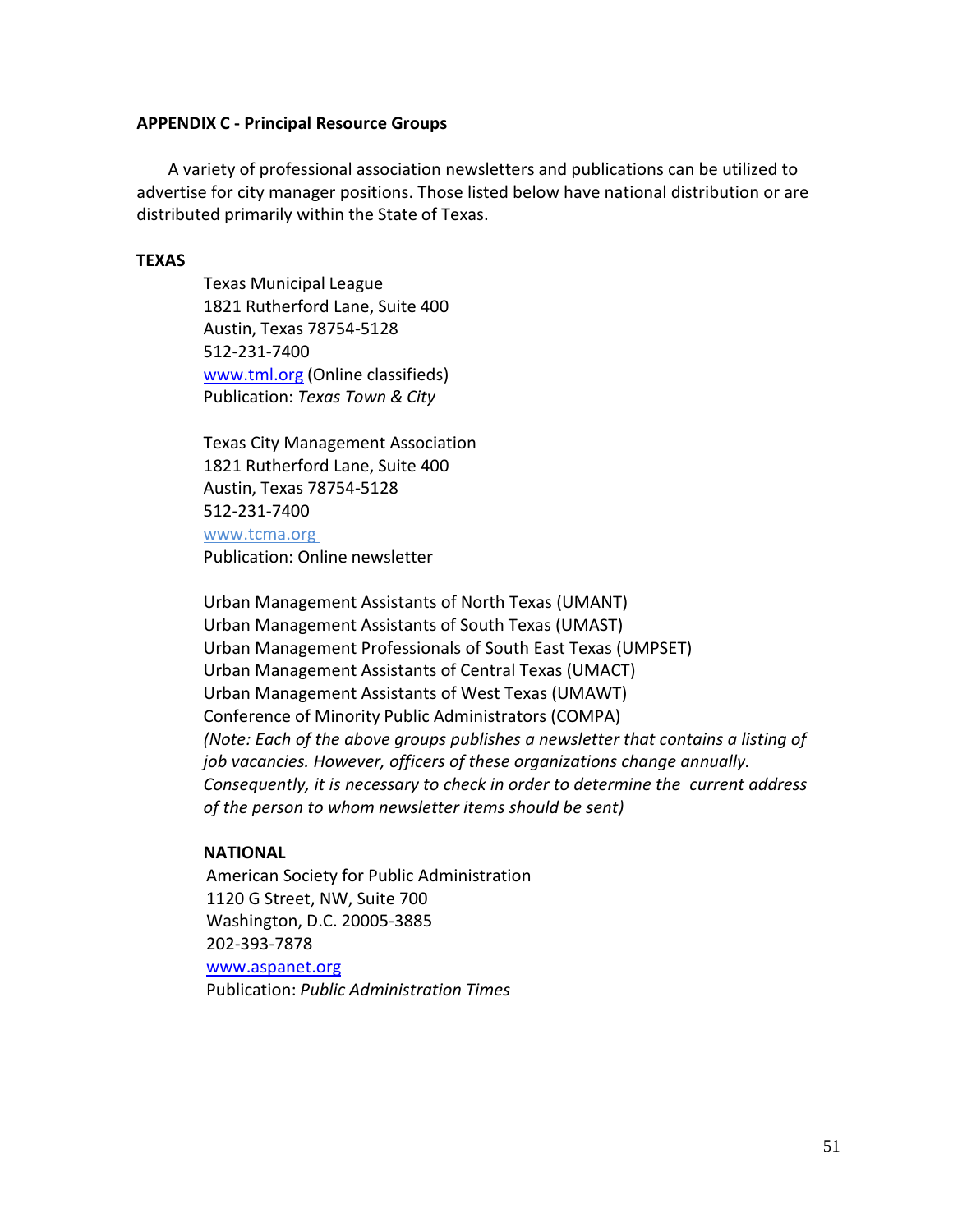## APPENDIX C - Principal Resource Groups

A variety of professional association newsletters and publications can be utilized to advertise for city manager positions. Those listed below have national distribution or are distributed primarily within the State of Texas.

### TEXAS

Texas Municipal League
1821 Rutherford Lane, Suite 400
Austin, Texas 78754-5128
512-231-7400
www.tml.org (Online classifieds)
Publication: *Texas Town & City*

Texas City Management Association
1821 Rutherford Lane, Suite 400
Austin, Texas 78754-5128
512-231-7400
www.tcma.org
Publication: Online newsletter

Urban Management Assistants of North Texas (UMANT)
Urban Management Assistants of South Texas (UMAST)
Urban Management Professionals of South East Texas (UMPSET)
Urban Management Assistants of Central Texas (UMACT)
Urban Management Assistants of West Texas (UMAWT)
Conference of Minority Public Administrators (COMPA)
*(Note: Each of the above groups publishes a newsletter that contains a listing of job vacancies. However, officers of these organizations change annually. Consequently, it is necessary to check in order to determine the current address of the person to whom newsletter items should be sent)*

### NATIONAL

American Society for Public Administration
1120 G Street, NW, Suite 700
Washington, D.C. 20005-3885
202-393-7878
www.aspanet.org
Publication: *Public Administration Times*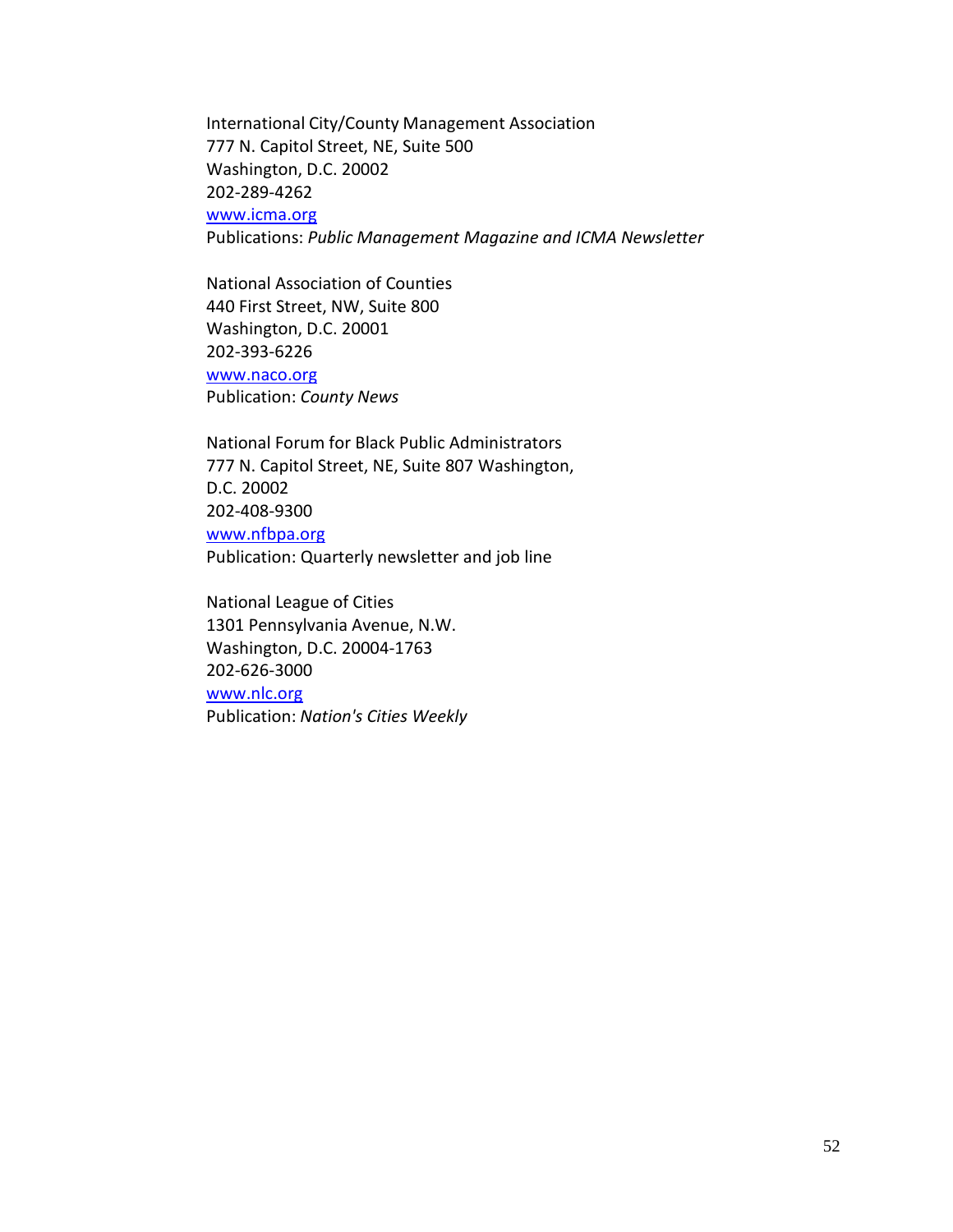International City/County Management Association
777 N. Capitol Street, NE, Suite 500
Washington, D.C. 20002
202-289-4262
www.icma.org
Publications: *Public Management Magazine and ICMA Newsletter*

National Association of Counties
440 First Street, NW, Suite 800
Washington, D.C. 20001
202-393-6226
www.naco.org
Publication: *County News*

National Forum for Black Public Administrators
777 N. Capitol Street, NE, Suite 807 Washington, D.C. 20002
202-408-9300
www.nfbpa.org
Publication: Quarterly newsletter and job line

National League of Cities
1301 Pennsylvania Avenue, N.W.
Washington, D.C. 20004-1763
202-626-3000
www.nlc.org
Publication: *Nation's Cities Weekly*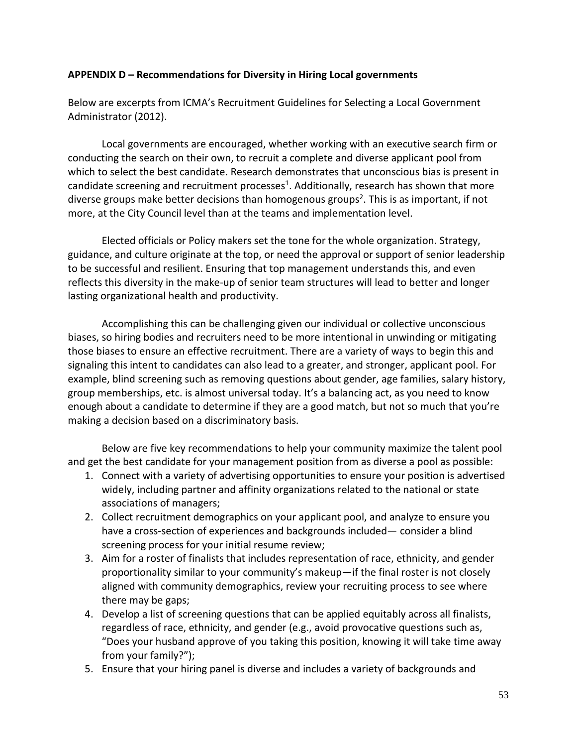**APPENDIX D – Recommendations for Diversity in Hiring Local governments**

Below are excerpts from ICMA's Recruitment Guidelines for Selecting a Local Government Administrator (2012).

Local governments are encouraged, whether working with an executive search firm or conducting the search on their own, to recruit a complete and diverse applicant pool from which to select the best candidate. Research demonstrates that unconscious bias is present in candidate screening and recruitment processes[1]. Additionally, research has shown that more diverse groups make better decisions than homogenous groups[2]. This is as important, if not more, at the City Council level than at the teams and implementation level.

Elected officials or Policy makers set the tone for the whole organization. Strategy, guidance, and culture originate at the top, or need the approval or support of senior leadership to be successful and resilient. Ensuring that top management understands this, and even reflects this diversity in the make-up of senior team structures will lead to better and longer lasting organizational health and productivity.

Accomplishing this can be challenging given our individual or collective unconscious biases, so hiring bodies and recruiters need to be more intentional in unwinding or mitigating those biases to ensure an effective recruitment. There are a variety of ways to begin this and signaling this intent to candidates can also lead to a greater, and stronger, applicant pool. For example, blind screening such as removing questions about gender, age families, salary history, group memberships, etc. is almost universal today. It's a balancing act, as you need to know enough about a candidate to determine if they are a good match, but not so much that you're making a decision based on a discriminatory basis.

Below are five key recommendations to help your community maximize the talent pool and get the best candidate for your management position from as diverse a pool as possible:

1. Connect with a variety of advertising opportunities to ensure your position is advertised widely, including partner and affinity organizations related to the national or state associations of managers;
2. Collect recruitment demographics on your applicant pool, and analyze to ensure you have a cross-section of experiences and backgrounds included— consider a blind screening process for your initial resume review;
3. Aim for a roster of finalists that includes representation of race, ethnicity, and gender proportionality similar to your community's makeup—if the final roster is not closely aligned with community demographics, review your recruiting process to see where there may be gaps;
4. Develop a list of screening questions that can be applied equitably across all finalists, regardless of race, ethnicity, and gender (e.g., avoid provocative questions such as, "Does your husband approve of you taking this position, knowing it will take time away from your family?");
5. Ensure that your hiring panel is diverse and includes a variety of backgrounds and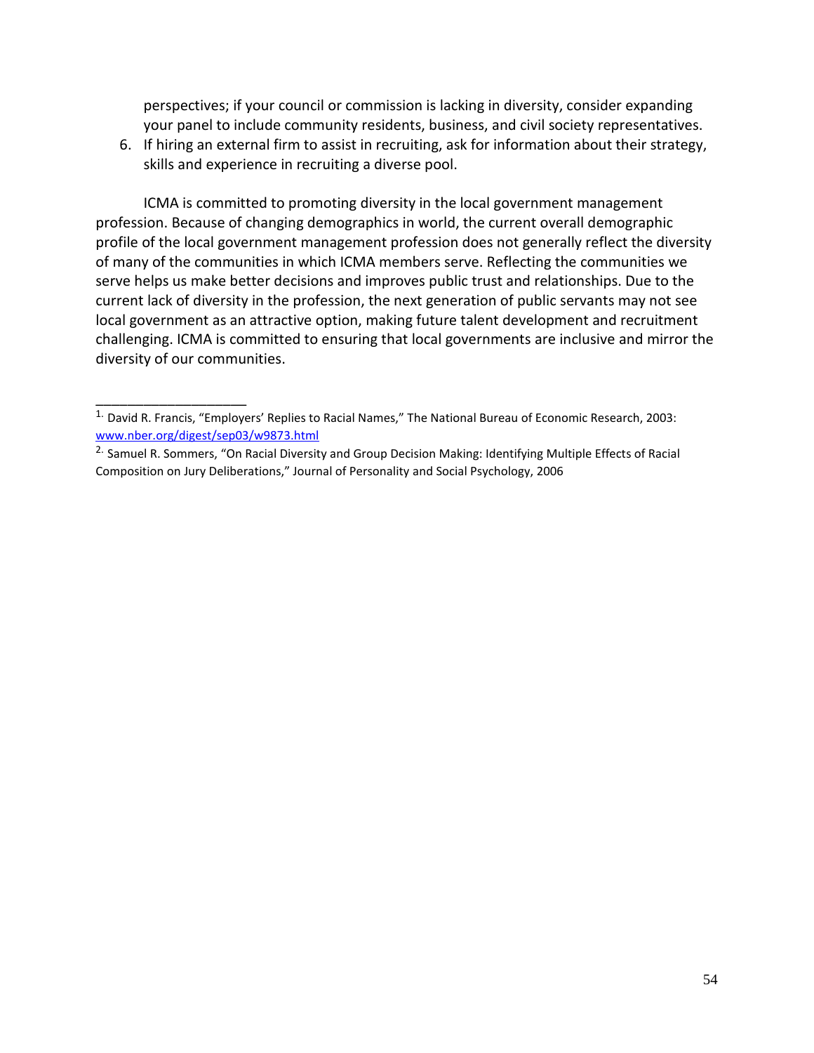perspectives; if your council or commission is lacking in diversity, consider expanding your panel to include community residents, business, and civil society representatives.

6. If hiring an external firm to assist in recruiting, ask for information about their strategy, skills and experience in recruiting a diverse pool.

ICMA is committed to promoting diversity in the local government management profession. Because of changing demographics in world, the current overall demographic profile of the local government management profession does not generally reflect the diversity of many of the communities in which ICMA members serve. Reflecting the communities we serve helps us make better decisions and improves public trust and relationships. Due to the current lack of diversity in the profession, the next generation of public servants may not see local government as an attractive option, making future talent development and recruitment challenging. ICMA is committed to ensuring that local governments are inclusive and mirror the diversity of our communities.

---

[1.] David R. Francis, "Employers' Replies to Racial Names," The National Bureau of Economic Research, 2003: www.nber.org/digest/sep03/w9873.html

[2.] Samuel R. Sommers, "On Racial Diversity and Group Decision Making: Identifying Multiple Effects of Racial Composition on Jury Deliberations," Journal of Personality and Social Psychology, 2006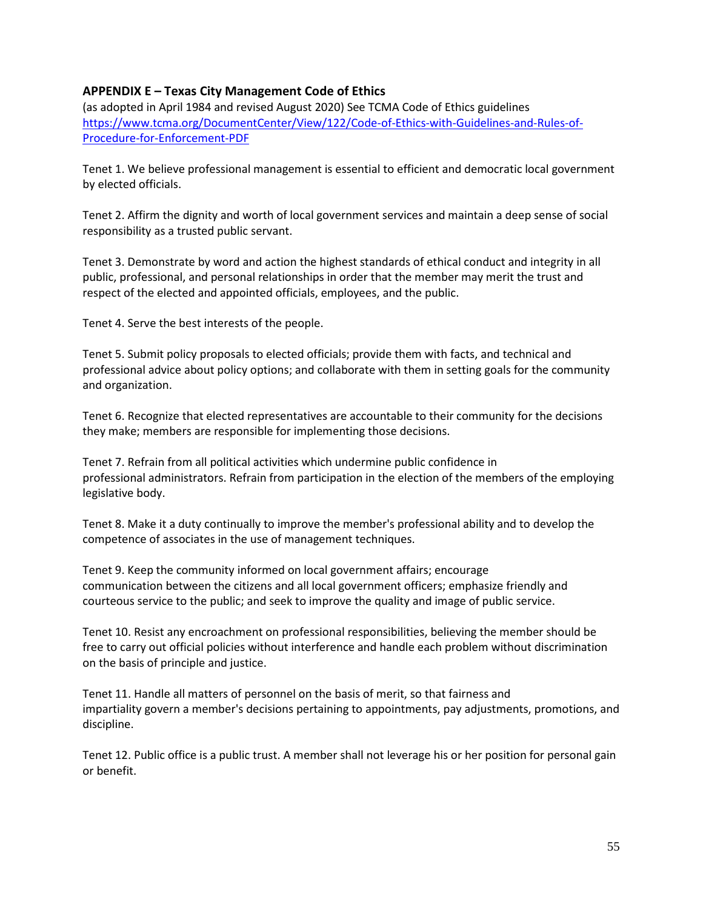### APPENDIX E – Texas City Management Code of Ethics

(as adopted in April 1984 and revised August 2020) See TCMA Code of Ethics guidelines [https://www.tcma.org/DocumentCenter/View/122/Code-of-Ethics-with-Guidelines-and-Rules-of-Procedure-for-Enforcement-PDF](https://www.tcma.org/DocumentCenter/View/122/Code-of-Ethics-with-Guidelines-and-Rules-of-Procedure-for-Enforcement-PDF)

Tenet 1. We believe professional management is essential to efficient and democratic local government by elected officials.

Tenet 2. Affirm the dignity and worth of local government services and maintain a deep sense of social responsibility as a trusted public servant.

Tenet 3. Demonstrate by word and action the highest standards of ethical conduct and integrity in all public, professional, and personal relationships in order that the member may merit the trust and respect of the elected and appointed officials, employees, and the public.

Tenet 4. Serve the best interests of the people.

Tenet 5. Submit policy proposals to elected officials; provide them with facts, and technical and professional advice about policy options; and collaborate with them in setting goals for the community and organization.

Tenet 6. Recognize that elected representatives are accountable to their community for the decisions they make; members are responsible for implementing those decisions.

Tenet 7. Refrain from all political activities which undermine public confidence in professional administrators. Refrain from participation in the election of the members of the employing legislative body.

Tenet 8. Make it a duty continually to improve the member's professional ability and to develop the competence of associates in the use of management techniques.

Tenet 9. Keep the community informed on local government affairs; encourage communication between the citizens and all local government officers; emphasize friendly and courteous service to the public; and seek to improve the quality and image of public service.

Tenet 10. Resist any encroachment on professional responsibilities, believing the member should be free to carry out official policies without interference and handle each problem without discrimination on the basis of principle and justice.

Tenet 11. Handle all matters of personnel on the basis of merit, so that fairness and impartiality govern a member's decisions pertaining to appointments, pay adjustments, promotions, and discipline.

Tenet 12. Public office is a public trust. A member shall not leverage his or her position for personal gain or benefit.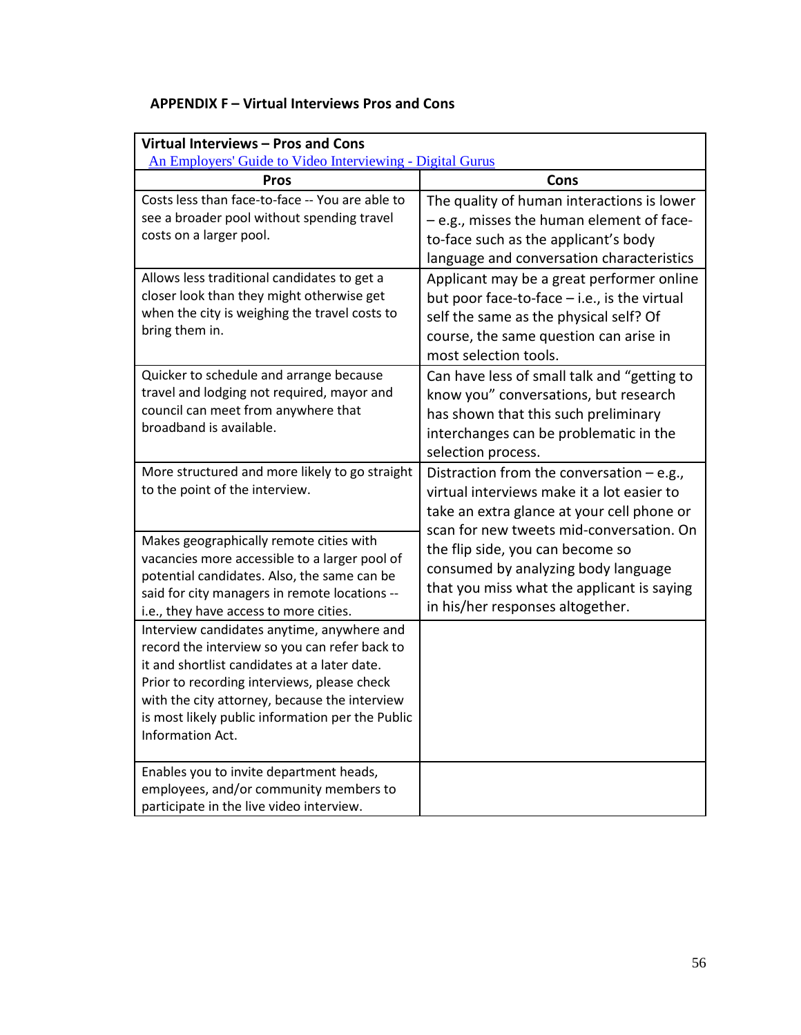**APPENDIX F – Virtual Interviews Pros and Cons**

| **Virtual Interviews – Pros and Cons** [An Employers' Guide to Video Interviewing - Digital Gurus] | |
|---|---|
| **Pros** | **Cons** |
| Costs less than face-to-face -- You are able to see a broader pool without spending travel costs on a larger pool. | The quality of human interactions is lower – e.g., misses the human element of face-to-face such as the applicant's body language and conversation characteristics |
| Allows less traditional candidates to get a closer look than they might otherwise get when the city is weighing the travel costs to bring them in. | Applicant may be a great performer online but poor face-to-face – i.e., is the virtual self the same as the physical self? Of course, the same question can arise in most selection tools. |
| Quicker to schedule and arrange because travel and lodging not required, mayor and council can meet from anywhere that broadband is available. | Can have less of small talk and "getting to know you" conversations, but research has shown that this such preliminary interchanges can be problematic in the selection process. |
| More structured and more likely to go straight to the point of the interview. | Distraction from the conversation – e.g., virtual interviews make it a lot easier to take an extra glance at your cell phone or scan for new tweets mid-conversation. On the flip side, you can become so consumed by analyzing body language that you miss what the applicant is saying in his/her responses altogether. |
| Makes geographically remote cities with vacancies more accessible to a larger pool of potential candidates. Also, the same can be said for city managers in remote locations -- i.e., they have access to more cities. | |
| Interview candidates anytime, anywhere and record the interview so you can refer back to it and shortlist candidates at a later date. Prior to recording interviews, please check with the city attorney, because the interview is most likely public information per the Public Information Act. | |
| Enables you to invite department heads, employees, and/or community members to participate in the live video interview. | |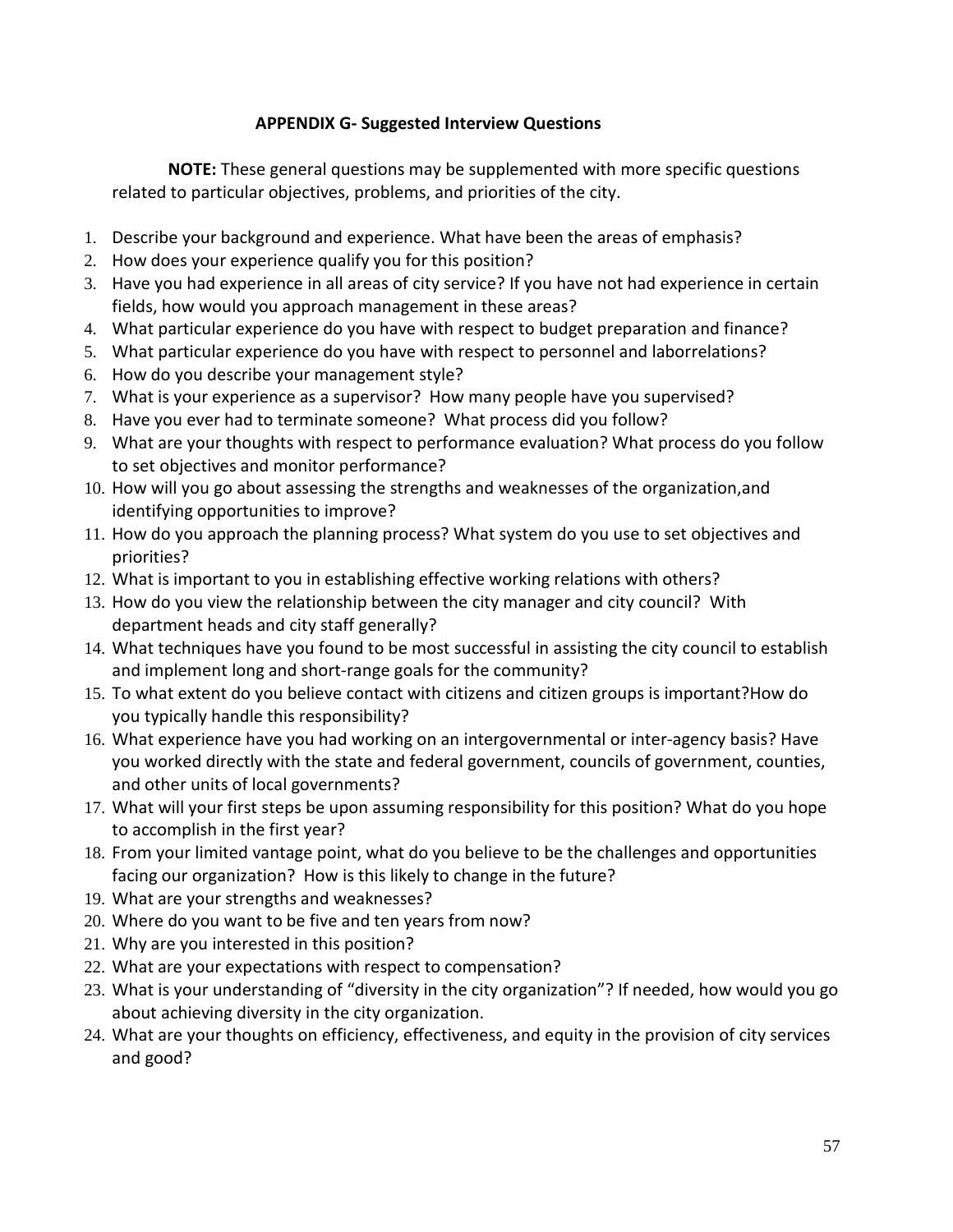## APPENDIX G- Suggested Interview Questions

**NOTE:** These general questions may be supplemented with more specific questions related to particular objectives, problems, and priorities of the city.

1. Describe your background and experience. What have been the areas of emphasis?
2. How does your experience qualify you for this position?
3. Have you had experience in all areas of city service? If you have not had experience in certain fields, how would you approach management in these areas?
4. What particular experience do you have with respect to budget preparation and finance?
5. What particular experience do you have with respect to personnel and laborrelations?
6. How do you describe your management style?
7. What is your experience as a supervisor? How many people have you supervised?
8. Have you ever had to terminate someone? What process did you follow?
9. What are your thoughts with respect to performance evaluation? What process do you follow to set objectives and monitor performance?
10. How will you go about assessing the strengths and weaknesses of the organization,and identifying opportunities to improve?
11. How do you approach the planning process? What system do you use to set objectives and priorities?
12. What is important to you in establishing effective working relations with others?
13. How do you view the relationship between the city manager and city council? With department heads and city staff generally?
14. What techniques have you found to be most successful in assisting the city council to establish and implement long and short-range goals for the community?
15. To what extent do you believe contact with citizens and citizen groups is important?How do you typically handle this responsibility?
16. What experience have you had working on an intergovernmental or inter-agency basis? Have you worked directly with the state and federal government, councils of government, counties, and other units of local governments?
17. What will your first steps be upon assuming responsibility for this position? What do you hope to accomplish in the first year?
18. From your limited vantage point, what do you believe to be the challenges and opportunities facing our organization? How is this likely to change in the future?
19. What are your strengths and weaknesses?
20. Where do you want to be five and ten years from now?
21. Why are you interested in this position?
22. What are your expectations with respect to compensation?
23. What is your understanding of "diversity in the city organization"? If needed, how would you go about achieving diversity in the city organization.
24. What are your thoughts on efficiency, effectiveness, and equity in the provision of city services and good?